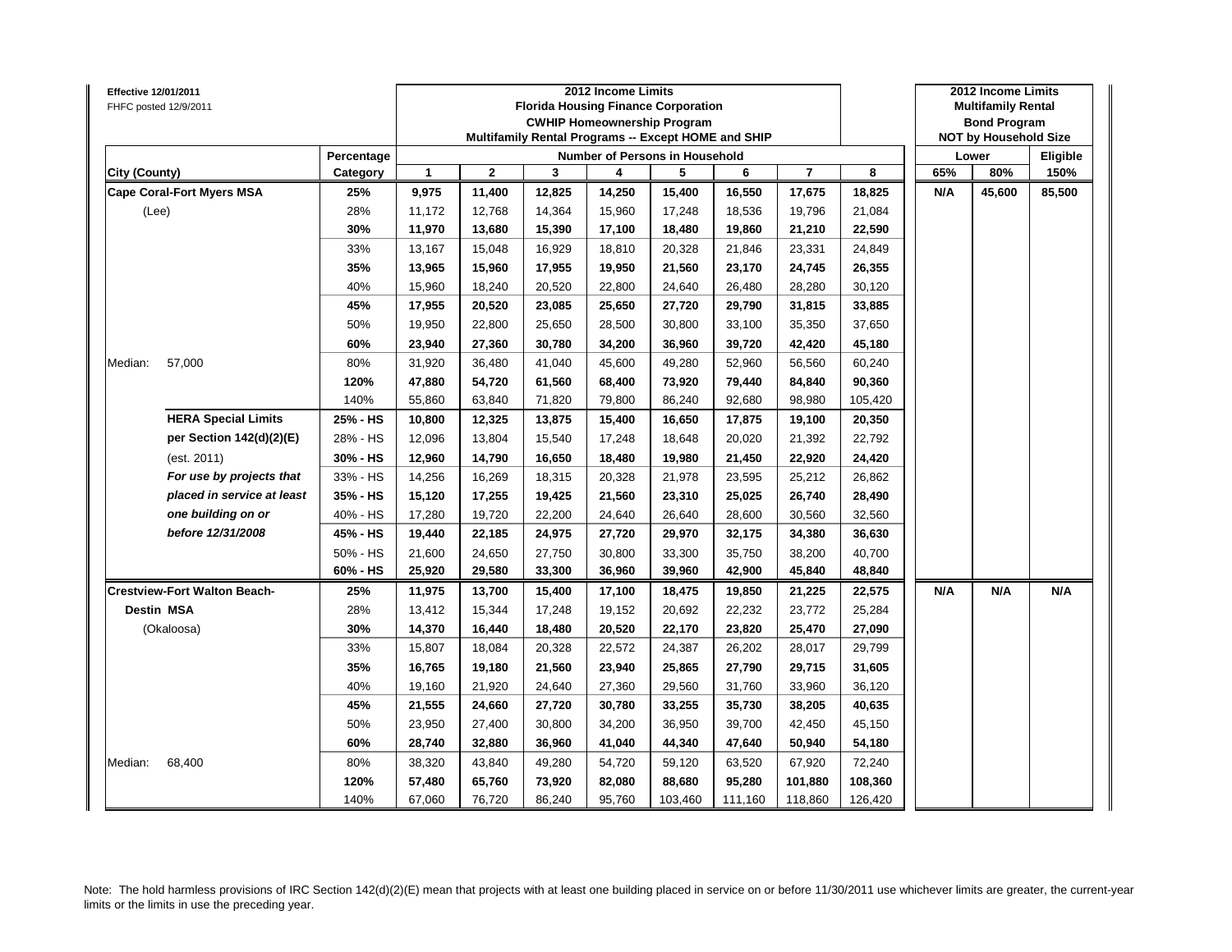Effective 12/01/2011
FHFC posted 12/9/2011

**2012 Income Limits**
**Florida Housing Finance Corporation**
**CWHIP Homeownership Program**
**Multifamily Rental Programs -- Except HOME and SHIP**

**2012 Income Limits**
**Multifamily Rental**
**Bond Program**
**NOT by Household Size**

| City (County) | | Percentage Category | Number of Persons in Household 1 | 2 | 3 | 4 | 5 | 6 | 7 | 8 | Lower 65% | Lower 80% | Eligible 150% |
|---|---|---|---|---|---|---|---|---|---|---|---|---|---|
| **Cape Coral-Fort Myers MSA** | | **25%** | **9,975** | **11,400** | **12,825** | **14,250** | **15,400** | **16,550** | **17,675** | **18,825** | **N/A** | **45,600** | **85,500** |
| (Lee) | | 28% | 11,172 | 12,768 | 14,364 | 15,960 | 17,248 | 18,536 | 19,796 | 21,084 | | | |
| | | **30%** | **11,970** | **13,680** | **15,390** | **17,100** | **18,480** | **19,860** | **21,210** | **22,590** | | | |
| | | 33% | 13,167 | 15,048 | 16,929 | 18,810 | 20,328 | 21,846 | 23,331 | 24,849 | | | |
| | | **35%** | **13,965** | **15,960** | **17,955** | **19,950** | **21,560** | **23,170** | **24,745** | **26,355** | | | |
| | | 40% | 15,960 | 18,240 | 20,520 | 22,800 | 24,640 | 26,480 | 28,280 | 30,120 | | | |
| | | **45%** | **17,955** | **20,520** | **23,085** | **25,650** | **27,720** | **29,790** | **31,815** | **33,885** | | | |
| | | 50% | 19,950 | 22,800 | 25,650 | 28,500 | 30,800 | 33,100 | 35,350 | 37,650 | | | |
| | | **60%** | **23,940** | **27,360** | **30,780** | **34,200** | **36,960** | **39,720** | **42,420** | **45,180** | | | |
| Median: | 57,000 | 80% | 31,920 | 36,480 | 41,040 | 45,600 | 49,280 | 52,960 | 56,560 | 60,240 | | | |
| | | **120%** | **47,880** | **54,720** | **61,560** | **68,400** | **73,920** | **79,440** | **84,840** | **90,360** | | | |
| | | 140% | 55,860 | 63,840 | 71,820 | 79,800 | 86,240 | 92,680 | 98,980 | 105,420 | | | |
| | **HERA Special Limits** | **25% - HS** | **10,800** | **12,325** | **13,875** | **15,400** | **16,650** | **17,875** | **19,100** | **20,350** | | | |
| | **per Section 142(d)(2)(E)** | 28% - HS | 12,096 | 13,804 | 15,540 | 17,248 | 18,648 | 20,020 | 21,392 | 22,792 | | | |
| | (est. 2011) | **30% - HS** | **12,960** | **14,790** | **16,650** | **18,480** | **19,980** | **21,450** | **22,920** | **24,420** | | | |
| | *For use by projects that* | 33% - HS | 14,256 | 16,269 | 18,315 | 20,328 | 21,978 | 23,595 | 25,212 | 26,862 | | | |
| | *placed in service at least* | **35% - HS** | **15,120** | **17,255** | **19,425** | **21,560** | **23,310** | **25,025** | **26,740** | **28,490** | | | |
| | *one building on or* | 40% - HS | 17,280 | 19,720 | 22,200 | 24,640 | 26,640 | 28,600 | 30,560 | 32,560 | | | |
| | *before 12/31/2008* | **45% - HS** | **19,440** | **22,185** | **24,975** | **27,720** | **29,970** | **32,175** | **34,380** | **36,630** | | | |
| | | 50% - HS | 21,600 | 24,650 | 27,750 | 30,800 | 33,300 | 35,750 | 38,200 | 40,700 | | | |
| | | **60% - HS** | **25,920** | **29,580** | **33,300** | **36,960** | **39,960** | **42,900** | **45,840** | **48,840** | | | |
| **Crestview-Fort Walton Beach-** | | **25%** | **11,975** | **13,700** | **15,400** | **17,100** | **18,475** | **19,850** | **21,225** | **22,575** | **N/A** | **N/A** | **N/A** |
| **Destin MSA** | | 28% | 13,412 | 15,344 | 17,248 | 19,152 | 20,692 | 22,232 | 23,772 | 25,284 | | | |
| (Okaloosa) | | **30%** | **14,370** | **16,440** | **18,480** | **20,520** | **22,170** | **23,820** | **25,470** | **27,090** | | | |
| | | 33% | 15,807 | 18,084 | 20,328 | 22,572 | 24,387 | 26,202 | 28,017 | 29,799 | | | |
| | | **35%** | **16,765** | **19,180** | **21,560** | **23,940** | **25,865** | **27,790** | **29,715** | **31,605** | | | |
| | | 40% | 19,160 | 21,920 | 24,640 | 27,360 | 29,560 | 31,760 | 33,960 | 36,120 | | | |
| | | **45%** | **21,555** | **24,660** | **27,720** | **30,780** | **33,255** | **35,730** | **38,205** | **40,635** | | | |
| | | 50% | 23,950 | 27,400 | 30,800 | 34,200 | 36,950 | 39,700 | 42,450 | 45,150 | | | |
| | | **60%** | **28,740** | **32,880** | **36,960** | **41,040** | **44,340** | **47,640** | **50,940** | **54,180** | | | |
| Median: | 68,400 | 80% | 38,320 | 43,840 | 49,280 | 54,720 | 59,120 | 63,520 | 67,920 | 72,240 | | | |
| | | **120%** | **57,480** | **65,760** | **73,920** | **82,080** | **88,680** | **95,280** | **101,880** | **108,360** | | | |
| | | 140% | 67,060 | 76,720 | 86,240 | 95,760 | 103,460 | 111,160 | 118,860 | 126,420 | | | |

Note: The hold harmless provisions of IRC Section 142(d)(2)(E) mean that projects with at least one building placed in service on or before 11/30/2011 use whichever limits are greater, the current-year limits or the limits in use the preceding year.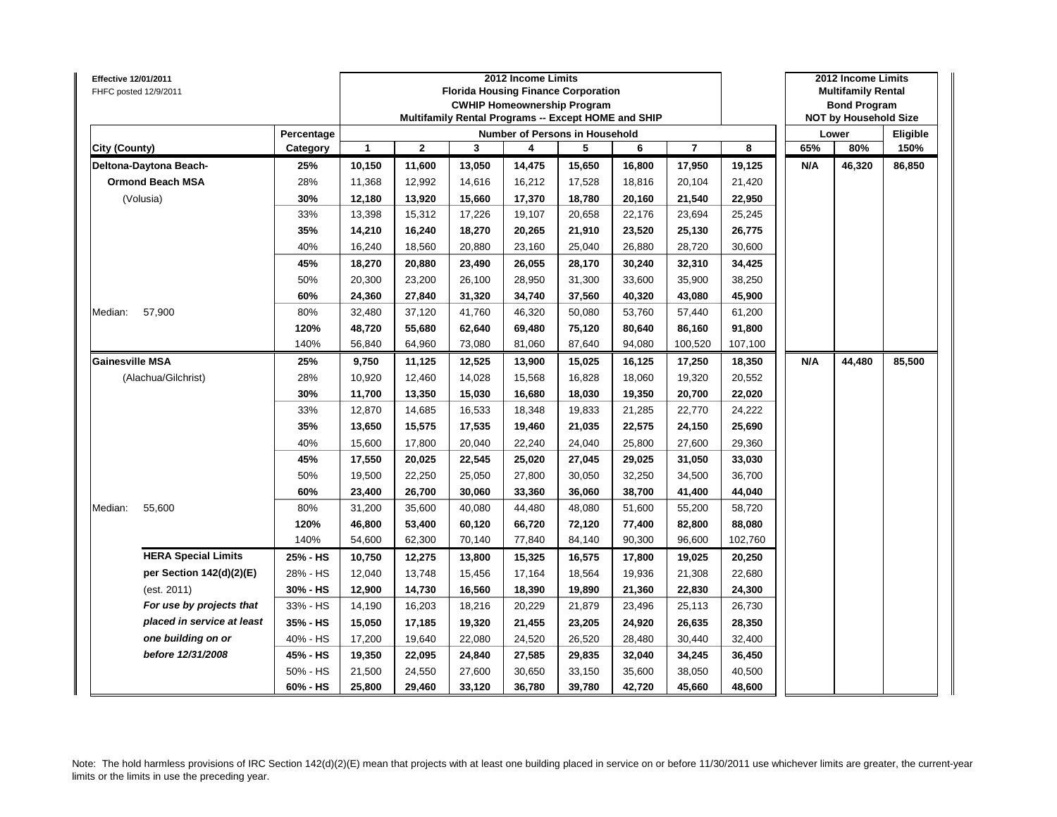Effective 12/01/2011
FHFC posted 12/9/2011

| | | 2012 Income Limits Florida Housing Finance Corporation CWHIP Homeownership Program Multifamily Rental Programs -- Except HOME and SHIP | | | | | | | | 2012 Income Limits Multifamily Rental Bond Program NOT by Household Size | | |
|---|---|---|---|---|---|---|---|---|---|---|---|---|
| | Percentage | Number of Persons in Household | | | | | | | | Lower | | Eligible |
| City (County) | Category | 1 | 2 | 3 | 4 | 5 | 6 | 7 | 8 | 65% | 80% | 150% |
| **Deltona-Daytona Beach-** | **25%** | **10,150** | **11,600** | **13,050** | **14,475** | **15,650** | **16,800** | **17,950** | **19,125** | **N/A** | **46,320** | **86,850** |
| **Ormond Beach MSA** | 28% | 11,368 | 12,992 | 14,616 | 16,212 | 17,528 | 18,816 | 20,104 | 21,420 | | | |
| (Volusia) | **30%** | **12,180** | **13,920** | **15,660** | **17,370** | **18,780** | **20,160** | **21,540** | **22,950** | | | |
| | 33% | 13,398 | 15,312 | 17,226 | 19,107 | 20,658 | 22,176 | 23,694 | 25,245 | | | |
| | **35%** | **14,210** | **16,240** | **18,270** | **20,265** | **21,910** | **23,520** | **25,130** | **26,775** | | | |
| | 40% | 16,240 | 18,560 | 20,880 | 23,160 | 25,040 | 26,880 | 28,720 | 30,600 | | | |
| | **45%** | **18,270** | **20,880** | **23,490** | **26,055** | **28,170** | **30,240** | **32,310** | **34,425** | | | |
| | 50% | 20,300 | 23,200 | 26,100 | 28,950 | 31,300 | 33,600 | 35,900 | 38,250 | | | |
| | **60%** | **24,360** | **27,840** | **31,320** | **34,740** | **37,560** | **40,320** | **43,080** | **45,900** | | | |
| Median: 57,900 | 80% | 32,480 | 37,120 | 41,760 | 46,320 | 50,080 | 53,760 | 57,440 | 61,200 | | | |
| | **120%** | **48,720** | **55,680** | **62,640** | **69,480** | **75,120** | **80,640** | **86,160** | **91,800** | | | |
| | 140% | 56,840 | 64,960 | 73,080 | 81,060 | 87,640 | 94,080 | 100,520 | 107,100 | | | |
| **Gainesville MSA** | **25%** | **9,750** | **11,125** | **12,525** | **13,900** | **15,025** | **16,125** | **17,250** | **18,350** | **N/A** | **44,480** | **85,500** |
| (Alachua/Gilchrist) | 28% | 10,920 | 12,460 | 14,028 | 15,568 | 16,828 | 18,060 | 19,320 | 20,552 | | | |
| | **30%** | **11,700** | **13,350** | **15,030** | **16,680** | **18,030** | **19,350** | **20,700** | **22,020** | | | |
| | 33% | 12,870 | 14,685 | 16,533 | 18,348 | 19,833 | 21,285 | 22,770 | 24,222 | | | |
| | **35%** | **13,650** | **15,575** | **17,535** | **19,460** | **21,035** | **22,575** | **24,150** | **25,690** | | | |
| | 40% | 15,600 | 17,800 | 20,040 | 22,240 | 24,040 | 25,800 | 27,600 | 29,360 | | | |
| | **45%** | **17,550** | **20,025** | **22,545** | **25,020** | **27,045** | **29,025** | **31,050** | **33,030** | | | |
| | 50% | 19,500 | 22,250 | 25,050 | 27,800 | 30,050 | 32,250 | 34,500 | 36,700 | | | |
| | **60%** | **23,400** | **26,700** | **30,060** | **33,360** | **36,060** | **38,700** | **41,400** | **44,040** | | | |
| Median: 55,600 | 80% | 31,200 | 35,600 | 40,080 | 44,480 | 48,080 | 51,600 | 55,200 | 58,720 | | | |
| | **120%** | **46,800** | **53,400** | **60,120** | **66,720** | **72,120** | **77,400** | **82,800** | **88,080** | | | |
| | 140% | 54,600 | 62,300 | 70,140 | 77,840 | 84,140 | 90,300 | 96,600 | 102,760 | | | |
| **HERA Special Limits** | **25% - HS** | **10,750** | **12,275** | **13,800** | **15,325** | **16,575** | **17,800** | **19,025** | **20,250** | | | |
| **per Section 142(d)(2)(E)** | 28% - HS | 12,040 | 13,748 | 15,456 | 17,164 | 18,564 | 19,936 | 21,308 | 22,680 | | | |
| (est. 2011) | **30% - HS** | **12,900** | **14,730** | **16,560** | **18,390** | **19,890** | **21,360** | **22,830** | **24,300** | | | |
| ***For use by projects that*** | 33% - HS | 14,190 | 16,203 | 18,216 | 20,229 | 21,879 | 23,496 | 25,113 | 26,730 | | | |
| ***placed in service at least*** | **35% - HS** | **15,050** | **17,185** | **19,320** | **21,455** | **23,205** | **24,920** | **26,635** | **28,350** | | | |
| ***one building on or*** | 40% - HS | 17,200 | 19,640 | 22,080 | 24,520 | 26,520 | 28,480 | 30,440 | 32,400 | | | |
| ***before 12/31/2008*** | **45% - HS** | **19,350** | **22,095** | **24,840** | **27,585** | **29,835** | **32,040** | **34,245** | **36,450** | | | |
| | 50% - HS | 21,500 | 24,550 | 27,600 | 30,650 | 33,150 | 35,600 | 38,050 | 40,500 | | | |
| | **60% - HS** | **25,800** | **29,460** | **33,120** | **36,780** | **39,780** | **42,720** | **45,660** | **48,600** | | | |

Note: The hold harmless provisions of IRC Section 142(d)(2)(E) mean that projects with at least one building placed in service on or before 11/30/2011 use whichever limits are greater, the current-year limits or the limits in use the preceding year.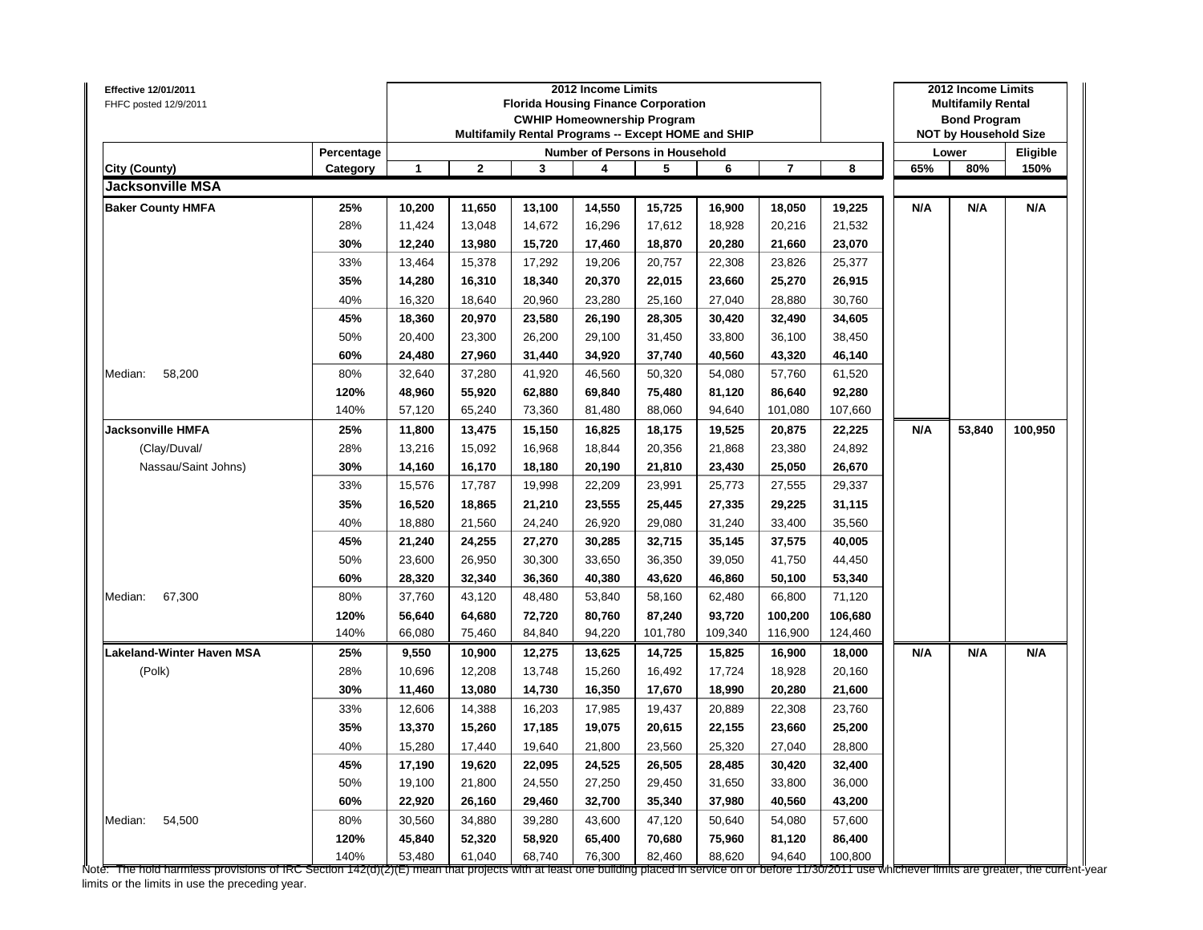Effective 12/01/2011
FHFC posted 12/9/2011

| City (County) | Percentage Category | 2012 Income Limits Florida Housing Finance Corporation CWHIP Homeownership Program Multifamily Rental Programs -- Except HOME and SHIP — Number of Persons in Household: 1 | 2 | 3 | 4 | 5 | 6 | 7 | 8 | 2012 Income Limits Multifamily Rental Bond Program NOT by Household Size — Lower 65% | Lower 80% | Eligible 150% |
|---|---|---|---|---|---|---|---|---|---|---|---|---|
| **Jacksonville MSA** | | | | | | | | | | | | |
| **Baker County HMFA** | **25%** | **10,200** | **11,650** | **13,100** | **14,550** | **15,725** | **16,900** | **18,050** | **19,225** | **N/A** | **N/A** | **N/A** |
| | 28% | 11,424 | 13,048 | 14,672 | 16,296 | 17,612 | 18,928 | 20,216 | 21,532 | | | |
| | **30%** | **12,240** | **13,980** | **15,720** | **17,460** | **18,870** | **20,280** | **21,660** | **23,070** | | | |
| | 33% | 13,464 | 15,378 | 17,292 | 19,206 | 20,757 | 22,308 | 23,826 | 25,377 | | | |
| | **35%** | **14,280** | **16,310** | **18,340** | **20,370** | **22,015** | **23,660** | **25,270** | **26,915** | | | |
| | 40% | 16,320 | 18,640 | 20,960 | 23,280 | 25,160 | 27,040 | 28,880 | 30,760 | | | |
| | **45%** | **18,360** | **20,970** | **23,580** | **26,190** | **28,305** | **30,420** | **32,490** | **34,605** | | | |
| | 50% | 20,400 | 23,300 | 26,200 | 29,100 | 31,450 | 33,800 | 36,100 | 38,450 | | | |
| | **60%** | **24,480** | **27,960** | **31,440** | **34,920** | **37,740** | **40,560** | **43,320** | **46,140** | | | |
| Median: 58,200 | 80% | 32,640 | 37,280 | 41,920 | 46,560 | 50,320 | 54,080 | 57,760 | 61,520 | | | |
| | **120%** | **48,960** | **55,920** | **62,880** | **69,840** | **75,480** | **81,120** | **86,640** | **92,280** | | | |
| | 140% | 57,120 | 65,240 | 73,360 | 81,480 | 88,060 | 94,640 | 101,080 | 107,660 | | | |
| **Jacksonville HMFA** | **25%** | **11,800** | **13,475** | **15,150** | **16,825** | **18,175** | **19,525** | **20,875** | **22,225** | **N/A** | **53,840** | **100,950** |
| (Clay/Duval/ | 28% | 13,216 | 15,092 | 16,968 | 18,844 | 20,356 | 21,868 | 23,380 | 24,892 | | | |
| Nassau/Saint Johns) | **30%** | **14,160** | **16,170** | **18,180** | **20,190** | **21,810** | **23,430** | **25,050** | **26,670** | | | |
| | 33% | 15,576 | 17,787 | 19,998 | 22,209 | 23,991 | 25,773 | 27,555 | 29,337 | | | |
| | **35%** | **16,520** | **18,865** | **21,210** | **23,555** | **25,445** | **27,335** | **29,225** | **31,115** | | | |
| | 40% | 18,880 | 21,560 | 24,240 | 26,920 | 29,080 | 31,240 | 33,400 | 35,560 | | | |
| | **45%** | **21,240** | **24,255** | **27,270** | **30,285** | **32,715** | **35,145** | **37,575** | **40,005** | | | |
| | 50% | 23,600 | 26,950 | 30,300 | 33,650 | 36,350 | 39,050 | 41,750 | 44,450 | | | |
| | **60%** | **28,320** | **32,340** | **36,360** | **40,380** | **43,620** | **46,860** | **50,100** | **53,340** | | | |
| Median: 67,300 | 80% | 37,760 | 43,120 | 48,480 | 53,840 | 58,160 | 62,480 | 66,800 | 71,120 | | | |
| | **120%** | **56,640** | **64,680** | **72,720** | **80,760** | **87,240** | **93,720** | **100,200** | **106,680** | | | |
| | 140% | 66,080 | 75,460 | 84,840 | 94,220 | 101,780 | 109,340 | 116,900 | 124,460 | | | |
| **Lakeland-Winter Haven MSA** | **25%** | **9,550** | **10,900** | **12,275** | **13,625** | **14,725** | **15,825** | **16,900** | **18,000** | **N/A** | **N/A** | **N/A** |
| (Polk) | 28% | 10,696 | 12,208 | 13,748 | 15,260 | 16,492 | 17,724 | 18,928 | 20,160 | | | |
| | **30%** | **11,460** | **13,080** | **14,730** | **16,350** | **17,670** | **18,990** | **20,280** | **21,600** | | | |
| | 33% | 12,606 | 14,388 | 16,203 | 17,985 | 19,437 | 20,889 | 22,308 | 23,760 | | | |
| | **35%** | **13,370** | **15,260** | **17,185** | **19,075** | **20,615** | **22,155** | **23,660** | **25,200** | | | |
| | 40% | 15,280 | 17,440 | 19,640 | 21,800 | 23,560 | 25,320 | 27,040 | 28,800 | | | |
| | **45%** | **17,190** | **19,620** | **22,095** | **24,525** | **26,505** | **28,485** | **30,420** | **32,400** | | | |
| | 50% | 19,100 | 21,800 | 24,550 | 27,250 | 29,450 | 31,650 | 33,800 | 36,000 | | | |
| | **60%** | **22,920** | **26,160** | **29,460** | **32,700** | **35,340** | **37,980** | **40,560** | **43,200** | | | |
| Median: 54,500 | 80% | 30,560 | 34,880 | 39,280 | 43,600 | 47,120 | 50,640 | 54,080 | 57,600 | | | |
| | **120%** | **45,840** | **52,320** | **58,920** | **65,400** | **70,680** | **75,960** | **81,120** | **86,400** | | | |
| | 140% | 53,480 | 61,040 | 68,740 | 76,300 | 82,460 | 88,620 | 94,640 | 100,800 | | | |

Note: The hold harmless provisions of IRC Section 142(d)(2)(E) mean that projects with at least one building placed in service on or before 11/30/2011 use whichever limits are greater, the current-year limits or the limits in use the preceding year.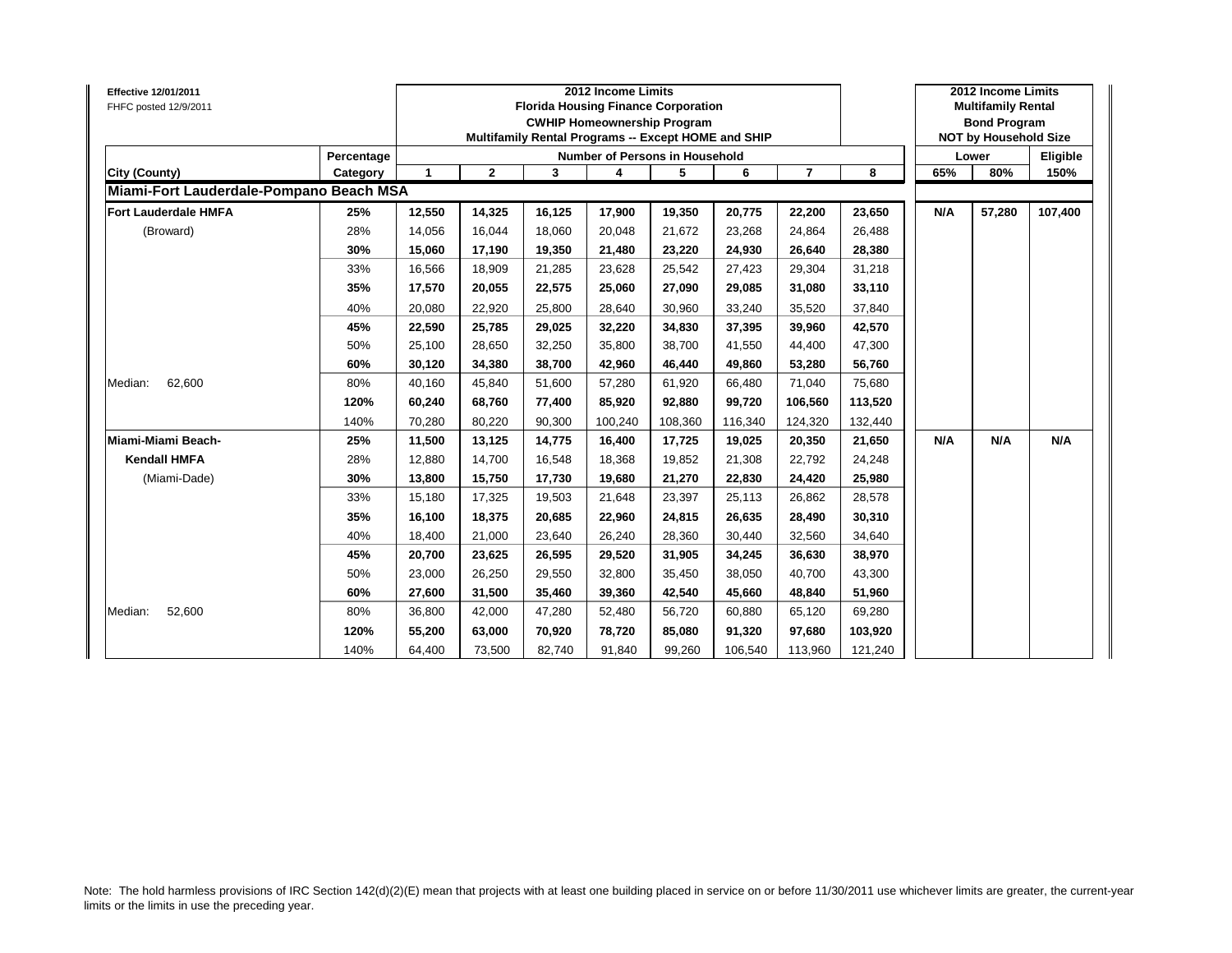**Effective 12/01/2011**
FHFC posted 12/9/2011

| | | 2012 Income Limits<br>Florida Housing Finance Corporation<br>CWHIP Homeownership Program<br>Multifamily Rental Programs -- Except HOME and SHIP | | | | | | | | 2012 Income Limits<br>Multifamily Rental<br>Bond Program<br>NOT by Household Size | | |
|---|---|---|---|---|---|---|---|---|---|---|---|---|
| | Percentage | Number of Persons in Household | | | | | | | | Lower | | Eligible |
| **City (County)** | **Category** | **1** | **2** | **3** | **4** | **5** | **6** | **7** | **8** | **65%** | **80%** | **150%** |
| **Miami-Fort Lauderdale-Pompano Beach MSA** | | | | | | | | | | | | |
| **Fort Lauderdale HMFA** | **25%** | **12,550** | **14,325** | **16,125** | **17,900** | **19,350** | **20,775** | **22,200** | **23,650** | **N/A** | **57,280** | **107,400** |
| (Broward) | 28% | 14,056 | 16,044 | 18,060 | 20,048 | 21,672 | 23,268 | 24,864 | 26,488 | | | |
| | **30%** | **15,060** | **17,190** | **19,350** | **21,480** | **23,220** | **24,930** | **26,640** | **28,380** | | | |
| | 33% | 16,566 | 18,909 | 21,285 | 23,628 | 25,542 | 27,423 | 29,304 | 31,218 | | | |
| | **35%** | **17,570** | **20,055** | **22,575** | **25,060** | **27,090** | **29,085** | **31,080** | **33,110** | | | |
| | 40% | 20,080 | 22,920 | 25,800 | 28,640 | 30,960 | 33,240 | 35,520 | 37,840 | | | |
| | **45%** | **22,590** | **25,785** | **29,025** | **32,220** | **34,830** | **37,395** | **39,960** | **42,570** | | | |
| | 50% | 25,100 | 28,650 | 32,250 | 35,800 | 38,700 | 41,550 | 44,400 | 47,300 | | | |
| | **60%** | **30,120** | **34,380** | **38,700** | **42,960** | **46,440** | **49,860** | **53,280** | **56,760** | | | |
| Median: 62,600 | 80% | 40,160 | 45,840 | 51,600 | 57,280 | 61,920 | 66,480 | 71,040 | 75,680 | | | |
| | **120%** | **60,240** | **68,760** | **77,400** | **85,920** | **92,880** | **99,720** | **106,560** | **113,520** | | | |
| | 140% | 70,280 | 80,220 | 90,300 | 100,240 | 108,360 | 116,340 | 124,320 | 132,440 | | | |
| **Miami-Miami Beach-** | **25%** | **11,500** | **13,125** | **14,775** | **16,400** | **17,725** | **19,025** | **20,350** | **21,650** | **N/A** | **N/A** | **N/A** |
| **Kendall HMFA** | 28% | 12,880 | 14,700 | 16,548 | 18,368 | 19,852 | 21,308 | 22,792 | 24,248 | | | |
| (Miami-Dade) | **30%** | **13,800** | **15,750** | **17,730** | **19,680** | **21,270** | **22,830** | **24,420** | **25,980** | | | |
| | 33% | 15,180 | 17,325 | 19,503 | 21,648 | 23,397 | 25,113 | 26,862 | 28,578 | | | |
| | **35%** | **16,100** | **18,375** | **20,685** | **22,960** | **24,815** | **26,635** | **28,490** | **30,310** | | | |
| | 40% | 18,400 | 21,000 | 23,640 | 26,240 | 28,360 | 30,440 | 32,560 | 34,640 | | | |
| | **45%** | **20,700** | **23,625** | **26,595** | **29,520** | **31,905** | **34,245** | **36,630** | **38,970** | | | |
| | 50% | 23,000 | 26,250 | 29,550 | 32,800 | 35,450 | 38,050 | 40,700 | 43,300 | | | |
| | **60%** | **27,600** | **31,500** | **35,460** | **39,360** | **42,540** | **45,660** | **48,840** | **51,960** | | | |
| Median: 52,600 | 80% | 36,800 | 42,000 | 47,280 | 52,480 | 56,720 | 60,880 | 65,120 | 69,280 | | | |
| | **120%** | **55,200** | **63,000** | **70,920** | **78,720** | **85,080** | **91,320** | **97,680** | **103,920** | | | |
| | 140% | 64,400 | 73,500 | 82,740 | 91,840 | 99,260 | 106,540 | 113,960 | 121,240 | | | |

Note: The hold harmless provisions of IRC Section 142(d)(2)(E) mean that projects with at least one building placed in service on or before 11/30/2011 use whichever limits are greater, the current-year limits or the limits in use the preceding year.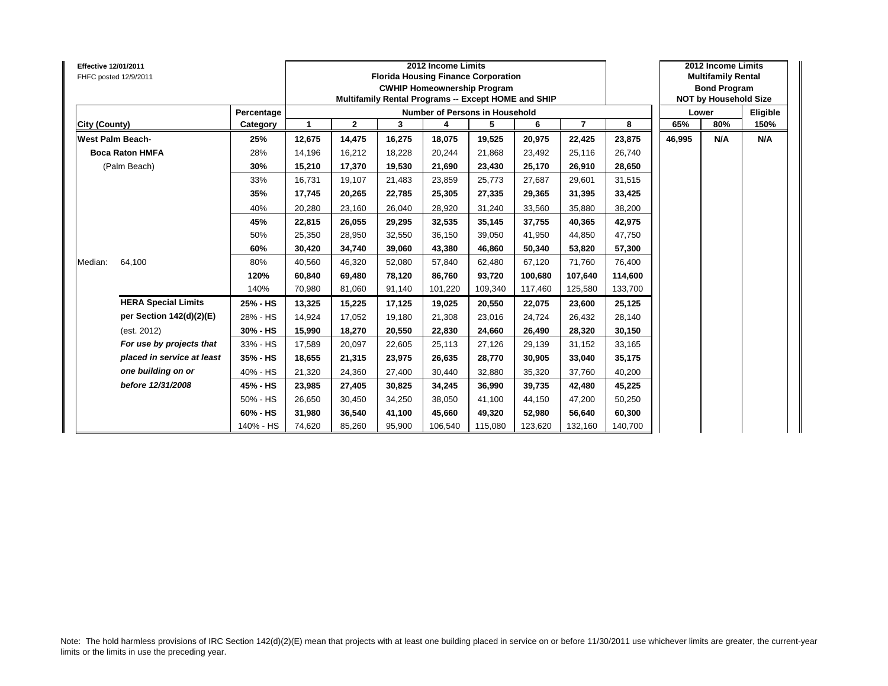Effective 12/01/2011
FHFC posted 12/9/2011

| City (County) | | Percentage Category | 2012 Income Limits Florida Housing Finance Corporation CWHIP Homeownership Program Multifamily Rental Programs -- Except HOME and SHIP — Number of Persons in Household: 1 | 2 | 3 | 4 | 5 | 6 | 7 | 8 | 2012 Income Limits Multifamily Rental Bond Program NOT by Household Size — Lower: 65% | 80% | Eligible 150% |
|---|---|---|---|---|---|---|---|---|---|---|---|---|---|
| **West Palm Beach-** | | **25%** | **12,675** | **14,475** | **16,275** | **18,075** | **19,525** | **20,975** | **22,425** | **23,875** | **46,995** | **N/A** | **N/A** |
| **Boca Raton HMFA** | | 28% | 14,196 | 16,212 | 18,228 | 20,244 | 21,868 | 23,492 | 25,116 | 26,740 | | | |
| (Palm Beach) | | **30%** | **15,210** | **17,370** | **19,530** | **21,690** | **23,430** | **25,170** | **26,910** | **28,650** | | | |
| | | 33% | 16,731 | 19,107 | 21,483 | 23,859 | 25,773 | 27,687 | 29,601 | 31,515 | | | |
| | | **35%** | **17,745** | **20,265** | **22,785** | **25,305** | **27,335** | **29,365** | **31,395** | **33,425** | | | |
| | | 40% | 20,280 | 23,160 | 26,040 | 28,920 | 31,240 | 33,560 | 35,880 | 38,200 | | | |
| | | **45%** | **22,815** | **26,055** | **29,295** | **32,535** | **35,145** | **37,755** | **40,365** | **42,975** | | | |
| | | 50% | 25,350 | 28,950 | 32,550 | 36,150 | 39,050 | 41,950 | 44,850 | 47,750 | | | |
| | | **60%** | **30,420** | **34,740** | **39,060** | **43,380** | **46,860** | **50,340** | **53,820** | **57,300** | | | |
| Median: | 64,100 | 80% | 40,560 | 46,320 | 52,080 | 57,840 | 62,480 | 67,120 | 71,760 | 76,400 | | | |
| | | **120%** | **60,840** | **69,480** | **78,120** | **86,760** | **93,720** | **100,680** | **107,640** | **114,600** | | | |
| | | 140% | 70,980 | 81,060 | 91,140 | 101,220 | 109,340 | 117,460 | 125,580 | 133,700 | | | |
| | **HERA Special Limits** | **25% - HS** | **13,325** | **15,225** | **17,125** | **19,025** | **20,550** | **22,075** | **23,600** | **25,125** | | | |
| | **per Section 142(d)(2)(E)** | 28% - HS | 14,924 | 17,052 | 19,180 | 21,308 | 23,016 | 24,724 | 26,432 | 28,140 | | | |
| | (est. 2012) | **30% - HS** | **15,990** | **18,270** | **20,550** | **22,830** | **24,660** | **26,490** | **28,320** | **30,150** | | | |
| | ***For use by projects that*** | 33% - HS | 17,589 | 20,097 | 22,605 | 25,113 | 27,126 | 29,139 | 31,152 | 33,165 | | | |
| | ***placed in service at least*** | **35% - HS** | **18,655** | **21,315** | **23,975** | **26,635** | **28,770** | **30,905** | **33,040** | **35,175** | | | |
| | ***one building on or*** | 40% - HS | 21,320 | 24,360 | 27,400 | 30,440 | 32,880 | 35,320 | 37,760 | 40,200 | | | |
| | ***before 12/31/2008*** | **45% - HS** | **23,985** | **27,405** | **30,825** | **34,245** | **36,990** | **39,735** | **42,480** | **45,225** | | | |
| | | 50% - HS | 26,650 | 30,450 | 34,250 | 38,050 | 41,100 | 44,150 | 47,200 | 50,250 | | | |
| | | **60% - HS** | **31,980** | **36,540** | **41,100** | **45,660** | **49,320** | **52,980** | **56,640** | **60,300** | | | |
| | | 140% - HS | 74,620 | 85,260 | 95,900 | 106,540 | 115,080 | 123,620 | 132,160 | 140,700 | | | |

Note: The hold harmless provisions of IRC Section 142(d)(2)(E) mean that projects with at least one building placed in service on or before 11/30/2011 use whichever limits are greater, the current-year limits or the limits in use the preceding year.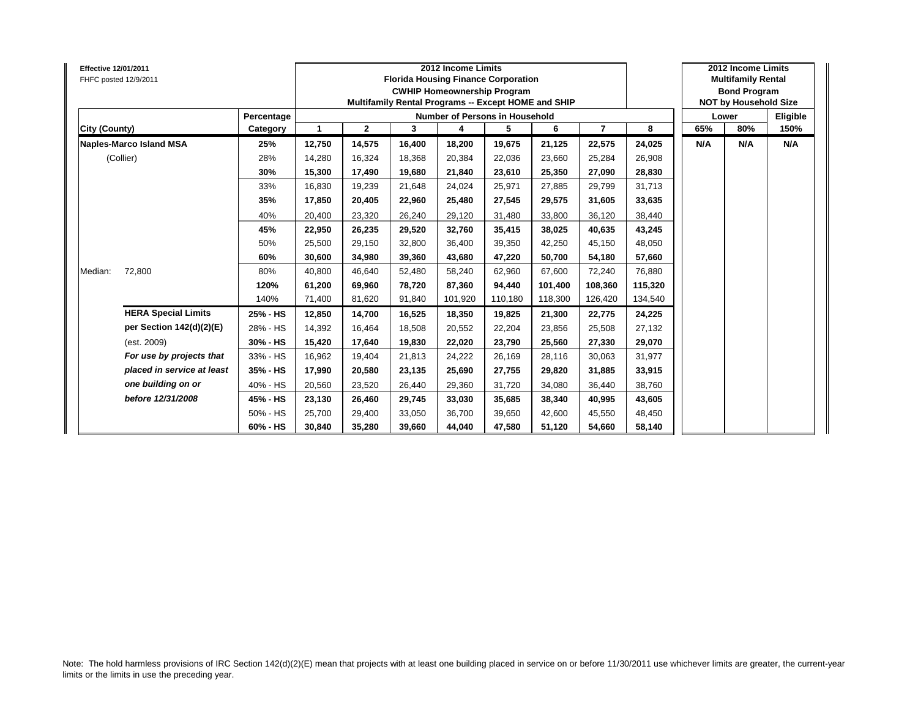**Effective 12/01/2011**
FHFC posted 12/9/2011

| | | 2012 Income Limits<br>Florida Housing Finance Corporation<br>CWHIP Homeownership Program<br>Multifamily Rental Programs -- Except HOME and SHIP | | | | | | | | 2012 Income Limits<br>Multifamily Rental<br>Bond Program<br>NOT by Household Size | | |
|---|---|---|---|---|---|---|---|---|---|---|---|---|
| | **Percentage** | **Number of Persons in Household** | | | | | | | | **Lower** | | **Eligible** |
| **City (County)** | **Category** | **1** | **2** | **3** | **4** | **5** | **6** | **7** | **8** | **65%** | **80%** | **150%** |
| **Naples-Marco Island MSA** | **25%** | **12,750** | **14,575** | **16,400** | **18,200** | **19,675** | **21,125** | **22,575** | **24,025** | **N/A** | **N/A** | **N/A** |
| (Collier) | 28% | 14,280 | 16,324 | 18,368 | 20,384 | 22,036 | 23,660 | 25,284 | 26,908 | | | |
| | **30%** | **15,300** | **17,490** | **19,680** | **21,840** | **23,610** | **25,350** | **27,090** | **28,830** | | | |
| | 33% | 16,830 | 19,239 | 21,648 | 24,024 | 25,971 | 27,885 | 29,799 | 31,713 | | | |
| | **35%** | **17,850** | **20,405** | **22,960** | **25,480** | **27,545** | **29,575** | **31,605** | **33,635** | | | |
| | 40% | 20,400 | 23,320 | 26,240 | 29,120 | 31,480 | 33,800 | 36,120 | 38,440 | | | |
| | **45%** | **22,950** | **26,235** | **29,520** | **32,760** | **35,415** | **38,025** | **40,635** | **43,245** | | | |
| | 50% | 25,500 | 29,150 | 32,800 | 36,400 | 39,350 | 42,250 | 45,150 | 48,050 | | | |
| | **60%** | **30,600** | **34,980** | **39,360** | **43,680** | **47,220** | **50,700** | **54,180** | **57,660** | | | |
| Median: 72,800 | 80% | 40,800 | 46,640 | 52,480 | 58,240 | 62,960 | 67,600 | 72,240 | 76,880 | | | |
| | **120%** | **61,200** | **69,960** | **78,720** | **87,360** | **94,440** | **101,400** | **108,360** | **115,320** | | | |
| | 140% | 71,400 | 81,620 | 91,840 | 101,920 | 110,180 | 118,300 | 126,420 | 134,540 | | | |
| **HERA Special Limits** | **25% - HS** | **12,850** | **14,700** | **16,525** | **18,350** | **19,825** | **21,300** | **22,775** | **24,225** | | | |
| **per Section 142(d)(2)(E)** | 28% - HS | 14,392 | 16,464 | 18,508 | 20,552 | 22,204 | 23,856 | 25,508 | 27,132 | | | |
| (est. 2009) | **30% - HS** | **15,420** | **17,640** | **19,830** | **22,020** | **23,790** | **25,560** | **27,330** | **29,070** | | | |
| ***For use by projects that*** | 33% - HS | 16,962 | 19,404 | 21,813 | 24,222 | 26,169 | 28,116 | 30,063 | 31,977 | | | |
| ***placed in service at least*** | **35% - HS** | **17,990** | **20,580** | **23,135** | **25,690** | **27,755** | **29,820** | **31,885** | **33,915** | | | |
| ***one building on or*** | 40% - HS | 20,560 | 23,520 | 26,440 | 29,360 | 31,720 | 34,080 | 36,440 | 38,760 | | | |
| ***before 12/31/2008*** | **45% - HS** | **23,130** | **26,460** | **29,745** | **33,030** | **35,685** | **38,340** | **40,995** | **43,605** | | | |
| | 50% - HS | 25,700 | 29,400 | 33,050 | 36,700 | 39,650 | 42,600 | 45,550 | 48,450 | | | |
| | **60% - HS** | **30,840** | **35,280** | **39,660** | **44,040** | **47,580** | **51,120** | **54,660** | **58,140** | | | |

Note: The hold harmless provisions of IRC Section 142(d)(2)(E) mean that projects with at least one building placed in service on or before 11/30/2011 use whichever limits are greater, the current-year limits or the limits in use the preceding year.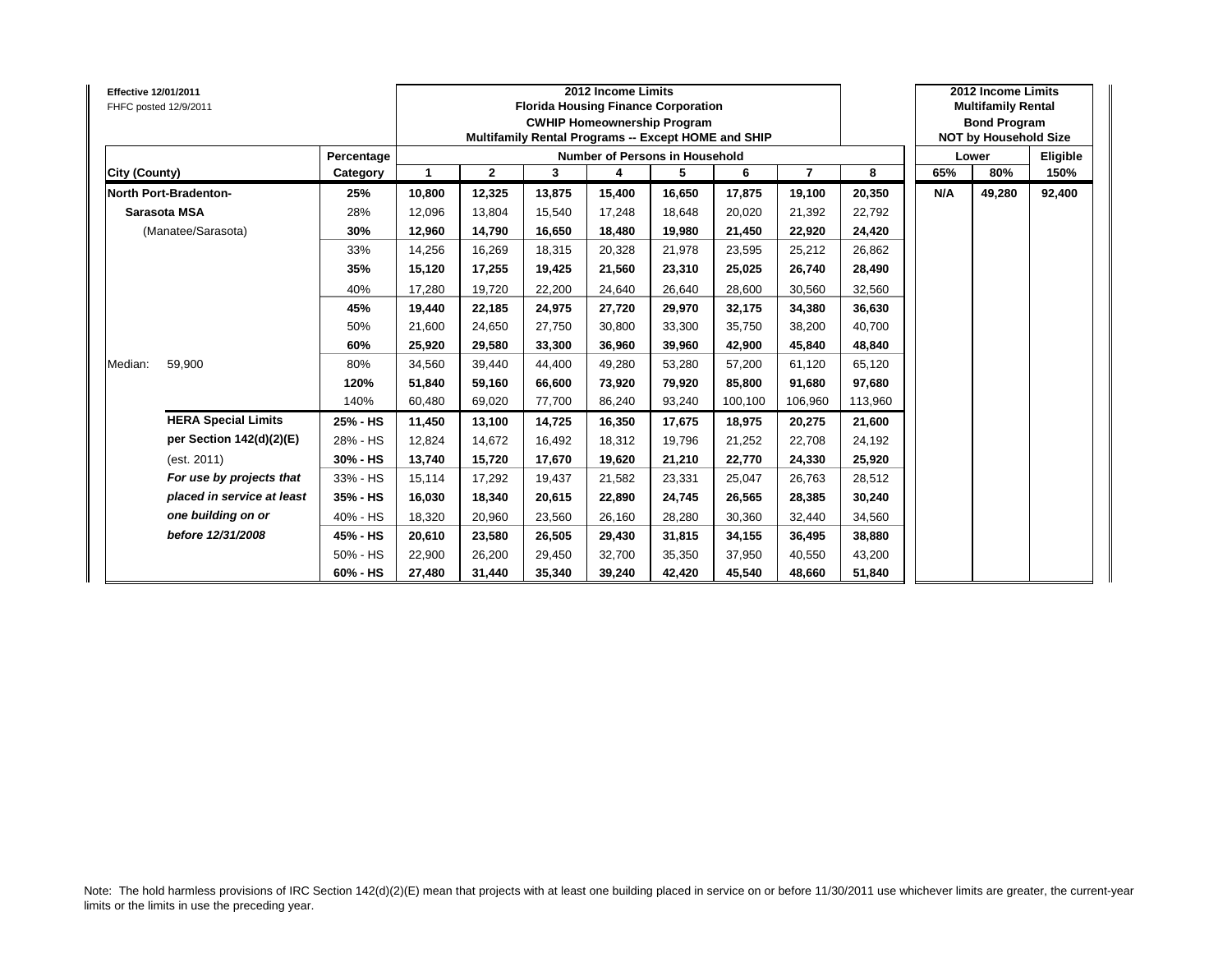**Effective 12/01/2011**
FHFC posted 12/9/2011

| | | 2012 Income Limits Florida Housing Finance Corporation CWHIP Homeownership Program Multifamily Rental Programs -- Except HOME and SHIP | | | | | | | | 2012 Income Limits Multifamily Rental Bond Program NOT by Household Size | | |
|---|---|---|---|---|---|---|---|---|---|---|---|---|
| | Percentage | Number of Persons in Household | | | | | | | | Lower | | Eligible |
| **City (County)** | **Category** | **1** | **2** | **3** | **4** | **5** | **6** | **7** | **8** | **65%** | **80%** | **150%** |
| **North Port-Bradenton-** | **25%** | **10,800** | **12,325** | **13,875** | **15,400** | **16,650** | **17,875** | **19,100** | **20,350** | **N/A** | **49,280** | **92,400** |
| **Sarasota MSA** | 28% | 12,096 | 13,804 | 15,540 | 17,248 | 18,648 | 20,020 | 21,392 | 22,792 | | | |
| (Manatee/Sarasota) | **30%** | **12,960** | **14,790** | **16,650** | **18,480** | **19,980** | **21,450** | **22,920** | **24,420** | | | |
| | 33% | 14,256 | 16,269 | 18,315 | 20,328 | 21,978 | 23,595 | 25,212 | 26,862 | | | |
| | **35%** | **15,120** | **17,255** | **19,425** | **21,560** | **23,310** | **25,025** | **26,740** | **28,490** | | | |
| | 40% | 17,280 | 19,720 | 22,200 | 24,640 | 26,640 | 28,600 | 30,560 | 32,560 | | | |
| | **45%** | **19,440** | **22,185** | **24,975** | **27,720** | **29,970** | **32,175** | **34,380** | **36,630** | | | |
| | 50% | 21,600 | 24,650 | 27,750 | 30,800 | 33,300 | 35,750 | 38,200 | 40,700 | | | |
| | **60%** | **25,920** | **29,580** | **33,300** | **36,960** | **39,960** | **42,900** | **45,840** | **48,840** | | | |
| Median: 59,900 | 80% | 34,560 | 39,440 | 44,400 | 49,280 | 53,280 | 57,200 | 61,120 | 65,120 | | | |
| | **120%** | **51,840** | **59,160** | **66,600** | **73,920** | **79,920** | **85,800** | **91,680** | **97,680** | | | |
| | 140% | 60,480 | 69,020 | 77,700 | 86,240 | 93,240 | 100,100 | 106,960 | 113,960 | | | |
| **HERA Special Limits** | **25% - HS** | **11,450** | **13,100** | **14,725** | **16,350** | **17,675** | **18,975** | **20,275** | **21,600** | | | |
| **per Section 142(d)(2)(E)** | 28% - HS | 12,824 | 14,672 | 16,492 | 18,312 | 19,796 | 21,252 | 22,708 | 24,192 | | | |
| (est. 2011) | **30% - HS** | **13,740** | **15,720** | **17,670** | **19,620** | **21,210** | **22,770** | **24,330** | **25,920** | | | |
| ***For use by projects that*** | 33% - HS | 15,114 | 17,292 | 19,437 | 21,582 | 23,331 | 25,047 | 26,763 | 28,512 | | | |
| ***placed in service at least*** | **35% - HS** | **16,030** | **18,340** | **20,615** | **22,890** | **24,745** | **26,565** | **28,385** | **30,240** | | | |
| ***one building on or*** | 40% - HS | 18,320 | 20,960 | 23,560 | 26,160 | 28,280 | 30,360 | 32,440 | 34,560 | | | |
| ***before 12/31/2008*** | **45% - HS** | **20,610** | **23,580** | **26,505** | **29,430** | **31,815** | **34,155** | **36,495** | **38,880** | | | |
| | 50% - HS | 22,900 | 26,200 | 29,450 | 32,700 | 35,350 | 37,950 | 40,550 | 43,200 | | | |
| | **60% - HS** | **27,480** | **31,440** | **35,340** | **39,240** | **42,420** | **45,540** | **48,660** | **51,840** | | | |

Note: The hold harmless provisions of IRC Section 142(d)(2)(E) mean that projects with at least one building placed in service on or before 11/30/2011 use whichever limits are greater, the current-year limits or the limits in use the preceding year.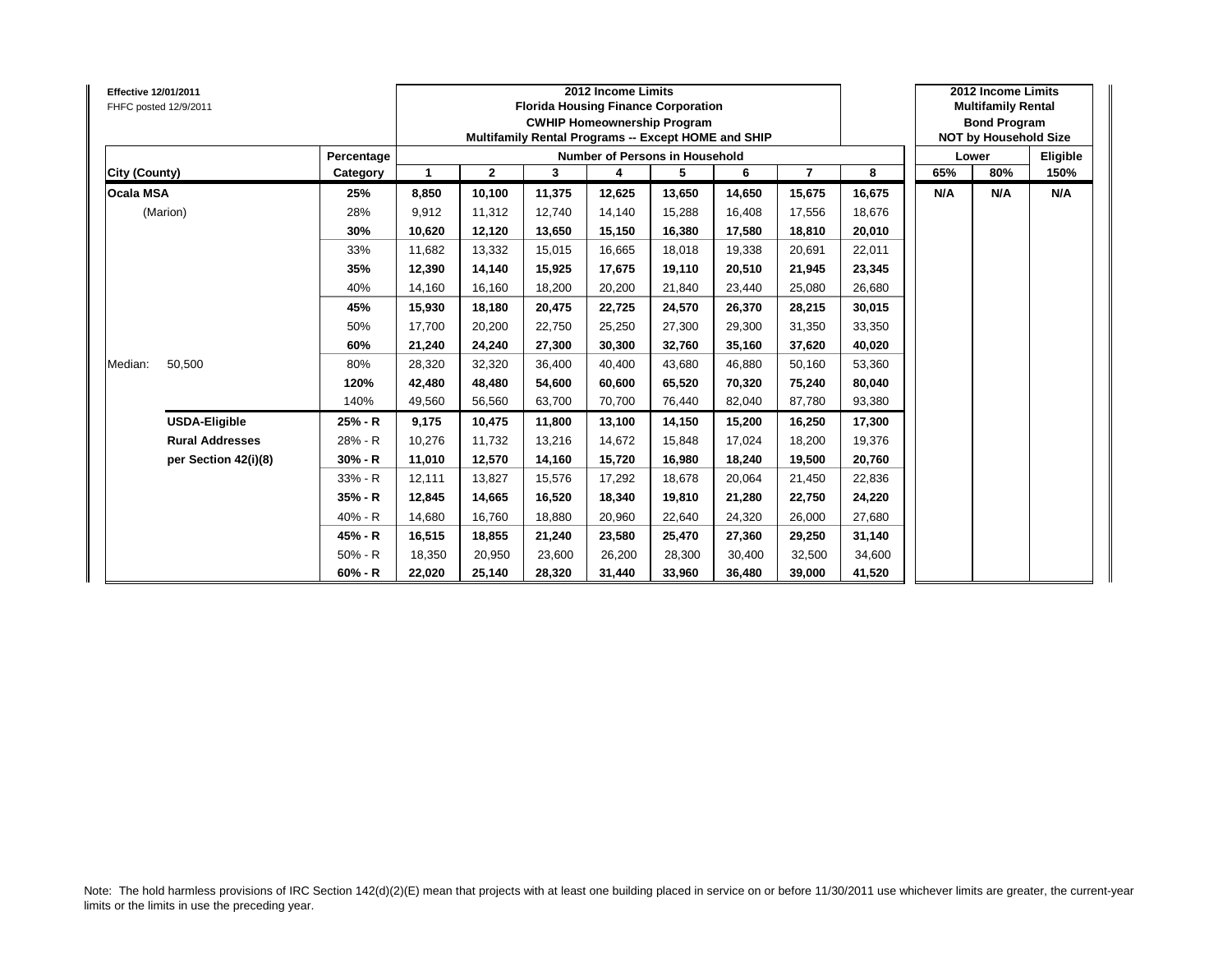**Effective 12/01/2011**
FHFC posted 12/9/2011

| City (County) | | Percentage Category | 2012 Income Limits Florida Housing Finance Corporation CWHIP Homeownership Program Multifamily Rental Programs -- Except HOME and SHIP Number of Persons in Household: 1 | 2 | 3 | 4 | 5 | 6 | 7 | 8 | 2012 Income Limits Multifamily Rental Bond Program NOT by Household Size Lower: 65% | 80% | Eligible 150% |
|---|---|---|---|---|---|---|---|---|---|---|---|---|---|
| **Ocala MSA** | | **25%** | **8,850** | **10,100** | **11,375** | **12,625** | **13,650** | **14,650** | **15,675** | **16,675** | **N/A** | **N/A** | **N/A** |
| (Marion) | | 28% | 9,912 | 11,312 | 12,740 | 14,140 | 15,288 | 16,408 | 17,556 | 18,676 | | | |
| | | **30%** | **10,620** | **12,120** | **13,650** | **15,150** | **16,380** | **17,580** | **18,810** | **20,010** | | | |
| | | 33% | 11,682 | 13,332 | 15,015 | 16,665 | 18,018 | 19,338 | 20,691 | 22,011 | | | |
| | | **35%** | **12,390** | **14,140** | **15,925** | **17,675** | **19,110** | **20,510** | **21,945** | **23,345** | | | |
| | | 40% | 14,160 | 16,160 | 18,200 | 20,200 | 21,840 | 23,440 | 25,080 | 26,680 | | | |
| | | **45%** | **15,930** | **18,180** | **20,475** | **22,725** | **24,570** | **26,370** | **28,215** | **30,015** | | | |
| | | 50% | 17,700 | 20,200 | 22,750 | 25,250 | 27,300 | 29,300 | 31,350 | 33,350 | | | |
| | | **60%** | **21,240** | **24,240** | **27,300** | **30,300** | **32,760** | **35,160** | **37,620** | **40,020** | | | |
| Median: | 50,500 | 80% | 28,320 | 32,320 | 36,400 | 40,400 | 43,680 | 46,880 | 50,160 | 53,360 | | | |
| | | **120%** | **42,480** | **48,480** | **54,600** | **60,600** | **65,520** | **70,320** | **75,240** | **80,040** | | | |
| | | 140% | 49,560 | 56,560 | 63,700 | 70,700 | 76,440 | 82,040 | 87,780 | 93,380 | | | |
| | **USDA-Eligible** | **25% - R** | **9,175** | **10,475** | **11,800** | **13,100** | **14,150** | **15,200** | **16,250** | **17,300** | | | |
| | **Rural Addresses** | 28% - R | 10,276 | 11,732 | 13,216 | 14,672 | 15,848 | 17,024 | 18,200 | 19,376 | | | |
| | **per Section 42(i)(8)** | **30% - R** | **11,010** | **12,570** | **14,160** | **15,720** | **16,980** | **18,240** | **19,500** | **20,760** | | | |
| | | 33% - R | 12,111 | 13,827 | 15,576 | 17,292 | 18,678 | 20,064 | 21,450 | 22,836 | | | |
| | | **35% - R** | **12,845** | **14,665** | **16,520** | **18,340** | **19,810** | **21,280** | **22,750** | **24,220** | | | |
| | | 40% - R | 14,680 | 16,760 | 18,880 | 20,960 | 22,640 | 24,320 | 26,000 | 27,680 | | | |
| | | **45% - R** | **16,515** | **18,855** | **21,240** | **23,580** | **25,470** | **27,360** | **29,250** | **31,140** | | | |
| | | 50% - R | 18,350 | 20,950 | 23,600 | 26,200 | 28,300 | 30,400 | 32,500 | 34,600 | | | |
| | | **60% - R** | **22,020** | **25,140** | **28,320** | **31,440** | **33,960** | **36,480** | **39,000** | **41,520** | | | |

Note: The hold harmless provisions of IRC Section 142(d)(2)(E) mean that projects with at least one building placed in service on or before 11/30/2011 use whichever limits are greater, the current-year limits or the limits in use the preceding year.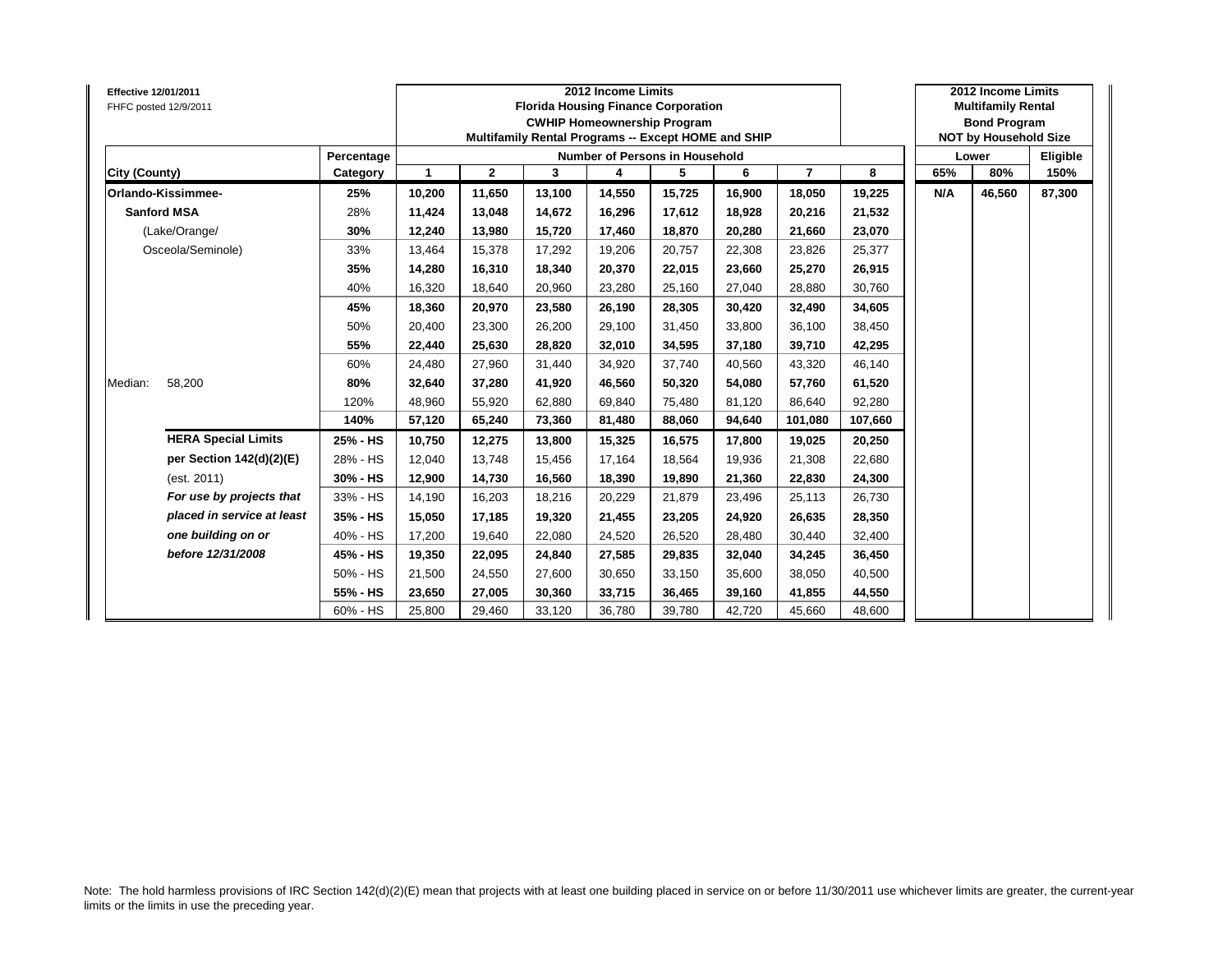**Effective 12/01/2011**
FHFC posted 12/9/2011

| | | **2012 Income Limits Florida Housing Finance Corporation CWHIP Homeownership Program Multifamily Rental Programs -- Except HOME and SHIP** | | | | | | | | **2012 Income Limits Multifamily Rental Bond Program NOT by Household Size** | | |
|---|---|---|---|---|---|---|---|---|---|---|---|---|
| | **Percentage** | **Number of Persons in Household** | | | | | | | | **Lower** | | **Eligible** |
| **City (County)** | **Category** | **1** | **2** | **3** | **4** | **5** | **6** | **7** | **8** | **65%** | **80%** | **150%** |
| **Orlando-Kissimmee-** | **25%** | **10,200** | **11,650** | **13,100** | **14,550** | **15,725** | **16,900** | **18,050** | **19,225** | **N/A** | **46,560** | **87,300** |
| **Sanford MSA** | 28% | **11,424** | **13,048** | **14,672** | **16,296** | **17,612** | **18,928** | **20,216** | **21,532** | | | |
| (Lake/Orange/ | **30%** | **12,240** | **13,980** | **15,720** | **17,460** | **18,870** | **20,280** | **21,660** | **23,070** | | | |
| Osceola/Seminole) | 33% | 13,464 | 15,378 | 17,292 | 19,206 | 20,757 | 22,308 | 23,826 | 25,377 | | | |
| | **35%** | **14,280** | **16,310** | **18,340** | **20,370** | **22,015** | **23,660** | **25,270** | **26,915** | | | |
| | 40% | 16,320 | 18,640 | 20,960 | 23,280 | 25,160 | 27,040 | 28,880 | 30,760 | | | |
| | **45%** | **18,360** | **20,970** | **23,580** | **26,190** | **28,305** | **30,420** | **32,490** | **34,605** | | | |
| | 50% | 20,400 | 23,300 | 26,200 | 29,100 | 31,450 | 33,800 | 36,100 | 38,450 | | | |
| | **55%** | **22,440** | **25,630** | **28,820** | **32,010** | **34,595** | **37,180** | **39,710** | **42,295** | | | |
| | 60% | 24,480 | 27,960 | 31,440 | 34,920 | 37,740 | 40,560 | 43,320 | 46,140 | | | |
| Median: 58,200 | **80%** | **32,640** | **37,280** | **41,920** | **46,560** | **50,320** | **54,080** | **57,760** | **61,520** | | | |
| | 120% | 48,960 | 55,920 | 62,880 | 69,840 | 75,480 | 81,120 | 86,640 | 92,280 | | | |
| | **140%** | **57,120** | **65,240** | **73,360** | **81,480** | **88,060** | **94,640** | **101,080** | **107,660** | | | |
| **HERA Special Limits** | **25% - HS** | **10,750** | **12,275** | **13,800** | **15,325** | **16,575** | **17,800** | **19,025** | **20,250** | | | |
| **per Section 142(d)(2)(E)** | 28% - HS | 12,040 | 13,748 | 15,456 | 17,164 | 18,564 | 19,936 | 21,308 | 22,680 | | | |
| (est. 2011) | **30% - HS** | **12,900** | **14,730** | **16,560** | **18,390** | **19,890** | **21,360** | **22,830** | **24,300** | | | |
| ***For use by projects that*** | 33% - HS | 14,190 | 16,203 | 18,216 | 20,229 | 21,879 | 23,496 | 25,113 | 26,730 | | | |
| ***placed in service at least*** | **35% - HS** | **15,050** | **17,185** | **19,320** | **21,455** | **23,205** | **24,920** | **26,635** | **28,350** | | | |
| ***one building on or*** | 40% - HS | 17,200 | 19,640 | 22,080 | 24,520 | 26,520 | 28,480 | 30,440 | 32,400 | | | |
| ***before 12/31/2008*** | **45% - HS** | **19,350** | **22,095** | **24,840** | **27,585** | **29,835** | **32,040** | **34,245** | **36,450** | | | |
| | 50% - HS | 21,500 | 24,550 | 27,600 | 30,650 | 33,150 | 35,600 | 38,050 | 40,500 | | | |
| | **55% - HS** | **23,650** | **27,005** | **30,360** | **33,715** | **36,465** | **39,160** | **41,855** | **44,550** | | | |
| | 60% - HS | 25,800 | 29,460 | 33,120 | 36,780 | 39,780 | 42,720 | 45,660 | 48,600 | | | |

Note: The hold harmless provisions of IRC Section 142(d)(2)(E) mean that projects with at least one building placed in service on or before 11/30/2011 use whichever limits are greater, the current-year limits or the limits in use the preceding year.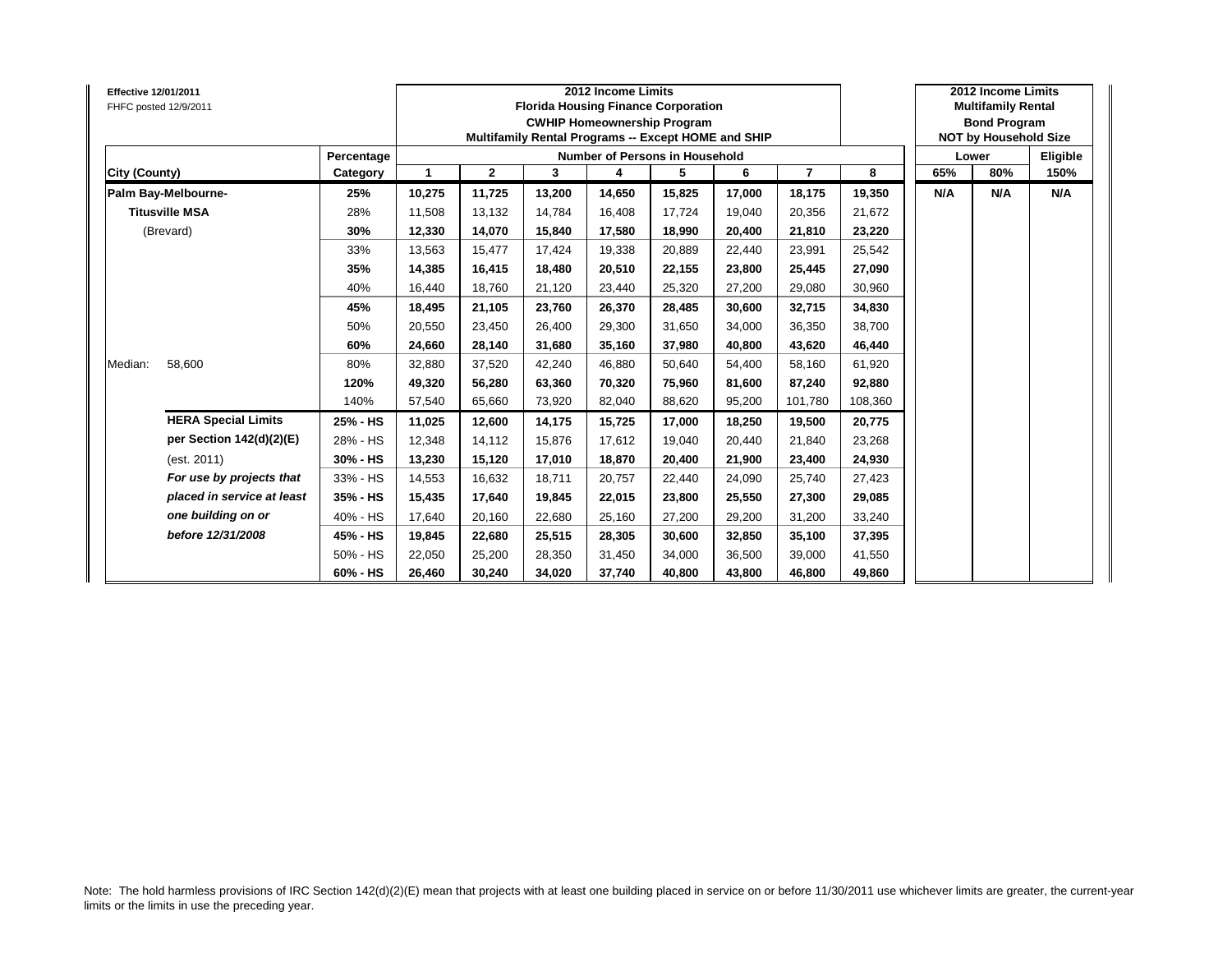**Effective 12/01/2011**
FHFC posted 12/9/2011

| | | 2012 Income Limits<br>Florida Housing Finance Corporation<br>CWHIP Homeownership Program<br>Multifamily Rental Programs -- Except HOME and SHIP | | | | | | | | 2012 Income Limits<br>Multifamily Rental<br>Bond Program<br>NOT by Household Size | | |
|---|---|---|---|---|---|---|---|---|---|---|---|---|
| | Percentage | Number of Persons in Household | | | | | | | | Lower | | Eligible |
| **City (County)** | Category | 1 | 2 | 3 | 4 | 5 | 6 | 7 | 8 | 65% | 80% | 150% |
| **Palm Bay-Melbourne-** | **25%** | **10,275** | **11,725** | **13,200** | **14,650** | **15,825** | **17,000** | **18,175** | **19,350** | **N/A** | **N/A** | **N/A** |
| **Titusville MSA** | 28% | 11,508 | 13,132 | 14,784 | 16,408 | 17,724 | 19,040 | 20,356 | 21,672 | | | |
| (Brevard) | **30%** | **12,330** | **14,070** | **15,840** | **17,580** | **18,990** | **20,400** | **21,810** | **23,220** | | | |
| | 33% | 13,563 | 15,477 | 17,424 | 19,338 | 20,889 | 22,440 | 23,991 | 25,542 | | | |
| | **35%** | **14,385** | **16,415** | **18,480** | **20,510** | **22,155** | **23,800** | **25,445** | **27,090** | | | |
| | 40% | 16,440 | 18,760 | 21,120 | 23,440 | 25,320 | 27,200 | 29,080 | 30,960 | | | |
| | **45%** | **18,495** | **21,105** | **23,760** | **26,370** | **28,485** | **30,600** | **32,715** | **34,830** | | | |
| | 50% | 20,550 | 23,450 | 26,400 | 29,300 | 31,650 | 34,000 | 36,350 | 38,700 | | | |
| | **60%** | **24,660** | **28,140** | **31,680** | **35,160** | **37,980** | **40,800** | **43,620** | **46,440** | | | |
| Median: 58,600 | 80% | 32,880 | 37,520 | 42,240 | 46,880 | 50,640 | 54,400 | 58,160 | 61,920 | | | |
| | **120%** | **49,320** | **56,280** | **63,360** | **70,320** | **75,960** | **81,600** | **87,240** | **92,880** | | | |
| | 140% | 57,540 | 65,660 | 73,920 | 82,040 | 88,620 | 95,200 | 101,780 | 108,360 | | | |
| **HERA Special Limits** | **25% - HS** | **11,025** | **12,600** | **14,175** | **15,725** | **17,000** | **18,250** | **19,500** | **20,775** | | | |
| **per Section 142(d)(2)(E)** | 28% - HS | 12,348 | 14,112 | 15,876 | 17,612 | 19,040 | 20,440 | 21,840 | 23,268 | | | |
| (est. 2011) | **30% - HS** | **13,230** | **15,120** | **17,010** | **18,870** | **20,400** | **21,900** | **23,400** | **24,930** | | | |
| ***For use by projects that*** | 33% - HS | 14,553 | 16,632 | 18,711 | 20,757 | 22,440 | 24,090 | 25,740 | 27,423 | | | |
| ***placed in service at least*** | **35% - HS** | **15,435** | **17,640** | **19,845** | **22,015** | **23,800** | **25,550** | **27,300** | **29,085** | | | |
| ***one building on or*** | 40% - HS | 17,640 | 20,160 | 22,680 | 25,160 | 27,200 | 29,200 | 31,200 | 33,240 | | | |
| ***before 12/31/2008*** | **45% - HS** | **19,845** | **22,680** | **25,515** | **28,305** | **30,600** | **32,850** | **35,100** | **37,395** | | | |
| | 50% - HS | 22,050 | 25,200 | 28,350 | 31,450 | 34,000 | 36,500 | 39,000 | 41,550 | | | |
| | **60% - HS** | **26,460** | **30,240** | **34,020** | **37,740** | **40,800** | **43,800** | **46,800** | **49,860** | | | |

Note: The hold harmless provisions of IRC Section 142(d)(2)(E) mean that projects with at least one building placed in service on or before 11/30/2011 use whichever limits are greater, the current-year limits or the limits in use the preceding year.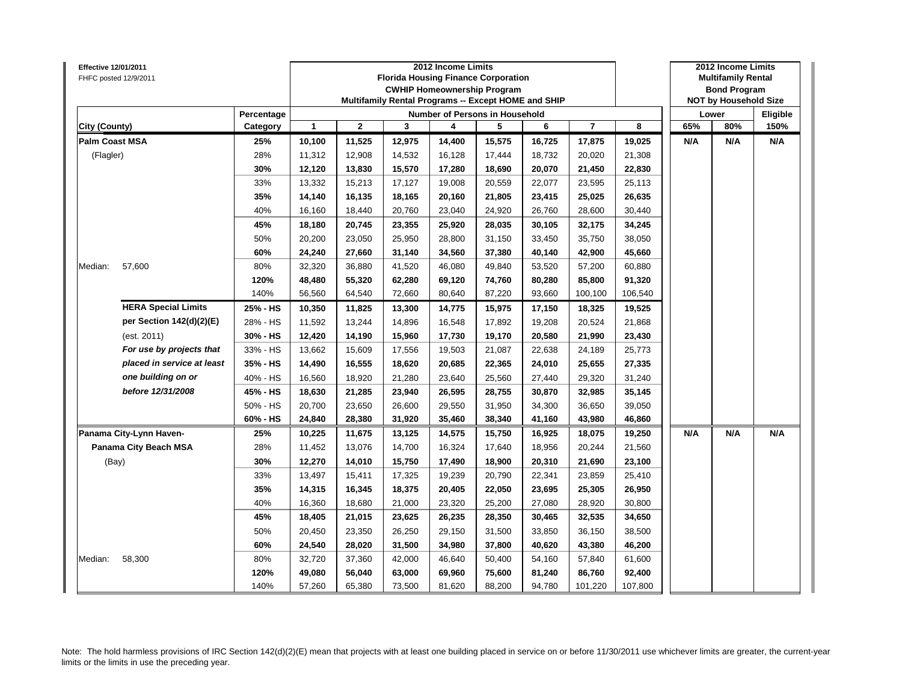**Effective 12/01/2011**
FHFC posted 12/9/2011

| | | 2012 Income Limits Florida Housing Finance Corporation CWHIP Homeownership Program Multifamily Rental Programs -- Except HOME and SHIP | | | | | | | | 2012 Income Limits Multifamily Rental Bond Program NOT by Household Size | | |
|---|---|---|---|---|---|---|---|---|---|---|---|---|
| | Percentage | Number of Persons in Household | | | | | | | | Lower | | Eligible |
| City (County) | Category | 1 | 2 | 3 | 4 | 5 | 6 | 7 | 8 | 65% | 80% | 150% |
| **Palm Coast MSA** | **25%** | **10,100** | **11,525** | **12,975** | **14,400** | **15,575** | **16,725** | **17,875** | **19,025** | **N/A** | **N/A** | **N/A** |
| (Flagler) | 28% | 11,312 | 12,908 | 14,532 | 16,128 | 17,444 | 18,732 | 20,020 | 21,308 | | | |
| | **30%** | **12,120** | **13,830** | **15,570** | **17,280** | **18,690** | **20,070** | **21,450** | **22,830** | | | |
| | 33% | 13,332 | 15,213 | 17,127 | 19,008 | 20,559 | 22,077 | 23,595 | 25,113 | | | |
| | **35%** | **14,140** | **16,135** | **18,165** | **20,160** | **21,805** | **23,415** | **25,025** | **26,635** | | | |
| | 40% | 16,160 | 18,440 | 20,760 | 23,040 | 24,920 | 26,760 | 28,600 | 30,440 | | | |
| | **45%** | **18,180** | **20,745** | **23,355** | **25,920** | **28,035** | **30,105** | **32,175** | **34,245** | | | |
| | 50% | 20,200 | 23,050 | 25,950 | 28,800 | 31,150 | 33,450 | 35,750 | 38,050 | | | |
| | **60%** | **24,240** | **27,660** | **31,140** | **34,560** | **37,380** | **40,140** | **42,900** | **45,660** | | | |
| Median: 57,600 | 80% | 32,320 | 36,880 | 41,520 | 46,080 | 49,840 | 53,520 | 57,200 | 60,880 | | | |
| | **120%** | **48,480** | **55,320** | **62,280** | **69,120** | **74,760** | **80,280** | **85,800** | **91,320** | | | |
| | 140% | 56,560 | 64,540 | 72,660 | 80,640 | 87,220 | 93,660 | 100,100 | 106,540 | | | |
| **HERA Special Limits** | **25% - HS** | **10,350** | **11,825** | **13,300** | **14,775** | **15,975** | **17,150** | **18,325** | **19,525** | | | |
| **per Section 142(d)(2)(E)** | 28% - HS | 11,592 | 13,244 | 14,896 | 16,548 | 17,892 | 19,208 | 20,524 | 21,868 | | | |
| (est. 2011) | **30% - HS** | **12,420** | **14,190** | **15,960** | **17,730** | **19,170** | **20,580** | **21,990** | **23,430** | | | |
| ***For use by projects that*** | 33% - HS | 13,662 | 15,609 | 17,556 | 19,503 | 21,087 | 22,638 | 24,189 | 25,773 | | | |
| ***placed in service at least*** | **35% - HS** | **14,490** | **16,555** | **18,620** | **20,685** | **22,365** | **24,010** | **25,655** | **27,335** | | | |
| ***one building on or*** | 40% - HS | 16,560 | 18,920 | 21,280 | 23,640 | 25,560 | 27,440 | 29,320 | 31,240 | | | |
| ***before 12/31/2008*** | **45% - HS** | **18,630** | **21,285** | **23,940** | **26,595** | **28,755** | **30,870** | **32,985** | **35,145** | | | |
| | 50% - HS | 20,700 | 23,650 | 26,600 | 29,550 | 31,950 | 34,300 | 36,650 | 39,050 | | | |
| | **60% - HS** | **24,840** | **28,380** | **31,920** | **35,460** | **38,340** | **41,160** | **43,980** | **46,860** | | | |
| **Panama City-Lynn Haven- Panama City Beach MSA** | **25%** | **10,225** | **11,675** | **13,125** | **14,575** | **15,750** | **16,925** | **18,075** | **19,250** | **N/A** | **N/A** | **N/A** |
| | 28% | 11,452 | 13,076 | 14,700 | 16,324 | 17,640 | 18,956 | 20,244 | 21,560 | | | |
| (Bay) | **30%** | **12,270** | **14,010** | **15,750** | **17,490** | **18,900** | **20,310** | **21,690** | **23,100** | | | |
| | 33% | 13,497 | 15,411 | 17,325 | 19,239 | 20,790 | 22,341 | 23,859 | 25,410 | | | |
| | **35%** | **14,315** | **16,345** | **18,375** | **20,405** | **22,050** | **23,695** | **25,305** | **26,950** | | | |
| | 40% | 16,360 | 18,680 | 21,000 | 23,320 | 25,200 | 27,080 | 28,920 | 30,800 | | | |
| | **45%** | **18,405** | **21,015** | **23,625** | **26,235** | **28,350** | **30,465** | **32,535** | **34,650** | | | |
| | 50% | 20,450 | 23,350 | 26,250 | 29,150 | 31,500 | 33,850 | 36,150 | 38,500 | | | |
| | **60%** | **24,540** | **28,020** | **31,500** | **34,980** | **37,800** | **40,620** | **43,380** | **46,200** | | | |
| Median: 58,300 | 80% | 32,720 | 37,360 | 42,000 | 46,640 | 50,400 | 54,160 | 57,840 | 61,600 | | | |
| | **120%** | **49,080** | **56,040** | **63,000** | **69,960** | **75,600** | **81,240** | **86,760** | **92,400** | | | |
| | 140% | 57,260 | 65,380 | 73,500 | 81,620 | 88,200 | 94,780 | 101,220 | 107,800 | | | |

Note: The hold harmless provisions of IRC Section 142(d)(2)(E) mean that projects with at least one building placed in service on or before 11/30/2011 use whichever limits are greater, the current-year limits or the limits in use the preceding year.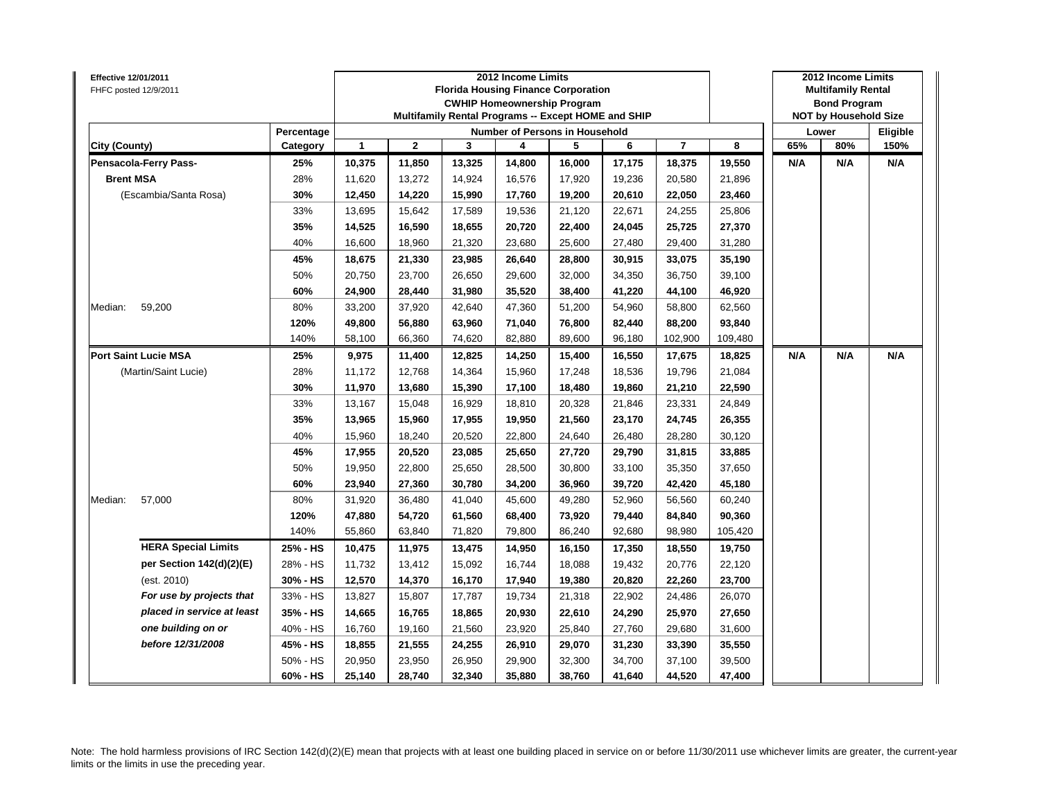Effective 12/01/2011
FHFC posted 12/9/2011

| | | 2012 Income Limits Florida Housing Finance Corporation CWHIP Homeownership Program Multifamily Rental Programs -- Except HOME and SHIP | | | | | | | | 2012 Income Limits Multifamily Rental Bond Program NOT by Household Size | | |
|---|---|---|---|---|---|---|---|---|---|---|---|---|
| | Percentage | Number of Persons in Household | | | | | | | | Lower | | Eligible |
| City (County) | Category | 1 | 2 | 3 | 4 | 5 | 6 | 7 | 8 | 65% | 80% | 150% |
| **Pensacola-Ferry Pass-** | **25%** | **10,375** | **11,850** | **13,325** | **14,800** | **16,000** | **17,175** | **18,375** | **19,550** | **N/A** | **N/A** | **N/A** |
| **Brent MSA** | 28% | 11,620 | 13,272 | 14,924 | 16,576 | 17,920 | 19,236 | 20,580 | 21,896 | | | |
| (Escambia/Santa Rosa) | **30%** | **12,450** | **14,220** | **15,990** | **17,760** | **19,200** | **20,610** | **22,050** | **23,460** | | | |
| | 33% | 13,695 | 15,642 | 17,589 | 19,536 | 21,120 | 22,671 | 24,255 | 25,806 | | | |
| | **35%** | **14,525** | **16,590** | **18,655** | **20,720** | **22,400** | **24,045** | **25,725** | **27,370** | | | |
| | 40% | 16,600 | 18,960 | 21,320 | 23,680 | 25,600 | 27,480 | 29,400 | 31,280 | | | |
| | **45%** | **18,675** | **21,330** | **23,985** | **26,640** | **28,800** | **30,915** | **33,075** | **35,190** | | | |
| | 50% | 20,750 | 23,700 | 26,650 | 29,600 | 32,000 | 34,350 | 36,750 | 39,100 | | | |
| | **60%** | **24,900** | **28,440** | **31,980** | **35,520** | **38,400** | **41,220** | **44,100** | **46,920** | | | |
| Median: 59,200 | 80% | 33,200 | 37,920 | 42,640 | 47,360 | 51,200 | 54,960 | 58,800 | 62,560 | | | |
| | **120%** | **49,800** | **56,880** | **63,960** | **71,040** | **76,800** | **82,440** | **88,200** | **93,840** | | | |
| | 140% | 58,100 | 66,360 | 74,620 | 82,880 | 89,600 | 96,180 | 102,900 | 109,480 | | | |
| **Port Saint Lucie MSA** | **25%** | **9,975** | **11,400** | **12,825** | **14,250** | **15,400** | **16,550** | **17,675** | **18,825** | **N/A** | **N/A** | **N/A** |
| (Martin/Saint Lucie) | 28% | 11,172 | 12,768 | 14,364 | 15,960 | 17,248 | 18,536 | 19,796 | 21,084 | | | |
| | **30%** | **11,970** | **13,680** | **15,390** | **17,100** | **18,480** | **19,860** | **21,210** | **22,590** | | | |
| | 33% | 13,167 | 15,048 | 16,929 | 18,810 | 20,328 | 21,846 | 23,331 | 24,849 | | | |
| | **35%** | **13,965** | **15,960** | **17,955** | **19,950** | **21,560** | **23,170** | **24,745** | **26,355** | | | |
| | 40% | 15,960 | 18,240 | 20,520 | 22,800 | 24,640 | 26,480 | 28,280 | 30,120 | | | |
| | **45%** | **17,955** | **20,520** | **23,085** | **25,650** | **27,720** | **29,790** | **31,815** | **33,885** | | | |
| | 50% | 19,950 | 22,800 | 25,650 | 28,500 | 30,800 | 33,100 | 35,350 | 37,650 | | | |
| | **60%** | **23,940** | **27,360** | **30,780** | **34,200** | **36,960** | **39,720** | **42,420** | **45,180** | | | |
| Median: 57,000 | 80% | 31,920 | 36,480 | 41,040 | 45,600 | 49,280 | 52,960 | 56,560 | 60,240 | | | |
| | **120%** | **47,880** | **54,720** | **61,560** | **68,400** | **73,920** | **79,440** | **84,840** | **90,360** | | | |
| | 140% | 55,860 | 63,840 | 71,820 | 79,800 | 86,240 | 92,680 | 98,980 | 105,420 | | | |
| **HERA Special Limits** | **25% - HS** | **10,475** | **11,975** | **13,475** | **14,950** | **16,150** | **17,350** | **18,550** | **19,750** | | | |
| **per Section 142(d)(2)(E)** | 28% - HS | 11,732 | 13,412 | 15,092 | 16,744 | 18,088 | 19,432 | 20,776 | 22,120 | | | |
| (est. 2010) | **30% - HS** | **12,570** | **14,370** | **16,170** | **17,940** | **19,380** | **20,820** | **22,260** | **23,700** | | | |
| ***For use by projects that*** | 33% - HS | 13,827 | 15,807 | 17,787 | 19,734 | 21,318 | 22,902 | 24,486 | 26,070 | | | |
| ***placed in service at least*** | **35% - HS** | **14,665** | **16,765** | **18,865** | **20,930** | **22,610** | **24,290** | **25,970** | **27,650** | | | |
| ***one building on or*** | 40% - HS | 16,760 | 19,160 | 21,560 | 23,920 | 25,840 | 27,760 | 29,680 | 31,600 | | | |
| ***before 12/31/2008*** | **45% - HS** | **18,855** | **21,555** | **24,255** | **26,910** | **29,070** | **31,230** | **33,390** | **35,550** | | | |
| | 50% - HS | 20,950 | 23,950 | 26,950 | 29,900 | 32,300 | 34,700 | 37,100 | 39,500 | | | |
| | **60% - HS** | **25,140** | **28,740** | **32,340** | **35,880** | **38,760** | **41,640** | **44,520** | **47,400** | | | |

Note: The hold harmless provisions of IRC Section 142(d)(2)(E) mean that projects with at least one building placed in service on or before 11/30/2011 use whichever limits are greater, the current-year limits or the limits in use the preceding year.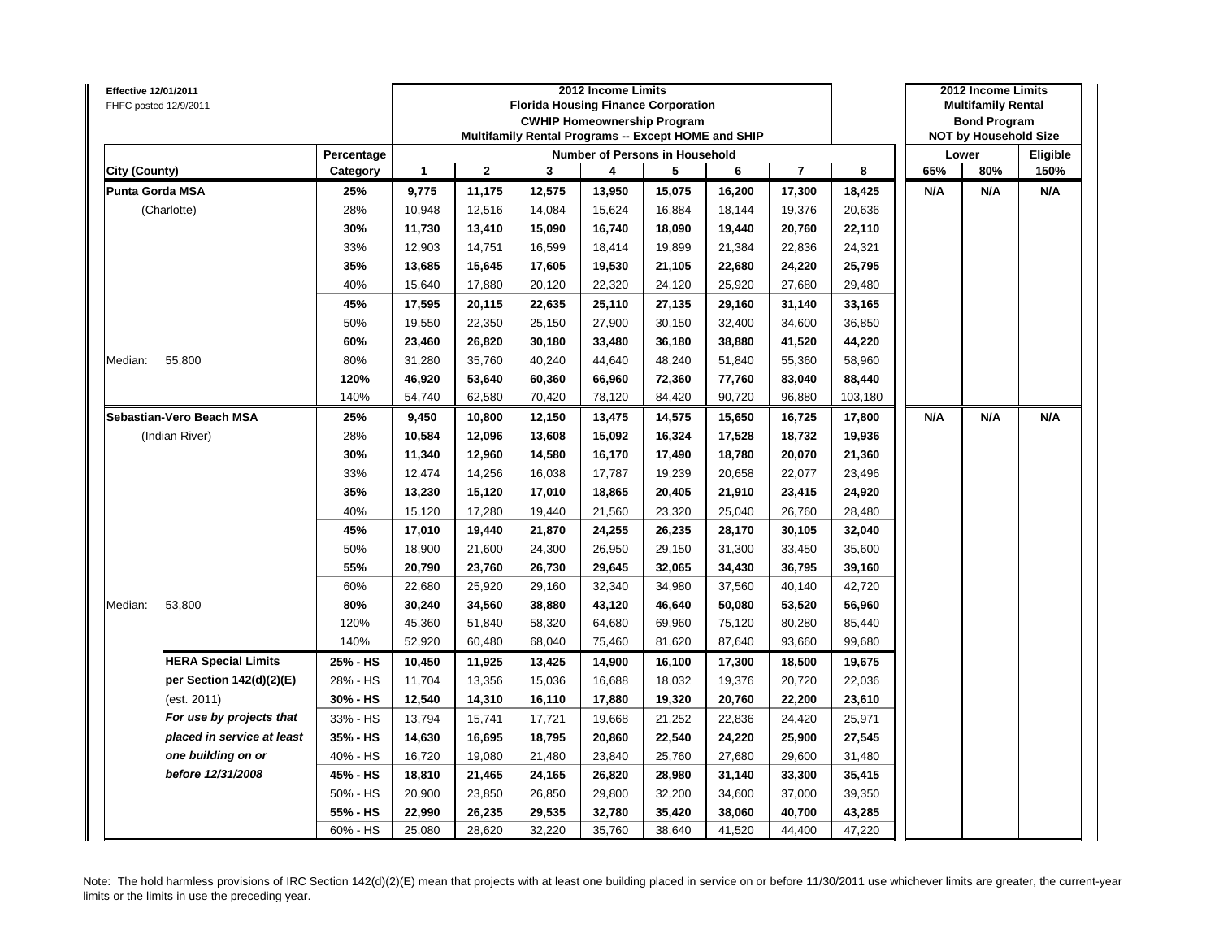**Effective 12/01/2011**
FHFC posted 12/9/2011

| City (County) | | Percentage Category | 2012 Income Limits Florida Housing Finance Corporation CWHIP Homeownership Program Multifamily Rental Programs -- Except HOME and SHIP — Number of Persons in Household: 1 | 2 | 3 | 4 | 5 | 6 | 7 | 8 | 2012 Income Limits Multifamily Rental Bond Program NOT by Household Size — Lower 65% | Lower 80% | Eligible 150% |
|---|---|---|---|---|---|---|---|---|---|---|---|---|---|
| **Punta Gorda MSA** | | **25%** | **9,775** | **11,175** | **12,575** | **13,950** | **15,075** | **16,200** | **17,300** | **18,425** | **N/A** | **N/A** | **N/A** |
| (Charlotte) | | 28% | 10,948 | 12,516 | 14,084 | 15,624 | 16,884 | 18,144 | 19,376 | 20,636 | | | |
| | | **30%** | **11,730** | **13,410** | **15,090** | **16,740** | **18,090** | **19,440** | **20,760** | **22,110** | | | |
| | | 33% | 12,903 | 14,751 | 16,599 | 18,414 | 19,899 | 21,384 | 22,836 | 24,321 | | | |
| | | **35%** | **13,685** | **15,645** | **17,605** | **19,530** | **21,105** | **22,680** | **24,220** | **25,795** | | | |
| | | 40% | 15,640 | 17,880 | 20,120 | 22,320 | 24,120 | 25,920 | 27,680 | 29,480 | | | |
| | | **45%** | **17,595** | **20,115** | **22,635** | **25,110** | **27,135** | **29,160** | **31,140** | **33,165** | | | |
| | | 50% | 19,550 | 22,350 | 25,150 | 27,900 | 30,150 | 32,400 | 34,600 | 36,850 | | | |
| | | **60%** | **23,460** | **26,820** | **30,180** | **33,480** | **36,180** | **38,880** | **41,520** | **44,220** | | | |
| Median: | 55,800 | 80% | 31,280 | 35,760 | 40,240 | 44,640 | 48,240 | 51,840 | 55,360 | 58,960 | | | |
| | | **120%** | **46,920** | **53,640** | **60,360** | **66,960** | **72,360** | **77,760** | **83,040** | **88,440** | | | |
| | | 140% | 54,740 | 62,580 | 70,420 | 78,120 | 84,420 | 90,720 | 96,880 | 103,180 | | | |
| **Sebastian-Vero Beach MSA** | | **25%** | **9,450** | **10,800** | **12,150** | **13,475** | **14,575** | **15,650** | **16,725** | **17,800** | **N/A** | **N/A** | **N/A** |
| (Indian River) | | 28% | 10,584 | 12,096 | 13,608 | 15,092 | 16,324 | 17,528 | 18,732 | 19,936 | | | |
| | | **30%** | **11,340** | **12,960** | **14,580** | **16,170** | **17,490** | **18,780** | **20,070** | **21,360** | | | |
| | | 33% | 12,474 | 14,256 | 16,038 | 17,787 | 19,239 | 20,658 | 22,077 | 23,496 | | | |
| | | **35%** | **13,230** | **15,120** | **17,010** | **18,865** | **20,405** | **21,910** | **23,415** | **24,920** | | | |
| | | 40% | 15,120 | 17,280 | 19,440 | 21,560 | 23,320 | 25,040 | 26,760 | 28,480 | | | |
| | | **45%** | **17,010** | **19,440** | **21,870** | **24,255** | **26,235** | **28,170** | **30,105** | **32,040** | | | |
| | | 50% | 18,900 | 21,600 | 24,300 | 26,950 | 29,150 | 31,300 | 33,450 | 35,600 | | | |
| | | **55%** | **20,790** | **23,760** | **26,730** | **29,645** | **32,065** | **34,430** | **36,795** | **39,160** | | | |
| | | 60% | 22,680 | 25,920 | 29,160 | 32,340 | 34,980 | 37,560 | 40,140 | 42,720 | | | |
| Median: | 53,800 | **80%** | **30,240** | **34,560** | **38,880** | **43,120** | **46,640** | **50,080** | **53,520** | **56,960** | | | |
| | | 120% | 45,360 | 51,840 | 58,320 | 64,680 | 69,960 | 75,120 | 80,280 | 85,440 | | | |
| | | 140% | 52,920 | 60,480 | 68,040 | 75,460 | 81,620 | 87,640 | 93,660 | 99,680 | | | |
| | **HERA Special Limits** | **25% - HS** | **10,450** | **11,925** | **13,425** | **14,900** | **16,100** | **17,300** | **18,500** | **19,675** | | | |
| | **per Section 142(d)(2)(E)** | 28% - HS | 11,704 | 13,356 | 15,036 | 16,688 | 18,032 | 19,376 | 20,720 | 22,036 | | | |
| | (est. 2011) | **30% - HS** | **12,540** | **14,310** | **16,110** | **17,880** | **19,320** | **20,760** | **22,200** | **23,610** | | | |
| | ***For use by projects that*** | 33% - HS | 13,794 | 15,741 | 17,721 | 19,668 | 21,252 | 22,836 | 24,420 | 25,971 | | | |
| | ***placed in service at least*** | **35% - HS** | **14,630** | **16,695** | **18,795** | **20,860** | **22,540** | **24,220** | **25,900** | **27,545** | | | |
| | ***one building on or*** | 40% - HS | 16,720 | 19,080 | 21,480 | 23,840 | 25,760 | 27,680 | 29,600 | 31,480 | | | |
| | ***before 12/31/2008*** | **45% - HS** | **18,810** | **21,465** | **24,165** | **26,820** | **28,980** | **31,140** | **33,300** | **35,415** | | | |
| | | 50% - HS | 20,900 | 23,850 | 26,850 | 29,800 | 32,200 | 34,600 | 37,000 | 39,350 | | | |
| | | **55% - HS** | **22,990** | **26,235** | **29,535** | **32,780** | **35,420** | **38,060** | **40,700** | **43,285** | | | |
| | | 60% - HS | 25,080 | 28,620 | 32,220 | 35,760 | 38,640 | 41,520 | 44,400 | 47,220 | | | |

Note: The hold harmless provisions of IRC Section 142(d)(2)(E) mean that projects with at least one building placed in service on or before 11/30/2011 use whichever limits are greater, the current-year limits or the limits in use the preceding year.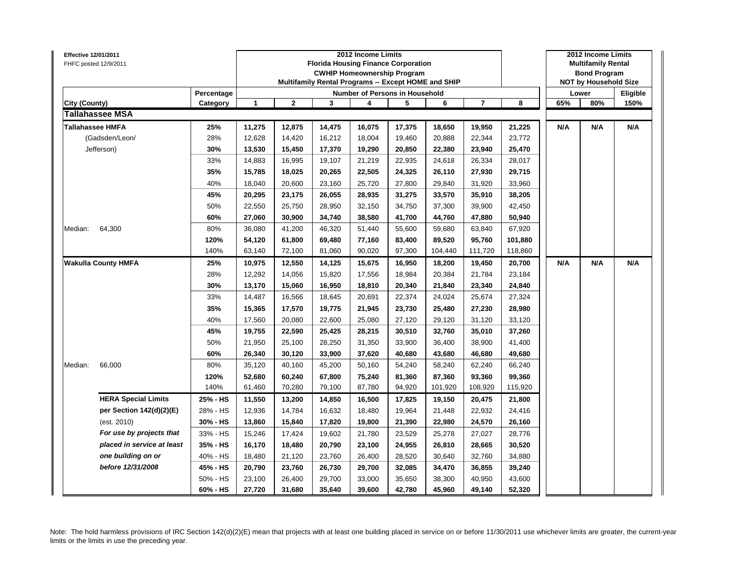Effective 12/01/2011
FHFC posted 12/9/2011

| | | 2012 Income Limits Florida Housing Finance Corporation CWHIP Homeownership Program Multifamily Rental Programs -- Except HOME and SHIP | | | | | | | | 2012 Income Limits Multifamily Rental Bond Program NOT by Household Size | | |
|---|---|---|---|---|---|---|---|---|---|---|---|---|
| | Percentage | Number of Persons in Household | | | | | | | | Lower | | Eligible |
| City (County) | Category | 1 | 2 | 3 | 4 | 5 | 6 | 7 | 8 | 65% | 80% | 150% |
| **Tallahassee MSA** | | | | | | | | | | | | |
| **Tallahassee HMFA** | **25%** | **11,275** | **12,875** | **14,475** | **16,075** | **17,375** | **18,650** | **19,950** | **21,225** | **N/A** | **N/A** | **N/A** |
| (Gadsden/Leon/ | 28% | 12,628 | 14,420 | 16,212 | 18,004 | 19,460 | 20,888 | 22,344 | 23,772 | | | |
| Jefferson) | **30%** | **13,530** | **15,450** | **17,370** | **19,290** | **20,850** | **22,380** | **23,940** | **25,470** | | | |
| | 33% | 14,883 | 16,995 | 19,107 | 21,219 | 22,935 | 24,618 | 26,334 | 28,017 | | | |
| | **35%** | **15,785** | **18,025** | **20,265** | **22,505** | **24,325** | **26,110** | **27,930** | **29,715** | | | |
| | 40% | 18,040 | 20,600 | 23,160 | 25,720 | 27,800 | 29,840 | 31,920 | 33,960 | | | |
| | **45%** | **20,295** | **23,175** | **26,055** | **28,935** | **31,275** | **33,570** | **35,910** | **38,205** | | | |
| | 50% | 22,550 | 25,750 | 28,950 | 32,150 | 34,750 | 37,300 | 39,900 | 42,450 | | | |
| | **60%** | **27,060** | **30,900** | **34,740** | **38,580** | **41,700** | **44,760** | **47,880** | **50,940** | | | |
| Median: 64,300 | 80% | 36,080 | 41,200 | 46,320 | 51,440 | 55,600 | 59,680 | 63,840 | 67,920 | | | |
| | **120%** | **54,120** | **61,800** | **69,480** | **77,160** | **83,400** | **89,520** | **95,760** | **101,880** | | | |
| | 140% | 63,140 | 72,100 | 81,060 | 90,020 | 97,300 | 104,440 | 111,720 | 118,860 | | | |
| **Wakulla County HMFA** | **25%** | **10,975** | **12,550** | **14,125** | **15,675** | **16,950** | **18,200** | **19,450** | **20,700** | **N/A** | **N/A** | **N/A** |
| | 28% | 12,292 | 14,056 | 15,820 | 17,556 | 18,984 | 20,384 | 21,784 | 23,184 | | | |
| | **30%** | **13,170** | **15,060** | **16,950** | **18,810** | **20,340** | **21,840** | **23,340** | **24,840** | | | |
| | 33% | 14,487 | 16,566 | 18,645 | 20,691 | 22,374 | 24,024 | 25,674 | 27,324 | | | |
| | **35%** | **15,365** | **17,570** | **19,775** | **21,945** | **23,730** | **25,480** | **27,230** | **28,980** | | | |
| | 40% | 17,560 | 20,080 | 22,600 | 25,080 | 27,120 | 29,120 | 31,120 | 33,120 | | | |
| | **45%** | **19,755** | **22,590** | **25,425** | **28,215** | **30,510** | **32,760** | **35,010** | **37,260** | | | |
| | 50% | 21,950 | 25,100 | 28,250 | 31,350 | 33,900 | 36,400 | 38,900 | 41,400 | | | |
| | **60%** | **26,340** | **30,120** | **33,900** | **37,620** | **40,680** | **43,680** | **46,680** | **49,680** | | | |
| Median: 66,000 | 80% | 35,120 | 40,160 | 45,200 | 50,160 | 54,240 | 58,240 | 62,240 | 66,240 | | | |
| | **120%** | **52,680** | **60,240** | **67,800** | **75,240** | **81,360** | **87,360** | **93,360** | **99,360** | | | |
| | 140% | 61,460 | 70,280 | 79,100 | 87,780 | 94,920 | 101,920 | 108,920 | 115,920 | | | |
| **HERA Special Limits** | **25% - HS** | **11,550** | **13,200** | **14,850** | **16,500** | **17,825** | **19,150** | **20,475** | **21,800** | | | |
| **per Section 142(d)(2)(E)** | 28% - HS | 12,936 | 14,784 | 16,632 | 18,480 | 19,964 | 21,448 | 22,932 | 24,416 | | | |
| (est. 2010) | **30% - HS** | **13,860** | **15,840** | **17,820** | **19,800** | **21,390** | **22,980** | **24,570** | **26,160** | | | |
| ***For use by projects that*** | 33% - HS | 15,246 | 17,424 | 19,602 | 21,780 | 23,529 | 25,278 | 27,027 | 28,776 | | | |
| ***placed in service at least*** | **35% - HS** | **16,170** | **18,480** | **20,790** | **23,100** | **24,955** | **26,810** | **28,665** | **30,520** | | | |
| ***one building on or*** | 40% - HS | 18,480 | 21,120 | 23,760 | 26,400 | 28,520 | 30,640 | 32,760 | 34,880 | | | |
| ***before 12/31/2008*** | **45% - HS** | **20,790** | **23,760** | **26,730** | **29,700** | **32,085** | **34,470** | **36,855** | **39,240** | | | |
| | 50% - HS | 23,100 | 26,400 | 29,700 | 33,000 | 35,650 | 38,300 | 40,950 | 43,600 | | | |
| | **60% - HS** | **27,720** | **31,680** | **35,640** | **39,600** | **42,780** | **45,960** | **49,140** | **52,320** | | | |

Note: The hold harmless provisions of IRC Section 142(d)(2)(E) mean that projects with at least one building placed in service on or before 11/30/2011 use whichever limits are greater, the current-year limits or the limits in use the preceding year.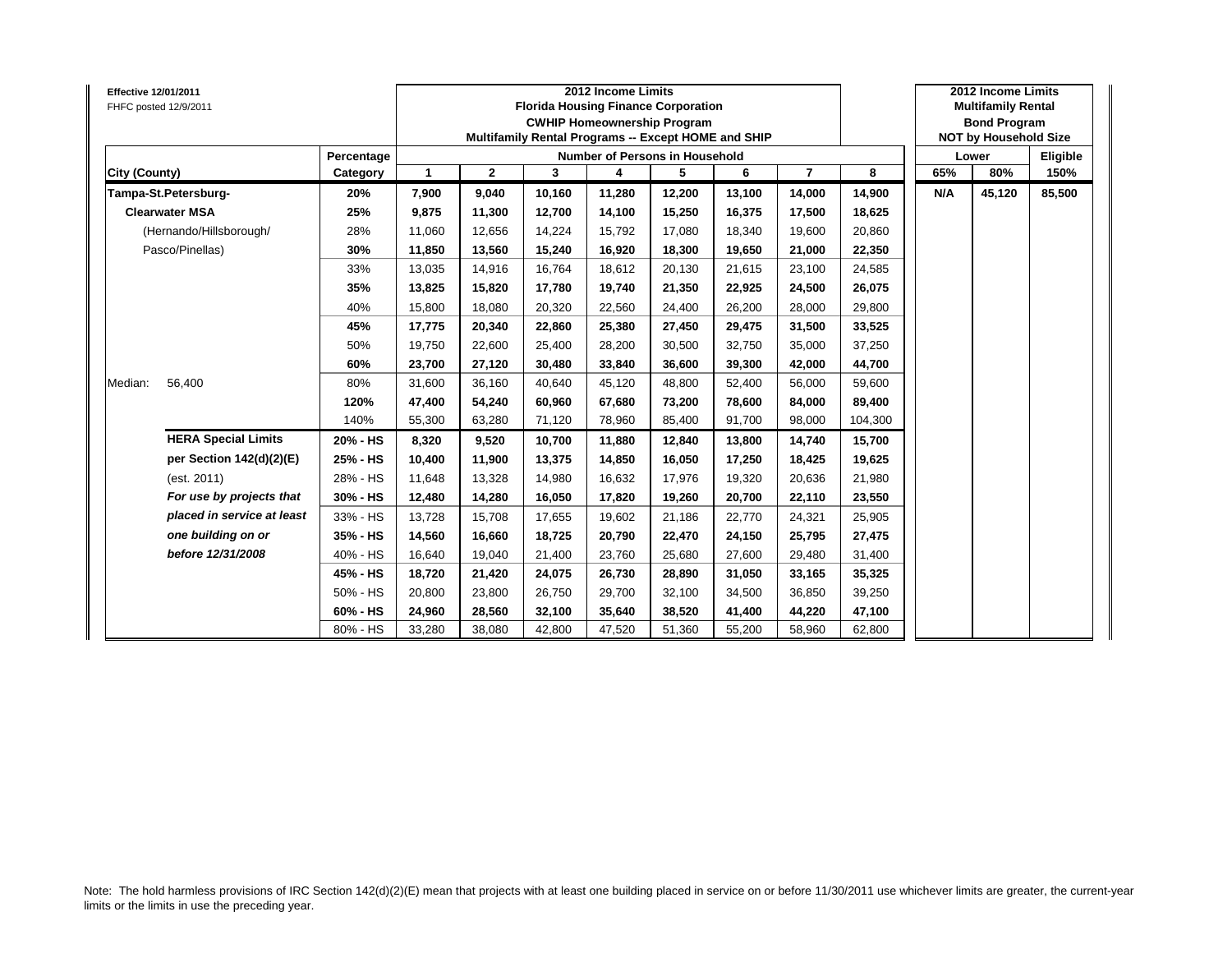**Effective 12/01/2011**
FHFC posted 12/9/2011

| | | 2012 Income Limits<br>Florida Housing Finance Corporation<br>CWHIP Homeownership Program<br>Multifamily Rental Programs -- Except HOME and SHIP | | | | | | | | 2012 Income Limits<br>Multifamily Rental<br>Bond Program<br>NOT by Household Size | | |
|---|---|---|---|---|---|---|---|---|---|---|---|---|
| | **Percentage** | **Number of Persons in Household** | | | | | | | | **Lower** | | **Eligible** |
| **City (County)** | **Category** | **1** | **2** | **3** | **4** | **5** | **6** | **7** | **8** | **65%** | **80%** | **150%** |
| **Tampa-St.Petersburg-** | **20%** | **7,900** | **9,040** | **10,160** | **11,280** | **12,200** | **13,100** | **14,000** | **14,900** | **N/A** | **45,120** | **85,500** |
| **Clearwater MSA** | **25%** | **9,875** | **11,300** | **12,700** | **14,100** | **15,250** | **16,375** | **17,500** | **18,625** | | | |
| (Hernando/Hillsborough/ | 28% | 11,060 | 12,656 | 14,224 | 15,792 | 17,080 | 18,340 | 19,600 | 20,860 | | | |
| Pasco/Pinellas) | **30%** | **11,850** | **13,560** | **15,240** | **16,920** | **18,300** | **19,650** | **21,000** | **22,350** | | | |
| | 33% | 13,035 | 14,916 | 16,764 | 18,612 | 20,130 | 21,615 | 23,100 | 24,585 | | | |
| | **35%** | **13,825** | **15,820** | **17,780** | **19,740** | **21,350** | **22,925** | **24,500** | **26,075** | | | |
| | 40% | 15,800 | 18,080 | 20,320 | 22,560 | 24,400 | 26,200 | 28,000 | 29,800 | | | |
| | **45%** | **17,775** | **20,340** | **22,860** | **25,380** | **27,450** | **29,475** | **31,500** | **33,525** | | | |
| | 50% | 19,750 | 22,600 | 25,400 | 28,200 | 30,500 | 32,750 | 35,000 | 37,250 | | | |
| | **60%** | **23,700** | **27,120** | **30,480** | **33,840** | **36,600** | **39,300** | **42,000** | **44,700** | | | |
| Median: 56,400 | 80% | 31,600 | 36,160 | 40,640 | 45,120 | 48,800 | 52,400 | 56,000 | 59,600 | | | |
| | **120%** | **47,400** | **54,240** | **60,960** | **67,680** | **73,200** | **78,600** | **84,000** | **89,400** | | | |
| | 140% | 55,300 | 63,280 | 71,120 | 78,960 | 85,400 | 91,700 | 98,000 | 104,300 | | | |
| **HERA Special Limits** | **20% - HS** | **8,320** | **9,520** | **10,700** | **11,880** | **12,840** | **13,800** | **14,740** | **15,700** | | | |
| **per Section 142(d)(2)(E)** | **25% - HS** | **10,400** | **11,900** | **13,375** | **14,850** | **16,050** | **17,250** | **18,425** | **19,625** | | | |
| (est. 2011) | 28% - HS | 11,648 | 13,328 | 14,980 | 16,632 | 17,976 | 19,320 | 20,636 | 21,980 | | | |
| ***For use by projects that*** | **30% - HS** | **12,480** | **14,280** | **16,050** | **17,820** | **19,260** | **20,700** | **22,110** | **23,550** | | | |
| ***placed in service at least*** | 33% - HS | 13,728 | 15,708 | 17,655 | 19,602 | 21,186 | 22,770 | 24,321 | 25,905 | | | |
| ***one building on or*** | **35% - HS** | **14,560** | **16,660** | **18,725** | **20,790** | **22,470** | **24,150** | **25,795** | **27,475** | | | |
| ***before 12/31/2008*** | 40% - HS | 16,640 | 19,040 | 21,400 | 23,760 | 25,680 | 27,600 | 29,480 | 31,400 | | | |
| | **45% - HS** | **18,720** | **21,420** | **24,075** | **26,730** | **28,890** | **31,050** | **33,165** | **35,325** | | | |
| | 50% - HS | 20,800 | 23,800 | 26,750 | 29,700 | 32,100 | 34,500 | 36,850 | 39,250 | | | |
| | **60% - HS** | **24,960** | **28,560** | **32,100** | **35,640** | **38,520** | **41,400** | **44,220** | **47,100** | | | |
| | 80% - HS | 33,280 | 38,080 | 42,800 | 47,520 | 51,360 | 55,200 | 58,960 | 62,800 | | | |

Note: The hold harmless provisions of IRC Section 142(d)(2)(E) mean that projects with at least one building placed in service on or before 11/30/2011 use whichever limits are greater, the current-year limits or the limits in use the preceding year.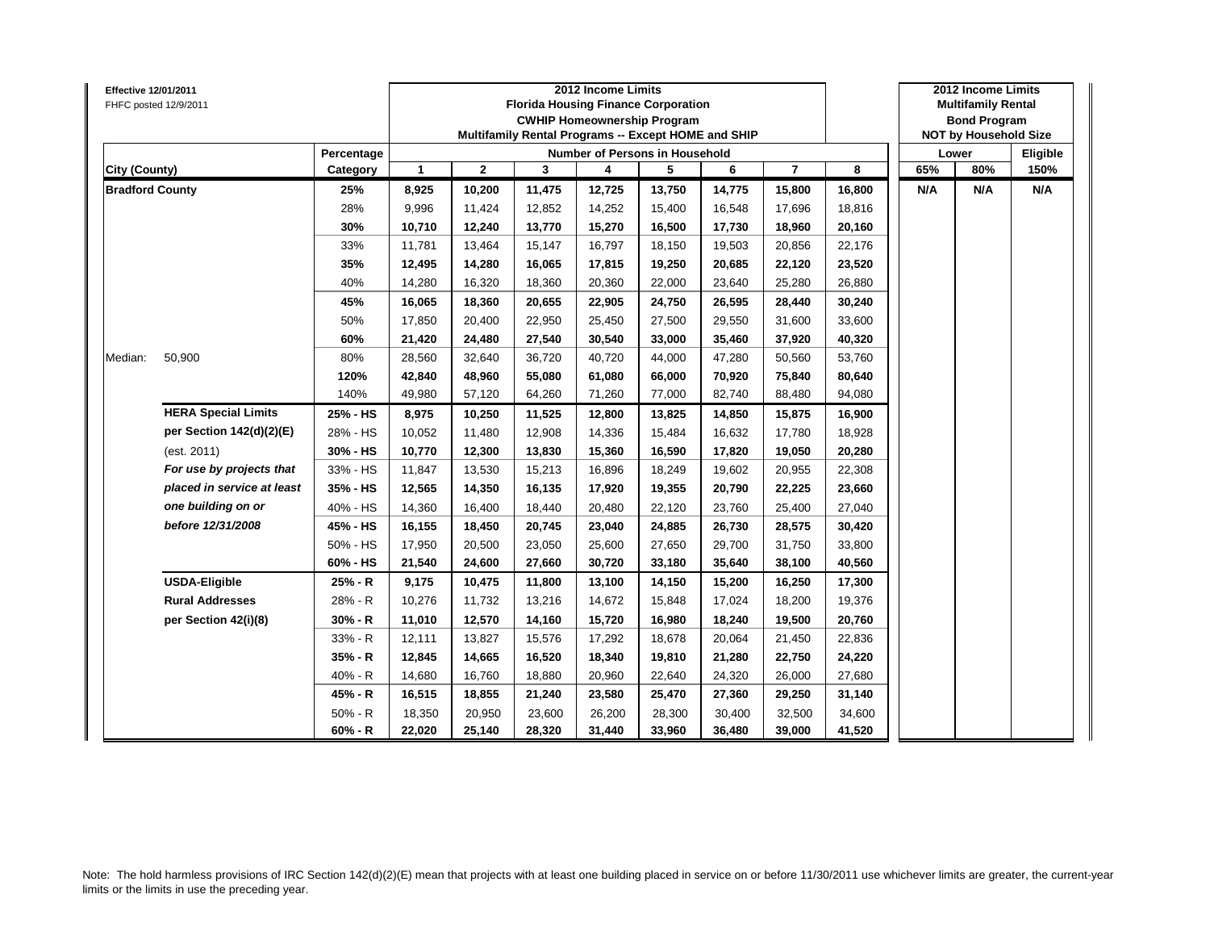**Effective 12/01/2011**
FHFC posted 12/9/2011

| City (County) | | Percentage Category | 2012 Income Limits Florida Housing Finance Corporation CWHIP Homeownership Program Multifamily Rental Programs -- Except HOME and SHIP — Number of Persons in Household: 1 | 2 | 3 | 4 | 5 | 6 | 7 | 8 | 2012 Income Limits Multifamily Rental Bond Program NOT by Household Size — Lower 65% | Lower 80% | Eligible 150% |
|---|---|---|---|---|---|---|---|---|---|---|---|---|---|
| **Bradford County** | | **25%** | **8,925** | **10,200** | **11,475** | **12,725** | **13,750** | **14,775** | **15,800** | **16,800** | **N/A** | **N/A** | **N/A** |
| | | 28% | 9,996 | 11,424 | 12,852 | 14,252 | 15,400 | 16,548 | 17,696 | 18,816 | | | |
| | | **30%** | **10,710** | **12,240** | **13,770** | **15,270** | **16,500** | **17,730** | **18,960** | **20,160** | | | |
| | | 33% | 11,781 | 13,464 | 15,147 | 16,797 | 18,150 | 19,503 | 20,856 | 22,176 | | | |
| | | **35%** | **12,495** | **14,280** | **16,065** | **17,815** | **19,250** | **20,685** | **22,120** | **23,520** | | | |
| | | 40% | 14,280 | 16,320 | 18,360 | 20,360 | 22,000 | 23,640 | 25,280 | 26,880 | | | |
| | | **45%** | **16,065** | **18,360** | **20,655** | **22,905** | **24,750** | **26,595** | **28,440** | **30,240** | | | |
| | | 50% | 17,850 | 20,400 | 22,950 | 25,450 | 27,500 | 29,550 | 31,600 | 33,600 | | | |
| | | **60%** | **21,420** | **24,480** | **27,540** | **30,540** | **33,000** | **35,460** | **37,920** | **40,320** | | | |
| Median: | 50,900 | 80% | 28,560 | 32,640 | 36,720 | 40,720 | 44,000 | 47,280 | 50,560 | 53,760 | | | |
| | | **120%** | **42,840** | **48,960** | **55,080** | **61,080** | **66,000** | **70,920** | **75,840** | **80,640** | | | |
| | | 140% | 49,980 | 57,120 | 64,260 | 71,260 | 77,000 | 82,740 | 88,480 | 94,080 | | | |
| | **HERA Special Limits** | **25% - HS** | **8,975** | **10,250** | **11,525** | **12,800** | **13,825** | **14,850** | **15,875** | **16,900** | | | |
| | **per Section 142(d)(2)(E)** | 28% - HS | 10,052 | 11,480 | 12,908 | 14,336 | 15,484 | 16,632 | 17,780 | 18,928 | | | |
| | (est. 2011) | **30% - HS** | **10,770** | **12,300** | **13,830** | **15,360** | **16,590** | **17,820** | **19,050** | **20,280** | | | |
| | ***For use by projects that*** | 33% - HS | 11,847 | 13,530 | 15,213 | 16,896 | 18,249 | 19,602 | 20,955 | 22,308 | | | |
| | ***placed in service at least*** | **35% - HS** | **12,565** | **14,350** | **16,135** | **17,920** | **19,355** | **20,790** | **22,225** | **23,660** | | | |
| | ***one building on or*** | 40% - HS | 14,360 | 16,400 | 18,440 | 20,480 | 22,120 | 23,760 | 25,400 | 27,040 | | | |
| | ***before 12/31/2008*** | **45% - HS** | **16,155** | **18,450** | **20,745** | **23,040** | **24,885** | **26,730** | **28,575** | **30,420** | | | |
| | | 50% - HS | 17,950 | 20,500 | 23,050 | 25,600 | 27,650 | 29,700 | 31,750 | 33,800 | | | |
| | | **60% - HS** | **21,540** | **24,600** | **27,660** | **30,720** | **33,180** | **35,640** | **38,100** | **40,560** | | | |
| | **USDA-Eligible** | **25% - R** | **9,175** | **10,475** | **11,800** | **13,100** | **14,150** | **15,200** | **16,250** | **17,300** | | | |
| | **Rural Addresses** | 28% - R | 10,276 | 11,732 | 13,216 | 14,672 | 15,848 | 17,024 | 18,200 | 19,376 | | | |
| | **per Section 42(i)(8)** | **30% - R** | **11,010** | **12,570** | **14,160** | **15,720** | **16,980** | **18,240** | **19,500** | **20,760** | | | |
| | | 33% - R | 12,111 | 13,827 | 15,576 | 17,292 | 18,678 | 20,064 | 21,450 | 22,836 | | | |
| | | **35% - R** | **12,845** | **14,665** | **16,520** | **18,340** | **19,810** | **21,280** | **22,750** | **24,220** | | | |
| | | 40% - R | 14,680 | 16,760 | 18,880 | 20,960 | 22,640 | 24,320 | 26,000 | 27,680 | | | |
| | | **45% - R** | **16,515** | **18,855** | **21,240** | **23,580** | **25,470** | **27,360** | **29,250** | **31,140** | | | |
| | | 50% - R | 18,350 | 20,950 | 23,600 | 26,200 | 28,300 | 30,400 | 32,500 | 34,600 | | | |
| | | **60% - R** | **22,020** | **25,140** | **28,320** | **31,440** | **33,960** | **36,480** | **39,000** | **41,520** | | | |

Note: The hold harmless provisions of IRC Section 142(d)(2)(E) mean that projects with at least one building placed in service on or before 11/30/2011 use whichever limits are greater, the current-year limits or the limits in use the preceding year.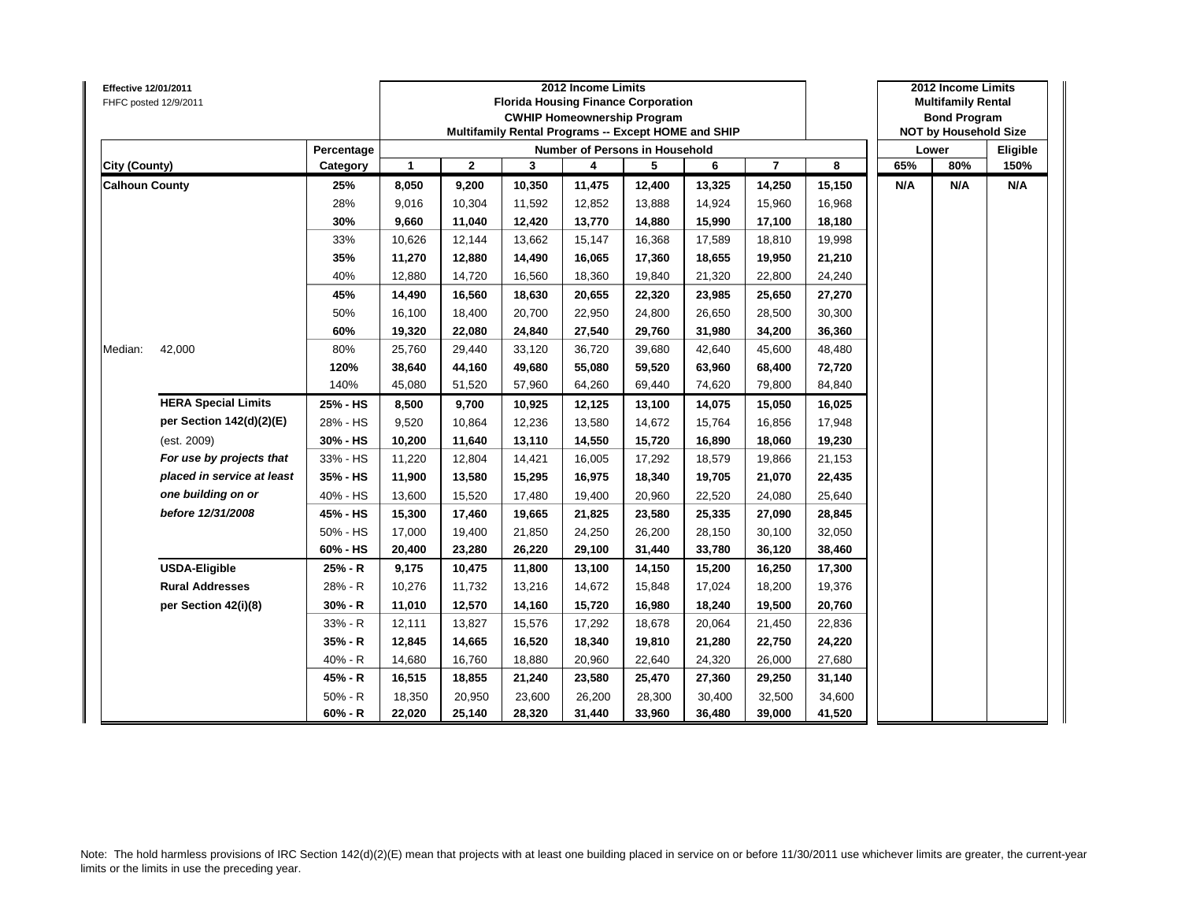**Effective 12/01/2011**
FHFC posted 12/9/2011

| | | Percentage | 2012 Income Limits Florida Housing Finance Corporation CWHIP Homeownership Program Multifamily Rental Programs -- Except HOME and SHIP | | | | | | | | 2012 Income Limits Multifamily Rental Bond Program NOT by Household Size | | |
|---|---|---|---|---|---|---|---|---|---|---|---|---|---|
| | | | Number of Persons in Household | | | | | | | | Lower | | Eligible |
| **City (County)** | | **Category** | **1** | **2** | **3** | **4** | **5** | **6** | **7** | **8** | **65%** | **80%** | **150%** |
| **Calhoun County** | | **25%** | **8,050** | **9,200** | **10,350** | **11,475** | **12,400** | **13,325** | **14,250** | **15,150** | **N/A** | **N/A** | **N/A** |
| | | 28% | 9,016 | 10,304 | 11,592 | 12,852 | 13,888 | 14,924 | 15,960 | 16,968 | | | |
| | | **30%** | **9,660** | **11,040** | **12,420** | **13,770** | **14,880** | **15,990** | **17,100** | **18,180** | | | |
| | | 33% | 10,626 | 12,144 | 13,662 | 15,147 | 16,368 | 17,589 | 18,810 | 19,998 | | | |
| | | **35%** | **11,270** | **12,880** | **14,490** | **16,065** | **17,360** | **18,655** | **19,950** | **21,210** | | | |
| | | 40% | 12,880 | 14,720 | 16,560 | 18,360 | 19,840 | 21,320 | 22,800 | 24,240 | | | |
| | | **45%** | **14,490** | **16,560** | **18,630** | **20,655** | **22,320** | **23,985** | **25,650** | **27,270** | | | |
| | | 50% | 16,100 | 18,400 | 20,700 | 22,950 | 24,800 | 26,650 | 28,500 | 30,300 | | | |
| | | **60%** | **19,320** | **22,080** | **24,840** | **27,540** | **29,760** | **31,980** | **34,200** | **36,360** | | | |
| Median: | 42,000 | 80% | 25,760 | 29,440 | 33,120 | 36,720 | 39,680 | 42,640 | 45,600 | 48,480 | | | |
| | | **120%** | **38,640** | **44,160** | **49,680** | **55,080** | **59,520** | **63,960** | **68,400** | **72,720** | | | |
| | | 140% | 45,080 | 51,520 | 57,960 | 64,260 | 69,440 | 74,620 | 79,800 | 84,840 | | | |
| | **HERA Special Limits** | **25% - HS** | **8,500** | **9,700** | **10,925** | **12,125** | **13,100** | **14,075** | **15,050** | **16,025** | | | |
| | **per Section 142(d)(2)(E)** | 28% - HS | 9,520 | 10,864 | 12,236 | 13,580 | 14,672 | 15,764 | 16,856 | 17,948 | | | |
| | (est. 2009) | **30% - HS** | **10,200** | **11,640** | **13,110** | **14,550** | **15,720** | **16,890** | **18,060** | **19,230** | | | |
| | *For use by projects that* | 33% - HS | 11,220 | 12,804 | 14,421 | 16,005 | 17,292 | 18,579 | 19,866 | 21,153 | | | |
| | *placed in service at least* | **35% - HS** | **11,900** | **13,580** | **15,295** | **16,975** | **18,340** | **19,705** | **21,070** | **22,435** | | | |
| | *one building on or* | 40% - HS | 13,600 | 15,520 | 17,480 | 19,400 | 20,960 | 22,520 | 24,080 | 25,640 | | | |
| | *before 12/31/2008* | **45% - HS** | **15,300** | **17,460** | **19,665** | **21,825** | **23,580** | **25,335** | **27,090** | **28,845** | | | |
| | | 50% - HS | 17,000 | 19,400 | 21,850 | 24,250 | 26,200 | 28,150 | 30,100 | 32,050 | | | |
| | | **60% - HS** | **20,400** | **23,280** | **26,220** | **29,100** | **31,440** | **33,780** | **36,120** | **38,460** | | | |
| | **USDA-Eligible** | **25% - R** | **9,175** | **10,475** | **11,800** | **13,100** | **14,150** | **15,200** | **16,250** | **17,300** | | | |
| | **Rural Addresses** | 28% - R | 10,276 | 11,732 | 13,216 | 14,672 | 15,848 | 17,024 | 18,200 | 19,376 | | | |
| | **per Section 42(i)(8)** | **30% - R** | **11,010** | **12,570** | **14,160** | **15,720** | **16,980** | **18,240** | **19,500** | **20,760** | | | |
| | | 33% - R | 12,111 | 13,827 | 15,576 | 17,292 | 18,678 | 20,064 | 21,450 | 22,836 | | | |
| | | **35% - R** | **12,845** | **14,665** | **16,520** | **18,340** | **19,810** | **21,280** | **22,750** | **24,220** | | | |
| | | 40% - R | 14,680 | 16,760 | 18,880 | 20,960 | 22,640 | 24,320 | 26,000 | 27,680 | | | |
| | | **45% - R** | **16,515** | **18,855** | **21,240** | **23,580** | **25,470** | **27,360** | **29,250** | **31,140** | | | |
| | | 50% - R | 18,350 | 20,950 | 23,600 | 26,200 | 28,300 | 30,400 | 32,500 | 34,600 | | | |
| | | **60% - R** | **22,020** | **25,140** | **28,320** | **31,440** | **33,960** | **36,480** | **39,000** | **41,520** | | | |

Note: The hold harmless provisions of IRC Section 142(d)(2)(E) mean that projects with at least one building placed in service on or before 11/30/2011 use whichever limits are greater, the current-year limits or the limits in use the preceding year.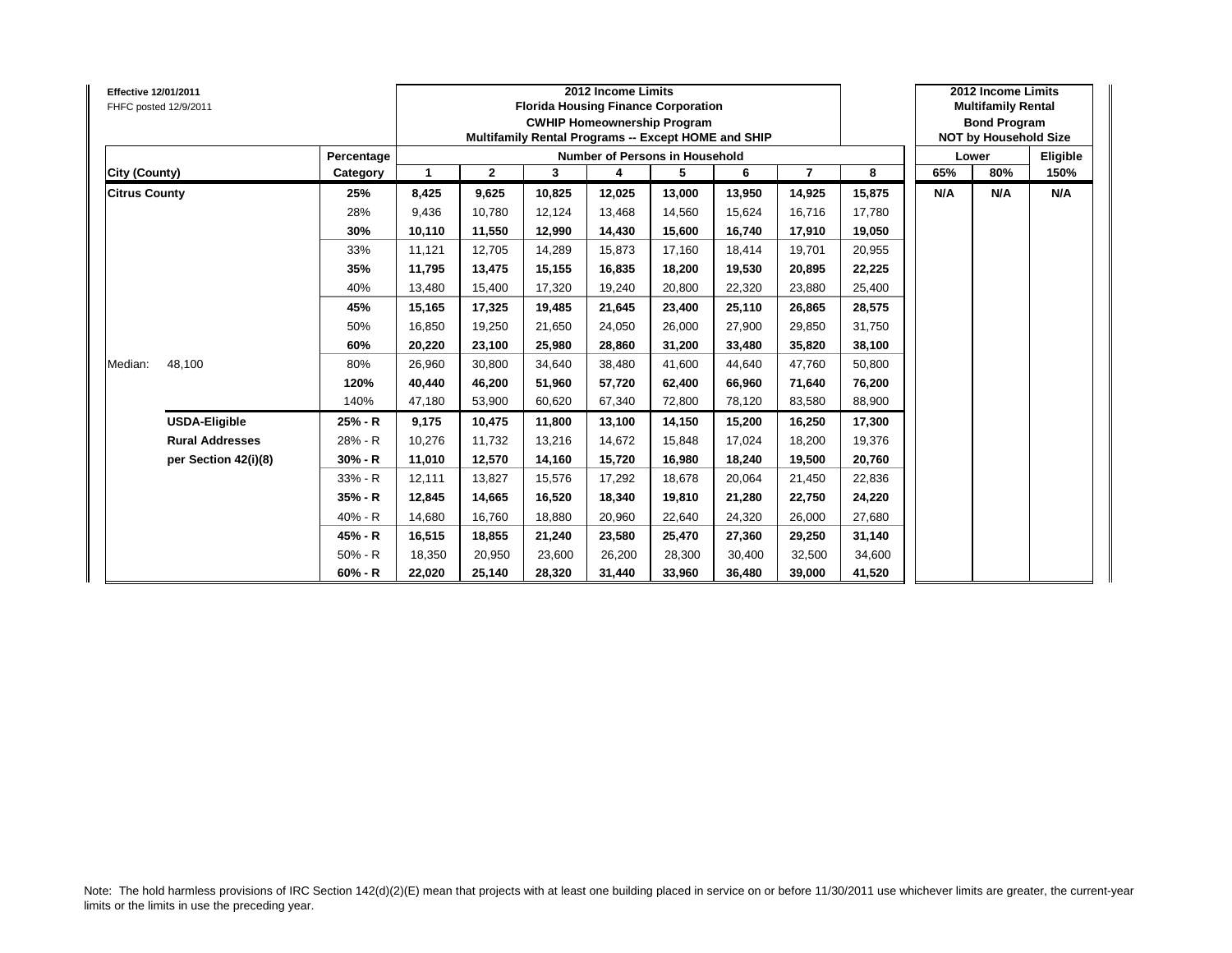Effective 12/01/2011
FHFC posted 12/9/2011

| | | 2012 Income Limits Florida Housing Finance Corporation CWHIP Homeownership Program Multifamily Rental Programs -- Except HOME and SHIP | | | | | | | | 2012 Income Limits Multifamily Rental Bond Program NOT by Household Size | | |
|---|---|---|---|---|---|---|---|---|---|---|---|---|
| | Percentage | Number of Persons in Household | | | | | | | | Lower | | Eligible |
| City (County) | Category | 1 | 2 | 3 | 4 | 5 | 6 | 7 | 8 | 65% | 80% | 150% |
| **Citrus County** | **25%** | **8,425** | **9,625** | **10,825** | **12,025** | **13,000** | **13,950** | **14,925** | **15,875** | **N/A** | **N/A** | **N/A** |
| | 28% | 9,436 | 10,780 | 12,124 | 13,468 | 14,560 | 15,624 | 16,716 | 17,780 | | | |
| | **30%** | **10,110** | **11,550** | **12,990** | **14,430** | **15,600** | **16,740** | **17,910** | **19,050** | | | |
| | 33% | 11,121 | 12,705 | 14,289 | 15,873 | 17,160 | 18,414 | 19,701 | 20,955 | | | |
| | **35%** | **11,795** | **13,475** | **15,155** | **16,835** | **18,200** | **19,530** | **20,895** | **22,225** | | | |
| | 40% | 13,480 | 15,400 | 17,320 | 19,240 | 20,800 | 22,320 | 23,880 | 25,400 | | | |
| | **45%** | **15,165** | **17,325** | **19,485** | **21,645** | **23,400** | **25,110** | **26,865** | **28,575** | | | |
| | 50% | 16,850 | 19,250 | 21,650 | 24,050 | 26,000 | 27,900 | 29,850 | 31,750 | | | |
| | **60%** | **20,220** | **23,100** | **25,980** | **28,860** | **31,200** | **33,480** | **35,820** | **38,100** | | | |
| Median: 48,100 | 80% | 26,960 | 30,800 | 34,640 | 38,480 | 41,600 | 44,640 | 47,760 | 50,800 | | | |
| | **120%** | **40,440** | **46,200** | **51,960** | **57,720** | **62,400** | **66,960** | **71,640** | **76,200** | | | |
| | 140% | 47,180 | 53,900 | 60,620 | 67,340 | 72,800 | 78,120 | 83,580 | 88,900 | | | |
| **USDA-Eligible** | **25% - R** | **9,175** | **10,475** | **11,800** | **13,100** | **14,150** | **15,200** | **16,250** | **17,300** | | | |
| **Rural Addresses** | 28% - R | 10,276 | 11,732 | 13,216 | 14,672 | 15,848 | 17,024 | 18,200 | 19,376 | | | |
| **per Section 42(i)(8)** | **30% - R** | **11,010** | **12,570** | **14,160** | **15,720** | **16,980** | **18,240** | **19,500** | **20,760** | | | |
| | 33% - R | 12,111 | 13,827 | 15,576 | 17,292 | 18,678 | 20,064 | 21,450 | 22,836 | | | |
| | **35% - R** | **12,845** | **14,665** | **16,520** | **18,340** | **19,810** | **21,280** | **22,750** | **24,220** | | | |
| | 40% - R | 14,680 | 16,760 | 18,880 | 20,960 | 22,640 | 24,320 | 26,000 | 27,680 | | | |
| | **45% - R** | **16,515** | **18,855** | **21,240** | **23,580** | **25,470** | **27,360** | **29,250** | **31,140** | | | |
| | 50% - R | 18,350 | 20,950 | 23,600 | 26,200 | 28,300 | 30,400 | 32,500 | 34,600 | | | |
| | **60% - R** | **22,020** | **25,140** | **28,320** | **31,440** | **33,960** | **36,480** | **39,000** | **41,520** | | | |

Note: The hold harmless provisions of IRC Section 142(d)(2)(E) mean that projects with at least one building placed in service on or before 11/30/2011 use whichever limits are greater, the current-year limits or the limits in use the preceding year.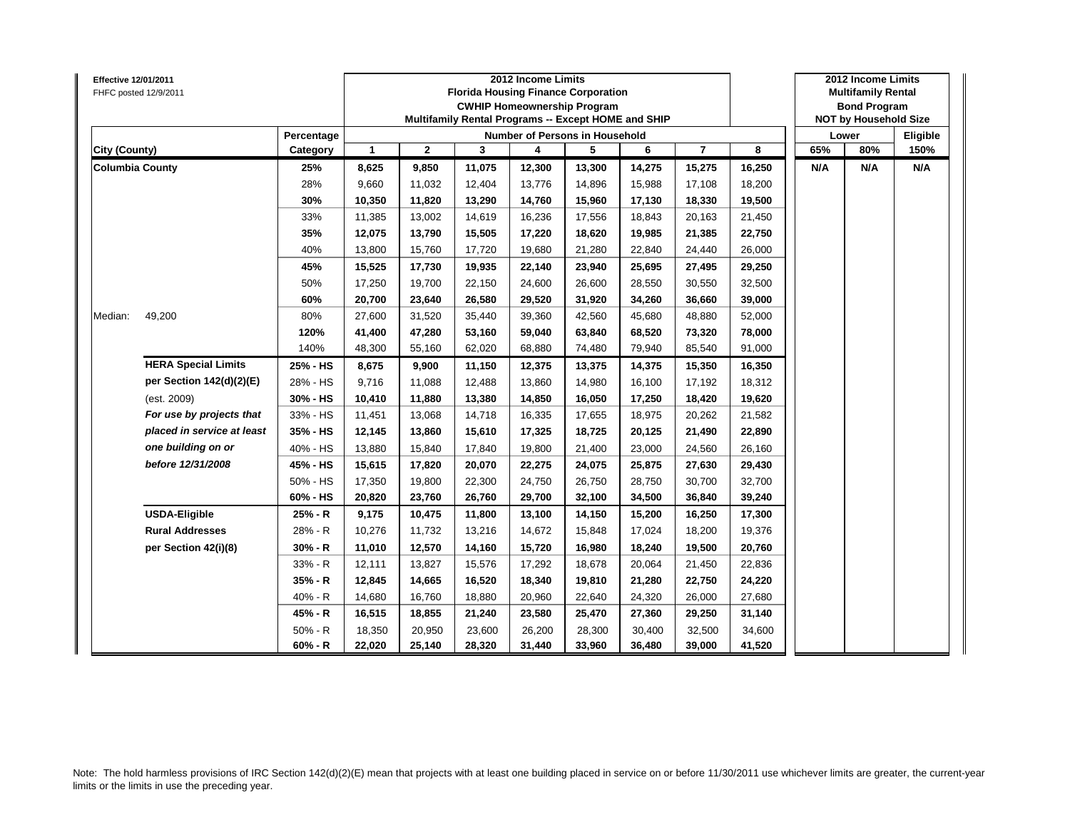**Effective 12/01/2011**
FHFC posted 12/9/2011

**2012 Income Limits**
**Florida Housing Finance Corporation**
**CWHIP Homeownership Program**
**Multifamily Rental Programs -- Except HOME and SHIP**

**2012 Income Limits**
**Multifamily Rental**
**Bond Program**
**NOT by Household Size**

| City (County) | | Percentage Category | 1 | 2 | 3 | 4 | 5 | 6 | 7 | 8 | Lower 65% | Lower 80% | Eligible 150% |
|---|---|---|---|---|---|---|---|---|---|---|---|---|---|
| **Columbia County** | | **25%** | **8,625** | **9,850** | **11,075** | **12,300** | **13,300** | **14,275** | **15,275** | **16,250** | **N/A** | **N/A** | **N/A** |
| | | 28% | 9,660 | 11,032 | 12,404 | 13,776 | 14,896 | 15,988 | 17,108 | 18,200 | | | |
| | | **30%** | **10,350** | **11,820** | **13,290** | **14,760** | **15,960** | **17,130** | **18,330** | **19,500** | | | |
| | | 33% | 11,385 | 13,002 | 14,619 | 16,236 | 17,556 | 18,843 | 20,163 | 21,450 | | | |
| | | **35%** | **12,075** | **13,790** | **15,505** | **17,220** | **18,620** | **19,985** | **21,385** | **22,750** | | | |
| | | 40% | 13,800 | 15,760 | 17,720 | 19,680 | 21,280 | 22,840 | 24,440 | 26,000 | | | |
| | | **45%** | **15,525** | **17,730** | **19,935** | **22,140** | **23,940** | **25,695** | **27,495** | **29,250** | | | |
| | | 50% | 17,250 | 19,700 | 22,150 | 24,600 | 26,600 | 28,550 | 30,550 | 32,500 | | | |
| | | **60%** | **20,700** | **23,640** | **26,580** | **29,520** | **31,920** | **34,260** | **36,660** | **39,000** | | | |
| Median: | 49,200 | 80% | 27,600 | 31,520 | 35,440 | 39,360 | 42,560 | 45,680 | 48,880 | 52,000 | | | |
| | | **120%** | **41,400** | **47,280** | **53,160** | **59,040** | **63,840** | **68,520** | **73,320** | **78,000** | | | |
| | | 140% | 48,300 | 55,160 | 62,020 | 68,880 | 74,480 | 79,940 | 85,540 | 91,000 | | | |
| | **HERA Special Limits** | **25% - HS** | **8,675** | **9,900** | **11,150** | **12,375** | **13,375** | **14,375** | **15,350** | **16,350** | | | |
| | **per Section 142(d)(2)(E)** | 28% - HS | 9,716 | 11,088 | 12,488 | 13,860 | 14,980 | 16,100 | 17,192 | 18,312 | | | |
| | (est. 2009) | **30% - HS** | **10,410** | **11,880** | **13,380** | **14,850** | **16,050** | **17,250** | **18,420** | **19,620** | | | |
| | ***For use by projects that*** | 33% - HS | 11,451 | 13,068 | 14,718 | 16,335 | 17,655 | 18,975 | 20,262 | 21,582 | | | |
| | ***placed in service at least*** | **35% - HS** | **12,145** | **13,860** | **15,610** | **17,325** | **18,725** | **20,125** | **21,490** | **22,890** | | | |
| | ***one building on or*** | 40% - HS | 13,880 | 15,840 | 17,840 | 19,800 | 21,400 | 23,000 | 24,560 | 26,160 | | | |
| | ***before 12/31/2008*** | **45% - HS** | **15,615** | **17,820** | **20,070** | **22,275** | **24,075** | **25,875** | **27,630** | **29,430** | | | |
| | | 50% - HS | 17,350 | 19,800 | 22,300 | 24,750 | 26,750 | 28,750 | 30,700 | 32,700 | | | |
| | | **60% - HS** | **20,820** | **23,760** | **26,760** | **29,700** | **32,100** | **34,500** | **36,840** | **39,240** | | | |
| | **USDA-Eligible** | **25% - R** | **9,175** | **10,475** | **11,800** | **13,100** | **14,150** | **15,200** | **16,250** | **17,300** | | | |
| | **Rural Addresses** | 28% - R | 10,276 | 11,732 | 13,216 | 14,672 | 15,848 | 17,024 | 18,200 | 19,376 | | | |
| | **per Section 42(i)(8)** | **30% - R** | **11,010** | **12,570** | **14,160** | **15,720** | **16,980** | **18,240** | **19,500** | **20,760** | | | |
| | | 33% - R | 12,111 | 13,827 | 15,576 | 17,292 | 18,678 | 20,064 | 21,450 | 22,836 | | | |
| | | **35% - R** | **12,845** | **14,665** | **16,520** | **18,340** | **19,810** | **21,280** | **22,750** | **24,220** | | | |
| | | 40% - R | 14,680 | 16,760 | 18,880 | 20,960 | 22,640 | 24,320 | 26,000 | 27,680 | | | |
| | | **45% - R** | **16,515** | **18,855** | **21,240** | **23,580** | **25,470** | **27,360** | **29,250** | **31,140** | | | |
| | | 50% - R | 18,350 | 20,950 | 23,600 | 26,200 | 28,300 | 30,400 | 32,500 | 34,600 | | | |
| | | **60% - R** | **22,020** | **25,140** | **28,320** | **31,440** | **33,960** | **36,480** | **39,000** | **41,520** | | | |

Note: The hold harmless provisions of IRC Section 142(d)(2)(E) mean that projects with at least one building placed in service on or before 11/30/2011 use whichever limits are greater, the current-year limits or the limits in use the preceding year.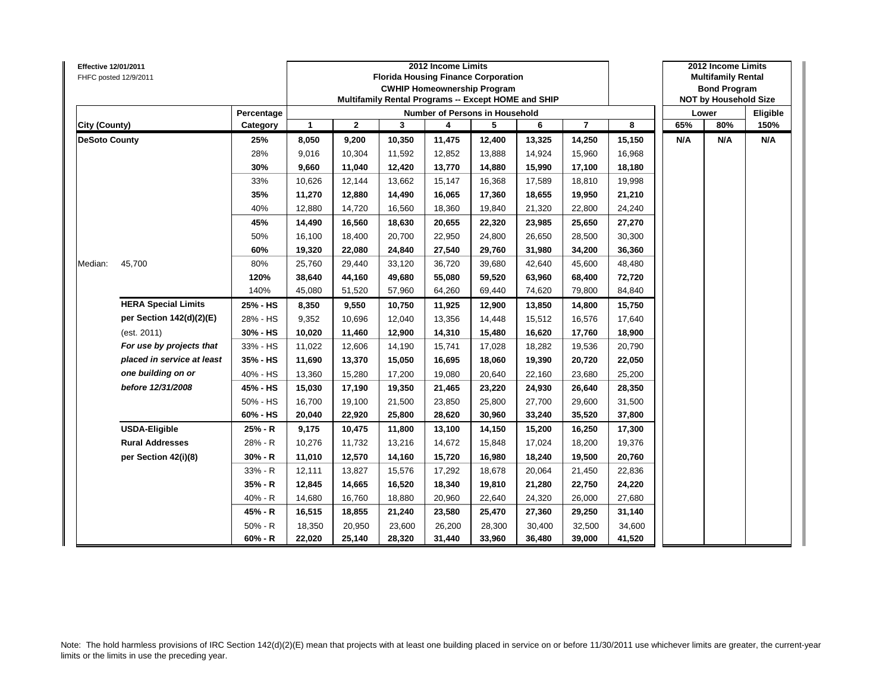**Effective 12/01/2011**
FHFC posted 12/9/2011

| | | 2012 Income Limits<br>Florida Housing Finance Corporation<br>CWHIP Homeownership Program<br>Multifamily Rental Programs -- Except HOME and SHIP | | | | | | | | 2012 Income Limits<br>Multifamily Rental<br>Bond Program<br>NOT by Household Size | | |
|---|---|---|---|---|---|---|---|---|---|---|---|---|
| | Percentage | Number of Persons in Household | | | | | | | | Lower | | Eligible |
| City (County) | Category | 1 | 2 | 3 | 4 | 5 | 6 | 7 | 8 | 65% | 80% | 150% |
| **DeSoto County** | **25%** | **8,050** | **9,200** | **10,350** | **11,475** | **12,400** | **13,325** | **14,250** | **15,150** | **N/A** | **N/A** | **N/A** |
| | 28% | 9,016 | 10,304 | 11,592 | 12,852 | 13,888 | 14,924 | 15,960 | 16,968 | | | |
| | **30%** | **9,660** | **11,040** | **12,420** | **13,770** | **14,880** | **15,990** | **17,100** | **18,180** | | | |
| | 33% | 10,626 | 12,144 | 13,662 | 15,147 | 16,368 | 17,589 | 18,810 | 19,998 | | | |
| | **35%** | **11,270** | **12,880** | **14,490** | **16,065** | **17,360** | **18,655** | **19,950** | **21,210** | | | |
| | 40% | 12,880 | 14,720 | 16,560 | 18,360 | 19,840 | 21,320 | 22,800 | 24,240 | | | |
| | **45%** | **14,490** | **16,560** | **18,630** | **20,655** | **22,320** | **23,985** | **25,650** | **27,270** | | | |
| | 50% | 16,100 | 18,400 | 20,700 | 22,950 | 24,800 | 26,650 | 28,500 | 30,300 | | | |
| | **60%** | **19,320** | **22,080** | **24,840** | **27,540** | **29,760** | **31,980** | **34,200** | **36,360** | | | |
| Median: 45,700 | 80% | 25,760 | 29,440 | 33,120 | 36,720 | 39,680 | 42,640 | 45,600 | 48,480 | | | |
| | **120%** | **38,640** | **44,160** | **49,680** | **55,080** | **59,520** | **63,960** | **68,400** | **72,720** | | | |
| | 140% | 45,080 | 51,520 | 57,960 | 64,260 | 69,440 | 74,620 | 79,800 | 84,840 | | | |
| **HERA Special Limits** | **25% - HS** | **8,350** | **9,550** | **10,750** | **11,925** | **12,900** | **13,850** | **14,800** | **15,750** | | | |
| **per Section 142(d)(2)(E)** | 28% - HS | 9,352 | 10,696 | 12,040 | 13,356 | 14,448 | 15,512 | 16,576 | 17,640 | | | |
| (est. 2011) | **30% - HS** | **10,020** | **11,460** | **12,900** | **14,310** | **15,480** | **16,620** | **17,760** | **18,900** | | | |
| ***For use by projects that*** | 33% - HS | 11,022 | 12,606 | 14,190 | 15,741 | 17,028 | 18,282 | 19,536 | 20,790 | | | |
| ***placed in service at least*** | **35% - HS** | **11,690** | **13,370** | **15,050** | **16,695** | **18,060** | **19,390** | **20,720** | **22,050** | | | |
| ***one building on or*** | 40% - HS | 13,360 | 15,280 | 17,200 | 19,080 | 20,640 | 22,160 | 23,680 | 25,200 | | | |
| ***before 12/31/2008*** | **45% - HS** | **15,030** | **17,190** | **19,350** | **21,465** | **23,220** | **24,930** | **26,640** | **28,350** | | | |
| | 50% - HS | 16,700 | 19,100 | 21,500 | 23,850 | 25,800 | 27,700 | 29,600 | 31,500 | | | |
| | **60% - HS** | **20,040** | **22,920** | **25,800** | **28,620** | **30,960** | **33,240** | **35,520** | **37,800** | | | |
| **USDA-Eligible** | **25% - R** | **9,175** | **10,475** | **11,800** | **13,100** | **14,150** | **15,200** | **16,250** | **17,300** | | | |
| **Rural Addresses** | 28% - R | 10,276 | 11,732 | 13,216 | 14,672 | 15,848 | 17,024 | 18,200 | 19,376 | | | |
| **per Section 42(i)(8)** | **30% - R** | **11,010** | **12,570** | **14,160** | **15,720** | **16,980** | **18,240** | **19,500** | **20,760** | | | |
| | 33% - R | 12,111 | 13,827 | 15,576 | 17,292 | 18,678 | 20,064 | 21,450 | 22,836 | | | |
| | **35% - R** | **12,845** | **14,665** | **16,520** | **18,340** | **19,810** | **21,280** | **22,750** | **24,220** | | | |
| | 40% - R | 14,680 | 16,760 | 18,880 | 20,960 | 22,640 | 24,320 | 26,000 | 27,680 | | | |
| | **45% - R** | **16,515** | **18,855** | **21,240** | **23,580** | **25,470** | **27,360** | **29,250** | **31,140** | | | |
| | 50% - R | 18,350 | 20,950 | 23,600 | 26,200 | 28,300 | 30,400 | 32,500 | 34,600 | | | |
| | **60% - R** | **22,020** | **25,140** | **28,320** | **31,440** | **33,960** | **36,480** | **39,000** | **41,520** | | | |

Note: The hold harmless provisions of IRC Section 142(d)(2)(E) mean that projects with at least one building placed in service on or before 11/30/2011 use whichever limits are greater, the current-year limits or the limits in use the preceding year.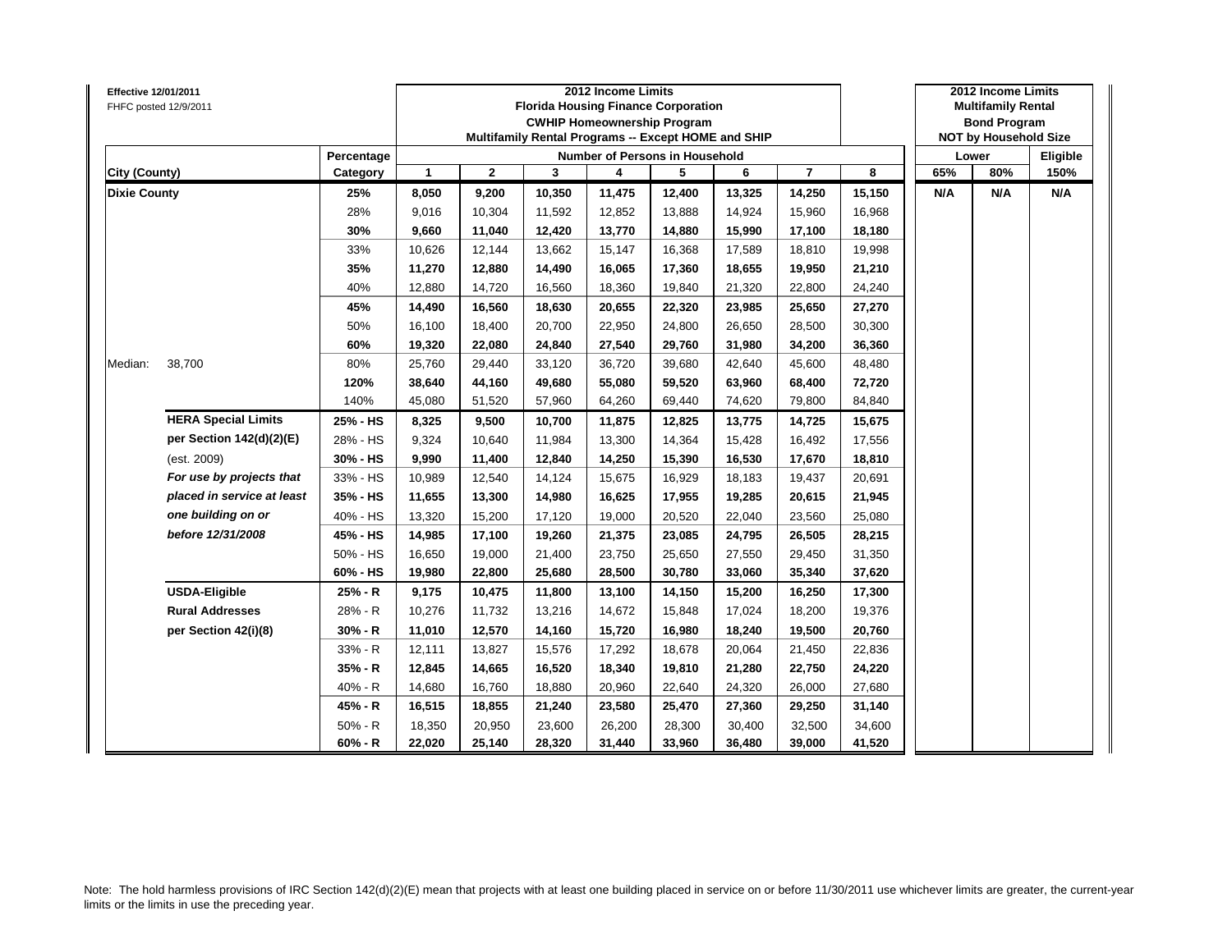**Effective 12/01/2011**
FHFC posted 12/9/2011

| City (County) | | Percentage Category | 2012 Income Limits Florida Housing Finance Corporation CWHIP Homeownership Program Multifamily Rental Programs -- Except HOME and SHIP — Number of Persons in Household: 1 | 2 | 3 | 4 | 5 | 6 | 7 | 8 | 2012 Income Limits Multifamily Rental Bond Program NOT by Household Size — Lower 65% | Lower 80% | Eligible 150% |
|---|---|---|---|---|---|---|---|---|---|---|---|---|---|
| **Dixie County** | | **25%** | **8,050** | **9,200** | **10,350** | **11,475** | **12,400** | **13,325** | **14,250** | **15,150** | **N/A** | **N/A** | **N/A** |
| | | 28% | 9,016 | 10,304 | 11,592 | 12,852 | 13,888 | 14,924 | 15,960 | 16,968 | | | |
| | | **30%** | **9,660** | **11,040** | **12,420** | **13,770** | **14,880** | **15,990** | **17,100** | **18,180** | | | |
| | | 33% | 10,626 | 12,144 | 13,662 | 15,147 | 16,368 | 17,589 | 18,810 | 19,998 | | | |
| | | **35%** | **11,270** | **12,880** | **14,490** | **16,065** | **17,360** | **18,655** | **19,950** | **21,210** | | | |
| | | 40% | 12,880 | 14,720 | 16,560 | 18,360 | 19,840 | 21,320 | 22,800 | 24,240 | | | |
| | | **45%** | **14,490** | **16,560** | **18,630** | **20,655** | **22,320** | **23,985** | **25,650** | **27,270** | | | |
| | | 50% | 16,100 | 18,400 | 20,700 | 22,950 | 24,800 | 26,650 | 28,500 | 30,300 | | | |
| | | **60%** | **19,320** | **22,080** | **24,840** | **27,540** | **29,760** | **31,980** | **34,200** | **36,360** | | | |
| Median: | 38,700 | 80% | 25,760 | 29,440 | 33,120 | 36,720 | 39,680 | 42,640 | 45,600 | 48,480 | | | |
| | | **120%** | **38,640** | **44,160** | **49,680** | **55,080** | **59,520** | **63,960** | **68,400** | **72,720** | | | |
| | | 140% | 45,080 | 51,520 | 57,960 | 64,260 | 69,440 | 74,620 | 79,800 | 84,840 | | | |
| | **HERA Special Limits** | **25% - HS** | **8,325** | **9,500** | **10,700** | **11,875** | **12,825** | **13,775** | **14,725** | **15,675** | | | |
| | **per Section 142(d)(2)(E)** | 28% - HS | 9,324 | 10,640 | 11,984 | 13,300 | 14,364 | 15,428 | 16,492 | 17,556 | | | |
| | (est. 2009) | **30% - HS** | **9,990** | **11,400** | **12,840** | **14,250** | **15,390** | **16,530** | **17,670** | **18,810** | | | |
| | ***For use by projects that*** | 33% - HS | 10,989 | 12,540 | 14,124 | 15,675 | 16,929 | 18,183 | 19,437 | 20,691 | | | |
| | ***placed in service at least*** | **35% - HS** | **11,655** | **13,300** | **14,980** | **16,625** | **17,955** | **19,285** | **20,615** | **21,945** | | | |
| | ***one building on or*** | 40% - HS | 13,320 | 15,200 | 17,120 | 19,000 | 20,520 | 22,040 | 23,560 | 25,080 | | | |
| | ***before 12/31/2008*** | **45% - HS** | **14,985** | **17,100** | **19,260** | **21,375** | **23,085** | **24,795** | **26,505** | **28,215** | | | |
| | | 50% - HS | 16,650 | 19,000 | 21,400 | 23,750 | 25,650 | 27,550 | 29,450 | 31,350 | | | |
| | | **60% - HS** | **19,980** | **22,800** | **25,680** | **28,500** | **30,780** | **33,060** | **35,340** | **37,620** | | | |
| | **USDA-Eligible** | **25% - R** | **9,175** | **10,475** | **11,800** | **13,100** | **14,150** | **15,200** | **16,250** | **17,300** | | | |
| | **Rural Addresses** | 28% - R | 10,276 | 11,732 | 13,216 | 14,672 | 15,848 | 17,024 | 18,200 | 19,376 | | | |
| | **per Section 42(i)(8)** | **30% - R** | **11,010** | **12,570** | **14,160** | **15,720** | **16,980** | **18,240** | **19,500** | **20,760** | | | |
| | | 33% - R | 12,111 | 13,827 | 15,576 | 17,292 | 18,678 | 20,064 | 21,450 | 22,836 | | | |
| | | **35% - R** | **12,845** | **14,665** | **16,520** | **18,340** | **19,810** | **21,280** | **22,750** | **24,220** | | | |
| | | 40% - R | 14,680 | 16,760 | 18,880 | 20,960 | 22,640 | 24,320 | 26,000 | 27,680 | | | |
| | | **45% - R** | **16,515** | **18,855** | **21,240** | **23,580** | **25,470** | **27,360** | **29,250** | **31,140** | | | |
| | | 50% - R | 18,350 | 20,950 | 23,600 | 26,200 | 28,300 | 30,400 | 32,500 | 34,600 | | | |
| | | **60% - R** | **22,020** | **25,140** | **28,320** | **31,440** | **33,960** | **36,480** | **39,000** | **41,520** | | | |

Note: The hold harmless provisions of IRC Section 142(d)(2)(E) mean that projects with at least one building placed in service on or before 11/30/2011 use whichever limits are greater, the current-year limits or the limits in use the preceding year.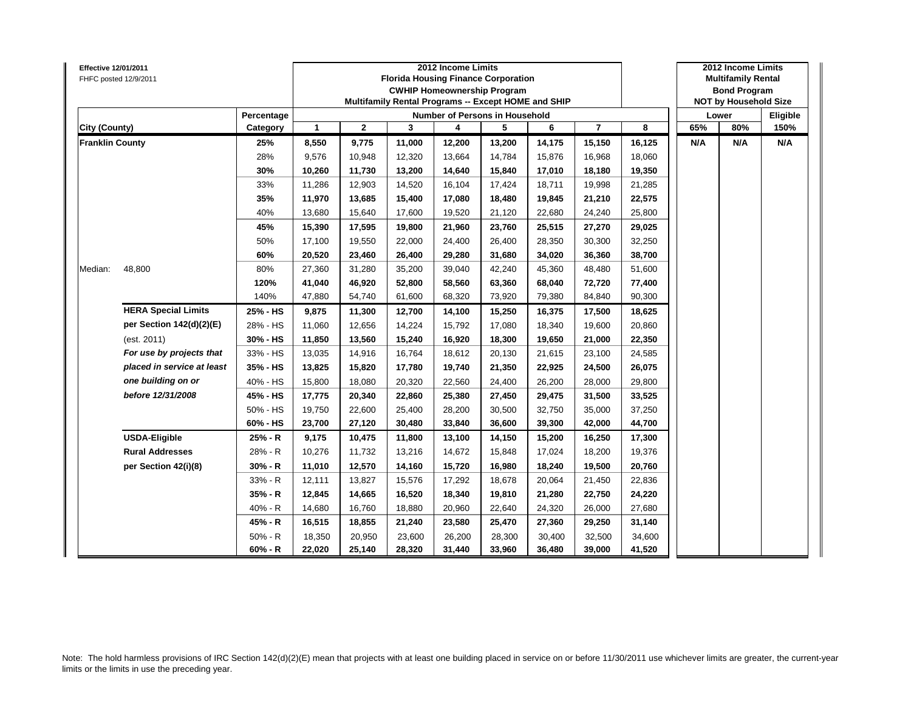**Effective 12/01/2011**
FHFC posted 12/9/2011

| | | | 2012 Income Limits<br>Florida Housing Finance Corporation<br>CWHIP Homeownership Program<br>Multifamily Rental Programs -- Except HOME and SHIP | | | | | | | | 2012 Income Limits<br>Multifamily Rental<br>Bond Program<br>NOT by Household Size | | |
|---|---|---|---|---|---|---|---|---|---|---|---|---|---|
| | | Percentage | Number of Persons in Household | | | | | | | | Lower | | Eligible |
| **City (County)** | | **Category** | **1** | **2** | **3** | **4** | **5** | **6** | **7** | **8** | **65%** | **80%** | **150%** |
| **Franklin County** | | **25%** | **8,550** | **9,775** | **11,000** | **12,200** | **13,200** | **14,175** | **15,150** | **16,125** | **N/A** | **N/A** | **N/A** |
| | | 28% | 9,576 | 10,948 | 12,320 | 13,664 | 14,784 | 15,876 | 16,968 | 18,060 | | | |
| | | **30%** | **10,260** | **11,730** | **13,200** | **14,640** | **15,840** | **17,010** | **18,180** | **19,350** | | | |
| | | 33% | 11,286 | 12,903 | 14,520 | 16,104 | 17,424 | 18,711 | 19,998 | 21,285 | | | |
| | | **35%** | **11,970** | **13,685** | **15,400** | **17,080** | **18,480** | **19,845** | **21,210** | **22,575** | | | |
| | | 40% | 13,680 | 15,640 | 17,600 | 19,520 | 21,120 | 22,680 | 24,240 | 25,800 | | | |
| | | **45%** | **15,390** | **17,595** | **19,800** | **21,960** | **23,760** | **25,515** | **27,270** | **29,025** | | | |
| | | 50% | 17,100 | 19,550 | 22,000 | 24,400 | 26,400 | 28,350 | 30,300 | 32,250 | | | |
| | | **60%** | **20,520** | **23,460** | **26,400** | **29,280** | **31,680** | **34,020** | **36,360** | **38,700** | | | |
| Median: | 48,800 | 80% | 27,360 | 31,280 | 35,200 | 39,040 | 42,240 | 45,360 | 48,480 | 51,600 | | | |
| | | **120%** | **41,040** | **46,920** | **52,800** | **58,560** | **63,360** | **68,040** | **72,720** | **77,400** | | | |
| | | 140% | 47,880 | 54,740 | 61,600 | 68,320 | 73,920 | 79,380 | 84,840 | 90,300 | | | |
| | **HERA Special Limits** | **25% - HS** | **9,875** | **11,300** | **12,700** | **14,100** | **15,250** | **16,375** | **17,500** | **18,625** | | | |
| | **per Section 142(d)(2)(E)** | 28% - HS | 11,060 | 12,656 | 14,224 | 15,792 | 17,080 | 18,340 | 19,600 | 20,860 | | | |
| | (est. 2011) | **30% - HS** | **11,850** | **13,560** | **15,240** | **16,920** | **18,300** | **19,650** | **21,000** | **22,350** | | | |
| | ***For use by projects that*** | 33% - HS | 13,035 | 14,916 | 16,764 | 18,612 | 20,130 | 21,615 | 23,100 | 24,585 | | | |
| | ***placed in service at least*** | **35% - HS** | **13,825** | **15,820** | **17,780** | **19,740** | **21,350** | **22,925** | **24,500** | **26,075** | | | |
| | ***one building on or*** | 40% - HS | 15,800 | 18,080 | 20,320 | 22,560 | 24,400 | 26,200 | 28,000 | 29,800 | | | |
| | ***before 12/31/2008*** | **45% - HS** | **17,775** | **20,340** | **22,860** | **25,380** | **27,450** | **29,475** | **31,500** | **33,525** | | | |
| | | 50% - HS | 19,750 | 22,600 | 25,400 | 28,200 | 30,500 | 32,750 | 35,000 | 37,250 | | | |
| | | **60% - HS** | **23,700** | **27,120** | **30,480** | **33,840** | **36,600** | **39,300** | **42,000** | **44,700** | | | |
| | **USDA-Eligible** | **25% - R** | **9,175** | **10,475** | **11,800** | **13,100** | **14,150** | **15,200** | **16,250** | **17,300** | | | |
| | **Rural Addresses** | 28% - R | 10,276 | 11,732 | 13,216 | 14,672 | 15,848 | 17,024 | 18,200 | 19,376 | | | |
| | **per Section 42(i)(8)** | **30% - R** | **11,010** | **12,570** | **14,160** | **15,720** | **16,980** | **18,240** | **19,500** | **20,760** | | | |
| | | 33% - R | 12,111 | 13,827 | 15,576 | 17,292 | 18,678 | 20,064 | 21,450 | 22,836 | | | |
| | | **35% - R** | **12,845** | **14,665** | **16,520** | **18,340** | **19,810** | **21,280** | **22,750** | **24,220** | | | |
| | | 40% - R | 14,680 | 16,760 | 18,880 | 20,960 | 22,640 | 24,320 | 26,000 | 27,680 | | | |
| | | **45% - R** | **16,515** | **18,855** | **21,240** | **23,580** | **25,470** | **27,360** | **29,250** | **31,140** | | | |
| | | 50% - R | 18,350 | 20,950 | 23,600 | 26,200 | 28,300 | 30,400 | 32,500 | 34,600 | | | |
| | | **60% - R** | **22,020** | **25,140** | **28,320** | **31,440** | **33,960** | **36,480** | **39,000** | **41,520** | | | |

Note: The hold harmless provisions of IRC Section 142(d)(2)(E) mean that projects with at least one building placed in service on or before 11/30/2011 use whichever limits are greater, the current-year limits or the limits in use the preceding year.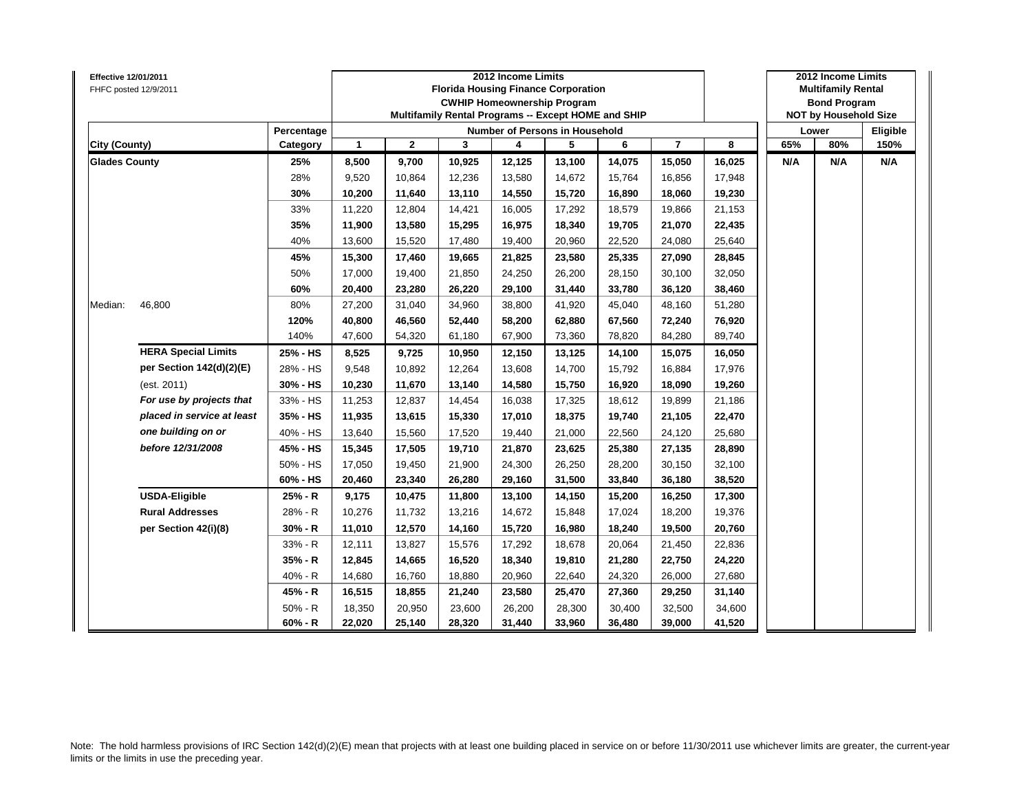**Effective 12/01/2011**
FHFC posted 12/9/2011

| | | | 2012 Income Limits<br>Florida Housing Finance Corporation<br>CWHIP Homeownership Program<br>Multifamily Rental Programs -- Except HOME and SHIP | | | | | | | | 2012 Income Limits<br>Multifamily Rental<br>Bond Program<br>NOT by Household Size | | |
|---|---|---|---|---|---|---|---|---|---|---|---|---|---|
| | | Percentage | Number of Persons in Household | | | | | | | | Lower | | Eligible |
| **City (County)** | | **Category** | **1** | **2** | **3** | **4** | **5** | **6** | **7** | **8** | **65%** | **80%** | **150%** |
| **Glades County** | | **25%** | **8,500** | **9,700** | **10,925** | **12,125** | **13,100** | **14,075** | **15,050** | **16,025** | **N/A** | **N/A** | **N/A** |
| | | 28% | 9,520 | 10,864 | 12,236 | 13,580 | 14,672 | 15,764 | 16,856 | 17,948 | | | |
| | | **30%** | **10,200** | **11,640** | **13,110** | **14,550** | **15,720** | **16,890** | **18,060** | **19,230** | | | |
| | | 33% | 11,220 | 12,804 | 14,421 | 16,005 | 17,292 | 18,579 | 19,866 | 21,153 | | | |
| | | **35%** | **11,900** | **13,580** | **15,295** | **16,975** | **18,340** | **19,705** | **21,070** | **22,435** | | | |
| | | 40% | 13,600 | 15,520 | 17,480 | 19,400 | 20,960 | 22,520 | 24,080 | 25,640 | | | |
| | | **45%** | **15,300** | **17,460** | **19,665** | **21,825** | **23,580** | **25,335** | **27,090** | **28,845** | | | |
| | | 50% | 17,000 | 19,400 | 21,850 | 24,250 | 26,200 | 28,150 | 30,100 | 32,050 | | | |
| | | **60%** | **20,400** | **23,280** | **26,220** | **29,100** | **31,440** | **33,780** | **36,120** | **38,460** | | | |
| Median: | 46,800 | 80% | 27,200 | 31,040 | 34,960 | 38,800 | 41,920 | 45,040 | 48,160 | 51,280 | | | |
| | | **120%** | **40,800** | **46,560** | **52,440** | **58,200** | **62,880** | **67,560** | **72,240** | **76,920** | | | |
| | | 140% | 47,600 | 54,320 | 61,180 | 67,900 | 73,360 | 78,820 | 84,280 | 89,740 | | | |
| | **HERA Special Limits** | **25% - HS** | **8,525** | **9,725** | **10,950** | **12,150** | **13,125** | **14,100** | **15,075** | **16,050** | | | |
| | **per Section 142(d)(2)(E)** | 28% - HS | 9,548 | 10,892 | 12,264 | 13,608 | 14,700 | 15,792 | 16,884 | 17,976 | | | |
| | (est. 2011) | **30% - HS** | **10,230** | **11,670** | **13,140** | **14,580** | **15,750** | **16,920** | **18,090** | **19,260** | | | |
| | ***For use by projects that*** | 33% - HS | 11,253 | 12,837 | 14,454 | 16,038 | 17,325 | 18,612 | 19,899 | 21,186 | | | |
| | ***placed in service at least*** | **35% - HS** | **11,935** | **13,615** | **15,330** | **17,010** | **18,375** | **19,740** | **21,105** | **22,470** | | | |
| | ***one building on or*** | 40% - HS | 13,640 | 15,560 | 17,520 | 19,440 | 21,000 | 22,560 | 24,120 | 25,680 | | | |
| | ***before 12/31/2008*** | **45% - HS** | **15,345** | **17,505** | **19,710** | **21,870** | **23,625** | **25,380** | **27,135** | **28,890** | | | |
| | | 50% - HS | 17,050 | 19,450 | 21,900 | 24,300 | 26,250 | 28,200 | 30,150 | 32,100 | | | |
| | | **60% - HS** | **20,460** | **23,340** | **26,280** | **29,160** | **31,500** | **33,840** | **36,180** | **38,520** | | | |
| | **USDA-Eligible** | **25% - R** | **9,175** | **10,475** | **11,800** | **13,100** | **14,150** | **15,200** | **16,250** | **17,300** | | | |
| | **Rural Addresses** | 28% - R | 10,276 | 11,732 | 13,216 | 14,672 | 15,848 | 17,024 | 18,200 | 19,376 | | | |
| | **per Section 42(i)(8)** | **30% - R** | **11,010** | **12,570** | **14,160** | **15,720** | **16,980** | **18,240** | **19,500** | **20,760** | | | |
| | | 33% - R | 12,111 | 13,827 | 15,576 | 17,292 | 18,678 | 20,064 | 21,450 | 22,836 | | | |
| | | **35% - R** | **12,845** | **14,665** | **16,520** | **18,340** | **19,810** | **21,280** | **22,750** | **24,220** | | | |
| | | 40% - R | 14,680 | 16,760 | 18,880 | 20,960 | 22,640 | 24,320 | 26,000 | 27,680 | | | |
| | | **45% - R** | **16,515** | **18,855** | **21,240** | **23,580** | **25,470** | **27,360** | **29,250** | **31,140** | | | |
| | | 50% - R | 18,350 | 20,950 | 23,600 | 26,200 | 28,300 | 30,400 | 32,500 | 34,600 | | | |
| | | **60% - R** | **22,020** | **25,140** | **28,320** | **31,440** | **33,960** | **36,480** | **39,000** | **41,520** | | | |

Note: The hold harmless provisions of IRC Section 142(d)(2)(E) mean that projects with at least one building placed in service on or before 11/30/2011 use whichever limits are greater, the current-year limits or the limits in use the preceding year.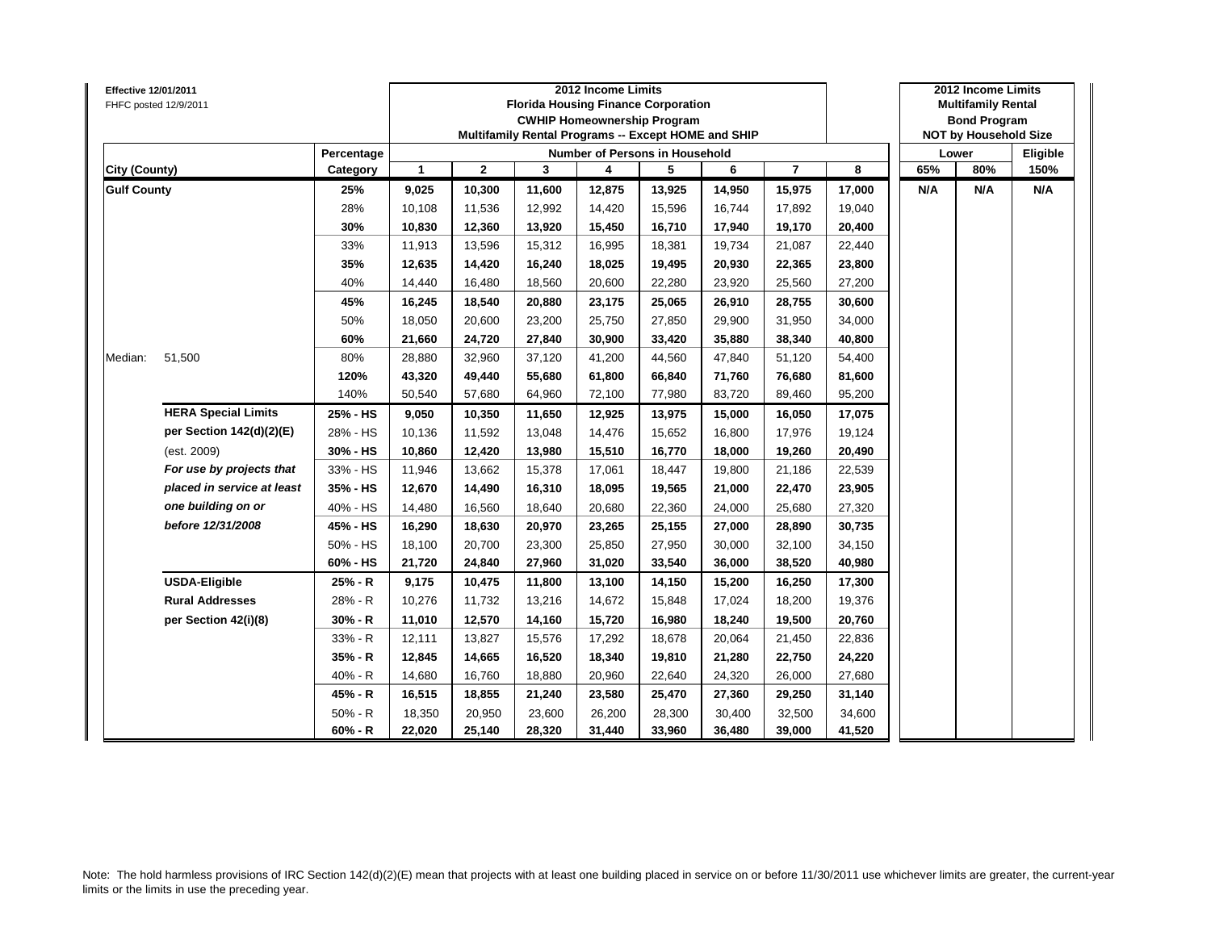**Effective 12/01/2011**
FHFC posted 12/9/2011

| City (County) | | Percentage Category | 2012 Income Limits Florida Housing Finance Corporation CWHIP Homeownership Program Multifamily Rental Programs -- Except HOME and SHIP — Number of Persons in Household: 1 | 2 | 3 | 4 | 5 | 6 | 7 | 8 | 2012 Income Limits Multifamily Rental Bond Program NOT by Household Size — Lower 65% | Lower 80% | Eligible 150% |
|---|---|---|---|---|---|---|---|---|---|---|---|---|---|
| **Gulf County** | | **25%** | **9,025** | **10,300** | **11,600** | **12,875** | **13,925** | **14,950** | **15,975** | **17,000** | **N/A** | **N/A** | **N/A** |
| | | 28% | 10,108 | 11,536 | 12,992 | 14,420 | 15,596 | 16,744 | 17,892 | 19,040 | | | |
| | | **30%** | **10,830** | **12,360** | **13,920** | **15,450** | **16,710** | **17,940** | **19,170** | **20,400** | | | |
| | | 33% | 11,913 | 13,596 | 15,312 | 16,995 | 18,381 | 19,734 | 21,087 | 22,440 | | | |
| | | **35%** | **12,635** | **14,420** | **16,240** | **18,025** | **19,495** | **20,930** | **22,365** | **23,800** | | | |
| | | 40% | 14,440 | 16,480 | 18,560 | 20,600 | 22,280 | 23,920 | 25,560 | 27,200 | | | |
| | | **45%** | **16,245** | **18,540** | **20,880** | **23,175** | **25,065** | **26,910** | **28,755** | **30,600** | | | |
| | | 50% | 18,050 | 20,600 | 23,200 | 25,750 | 27,850 | 29,900 | 31,950 | 34,000 | | | |
| | | **60%** | **21,660** | **24,720** | **27,840** | **30,900** | **33,420** | **35,880** | **38,340** | **40,800** | | | |
| Median: | 51,500 | 80% | 28,880 | 32,960 | 37,120 | 41,200 | 44,560 | 47,840 | 51,120 | 54,400 | | | |
| | | **120%** | **43,320** | **49,440** | **55,680** | **61,800** | **66,840** | **71,760** | **76,680** | **81,600** | | | |
| | | 140% | 50,540 | 57,680 | 64,960 | 72,100 | 77,980 | 83,720 | 89,460 | 95,200 | | | |
| | **HERA Special Limits** | **25% - HS** | **9,050** | **10,350** | **11,650** | **12,925** | **13,975** | **15,000** | **16,050** | **17,075** | | | |
| | **per Section 142(d)(2)(E)** | 28% - HS | 10,136 | 11,592 | 13,048 | 14,476 | 15,652 | 16,800 | 17,976 | 19,124 | | | |
| | (est. 2009) | **30% - HS** | **10,860** | **12,420** | **13,980** | **15,510** | **16,770** | **18,000** | **19,260** | **20,490** | | | |
| | ***For use by projects that*** | 33% - HS | 11,946 | 13,662 | 15,378 | 17,061 | 18,447 | 19,800 | 21,186 | 22,539 | | | |
| | ***placed in service at least*** | **35% - HS** | **12,670** | **14,490** | **16,310** | **18,095** | **19,565** | **21,000** | **22,470** | **23,905** | | | |
| | ***one building on or*** | 40% - HS | 14,480 | 16,560 | 18,640 | 20,680 | 22,360 | 24,000 | 25,680 | 27,320 | | | |
| | ***before 12/31/2008*** | **45% - HS** | **16,290** | **18,630** | **20,970** | **23,265** | **25,155** | **27,000** | **28,890** | **30,735** | | | |
| | | 50% - HS | 18,100 | 20,700 | 23,300 | 25,850 | 27,950 | 30,000 | 32,100 | 34,150 | | | |
| | | **60% - HS** | **21,720** | **24,840** | **27,960** | **31,020** | **33,540** | **36,000** | **38,520** | **40,980** | | | |
| | **USDA-Eligible** | **25% - R** | **9,175** | **10,475** | **11,800** | **13,100** | **14,150** | **15,200** | **16,250** | **17,300** | | | |
| | **Rural Addresses** | 28% - R | 10,276 | 11,732 | 13,216 | 14,672 | 15,848 | 17,024 | 18,200 | 19,376 | | | |
| | **per Section 42(i)(8)** | **30% - R** | **11,010** | **12,570** | **14,160** | **15,720** | **16,980** | **18,240** | **19,500** | **20,760** | | | |
| | | 33% - R | 12,111 | 13,827 | 15,576 | 17,292 | 18,678 | 20,064 | 21,450 | 22,836 | | | |
| | | **35% - R** | **12,845** | **14,665** | **16,520** | **18,340** | **19,810** | **21,280** | **22,750** | **24,220** | | | |
| | | 40% - R | 14,680 | 16,760 | 18,880 | 20,960 | 22,640 | 24,320 | 26,000 | 27,680 | | | |
| | | **45% - R** | **16,515** | **18,855** | **21,240** | **23,580** | **25,470** | **27,360** | **29,250** | **31,140** | | | |
| | | 50% - R | 18,350 | 20,950 | 23,600 | 26,200 | 28,300 | 30,400 | 32,500 | 34,600 | | | |
| | | **60% - R** | **22,020** | **25,140** | **28,320** | **31,440** | **33,960** | **36,480** | **39,000** | **41,520** | | | |

Note: The hold harmless provisions of IRC Section 142(d)(2)(E) mean that projects with at least one building placed in service on or before 11/30/2011 use whichever limits are greater, the current-year limits or the limits in use the preceding year.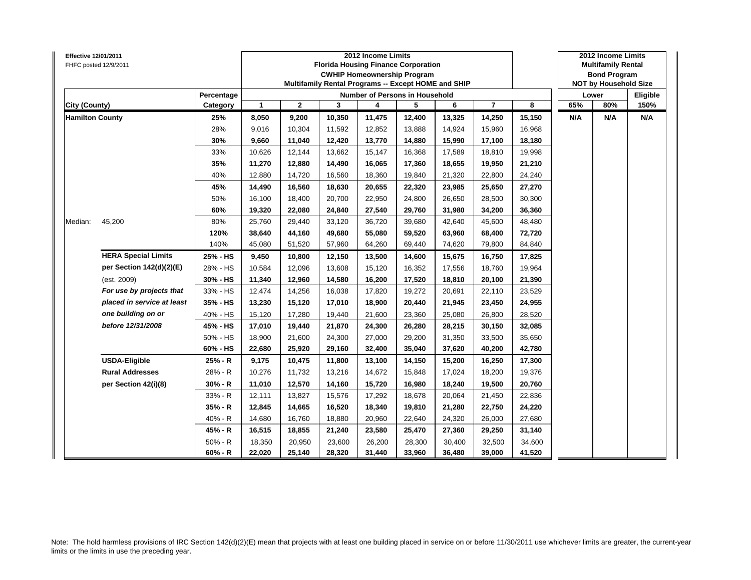**Effective 12/01/2011**
FHFC posted 12/9/2011

| | | 2012 Income Limits<br>Florida Housing Finance Corporation<br>CWHIP Homeownership Program<br>Multifamily Rental Programs -- Except HOME and SHIP | | | | | | | | 2012 Income Limits<br>Multifamily Rental<br>Bond Program<br>NOT by Household Size | | |
|---|---|---|---|---|---|---|---|---|---|---|---|---|
| | Percentage | Number of Persons in Household | | | | | | | | Lower | | Eligible |
| City (County) | Category | 1 | 2 | 3 | 4 | 5 | 6 | 7 | 8 | 65% | 80% | 150% |
| **Hamilton County** | **25%** | **8,050** | **9,200** | **10,350** | **11,475** | **12,400** | **13,325** | **14,250** | **15,150** | **N/A** | **N/A** | **N/A** |
| | 28% | 9,016 | 10,304 | 11,592 | 12,852 | 13,888 | 14,924 | 15,960 | 16,968 | | | |
| | **30%** | **9,660** | **11,040** | **12,420** | **13,770** | **14,880** | **15,990** | **17,100** | **18,180** | | | |
| | 33% | 10,626 | 12,144 | 13,662 | 15,147 | 16,368 | 17,589 | 18,810 | 19,998 | | | |
| | **35%** | **11,270** | **12,880** | **14,490** | **16,065** | **17,360** | **18,655** | **19,950** | **21,210** | | | |
| | 40% | 12,880 | 14,720 | 16,560 | 18,360 | 19,840 | 21,320 | 22,800 | 24,240 | | | |
| | **45%** | **14,490** | **16,560** | **18,630** | **20,655** | **22,320** | **23,985** | **25,650** | **27,270** | | | |
| | 50% | 16,100 | 18,400 | 20,700 | 22,950 | 24,800 | 26,650 | 28,500 | 30,300 | | | |
| | **60%** | **19,320** | **22,080** | **24,840** | **27,540** | **29,760** | **31,980** | **34,200** | **36,360** | | | |
| Median: 45,200 | 80% | 25,760 | 29,440 | 33,120 | 36,720 | 39,680 | 42,640 | 45,600 | 48,480 | | | |
| | **120%** | **38,640** | **44,160** | **49,680** | **55,080** | **59,520** | **63,960** | **68,400** | **72,720** | | | |
| | 140% | 45,080 | 51,520 | 57,960 | 64,260 | 69,440 | 74,620 | 79,800 | 84,840 | | | |
| **HERA Special Limits** | **25% - HS** | **9,450** | **10,800** | **12,150** | **13,500** | **14,600** | **15,675** | **16,750** | **17,825** | | | |
| **per Section 142(d)(2)(E)** | 28% - HS | 10,584 | 12,096 | 13,608 | 15,120 | 16,352 | 17,556 | 18,760 | 19,964 | | | |
| (est. 2009) | **30% - HS** | **11,340** | **12,960** | **14,580** | **16,200** | **17,520** | **18,810** | **20,100** | **21,390** | | | |
| *For use by projects that* | 33% - HS | 12,474 | 14,256 | 16,038 | 17,820 | 19,272 | 20,691 | 22,110 | 23,529 | | | |
| *placed in service at least* | **35% - HS** | **13,230** | **15,120** | **17,010** | **18,900** | **20,440** | **21,945** | **23,450** | **24,955** | | | |
| *one building on or* | 40% - HS | 15,120 | 17,280 | 19,440 | 21,600 | 23,360 | 25,080 | 26,800 | 28,520 | | | |
| *before 12/31/2008* | **45% - HS** | **17,010** | **19,440** | **21,870** | **24,300** | **26,280** | **28,215** | **30,150** | **32,085** | | | |
| | 50% - HS | 18,900 | 21,600 | 24,300 | 27,000 | 29,200 | 31,350 | 33,500 | 35,650 | | | |
| | **60% - HS** | **22,680** | **25,920** | **29,160** | **32,400** | **35,040** | **37,620** | **40,200** | **42,780** | | | |
| **USDA-Eligible** | **25% - R** | **9,175** | **10,475** | **11,800** | **13,100** | **14,150** | **15,200** | **16,250** | **17,300** | | | |
| **Rural Addresses** | 28% - R | 10,276 | 11,732 | 13,216 | 14,672 | 15,848 | 17,024 | 18,200 | 19,376 | | | |
| **per Section 42(i)(8)** | **30% - R** | **11,010** | **12,570** | **14,160** | **15,720** | **16,980** | **18,240** | **19,500** | **20,760** | | | |
| | 33% - R | 12,111 | 13,827 | 15,576 | 17,292 | 18,678 | 20,064 | 21,450 | 22,836 | | | |
| | **35% - R** | **12,845** | **14,665** | **16,520** | **18,340** | **19,810** | **21,280** | **22,750** | **24,220** | | | |
| | 40% - R | 14,680 | 16,760 | 18,880 | 20,960 | 22,640 | 24,320 | 26,000 | 27,680 | | | |
| | **45% - R** | **16,515** | **18,855** | **21,240** | **23,580** | **25,470** | **27,360** | **29,250** | **31,140** | | | |
| | 50% - R | 18,350 | 20,950 | 23,600 | 26,200 | 28,300 | 30,400 | 32,500 | 34,600 | | | |
| | **60% - R** | **22,020** | **25,140** | **28,320** | **31,440** | **33,960** | **36,480** | **39,000** | **41,520** | | | |

Note: The hold harmless provisions of IRC Section 142(d)(2)(E) mean that projects with at least one building placed in service on or before 11/30/2011 use whichever limits are greater, the current-year limits or the limits in use the preceding year.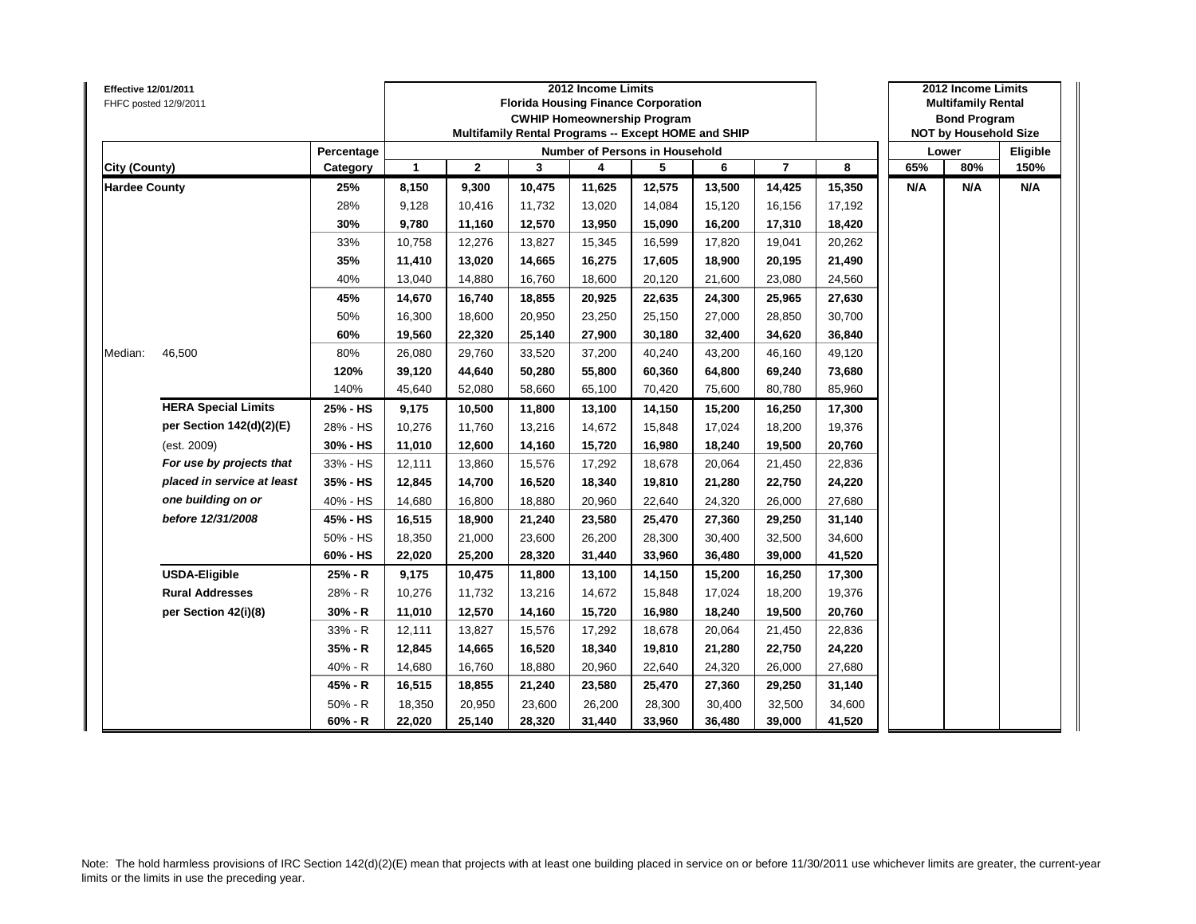**Effective 12/01/2011**
FHFC posted 12/9/2011

| City (County) | | Percentage Category | 2012 Income Limits Florida Housing Finance Corporation CWHIP Homeownership Program Multifamily Rental Programs -- Except HOME and SHIP — Number of Persons in Household: 1 | 2 | 3 | 4 | 5 | 6 | 7 | 8 | 2012 Income Limits Multifamily Rental Bond Program NOT by Household Size — Lower: 65% | 80% | Eligible 150% |
|---|---|---|---|---|---|---|---|---|---|---|---|---|---|
| **Hardee County** | | **25%** | **8,150** | **9,300** | **10,475** | **11,625** | **12,575** | **13,500** | **14,425** | **15,350** | **N/A** | **N/A** | **N/A** |
| | | 28% | 9,128 | 10,416 | 11,732 | 13,020 | 14,084 | 15,120 | 16,156 | 17,192 | | | |
| | | **30%** | **9,780** | **11,160** | **12,570** | **13,950** | **15,090** | **16,200** | **17,310** | **18,420** | | | |
| | | 33% | 10,758 | 12,276 | 13,827 | 15,345 | 16,599 | 17,820 | 19,041 | 20,262 | | | |
| | | **35%** | **11,410** | **13,020** | **14,665** | **16,275** | **17,605** | **18,900** | **20,195** | **21,490** | | | |
| | | 40% | 13,040 | 14,880 | 16,760 | 18,600 | 20,120 | 21,600 | 23,080 | 24,560 | | | |
| | | **45%** | **14,670** | **16,740** | **18,855** | **20,925** | **22,635** | **24,300** | **25,965** | **27,630** | | | |
| | | 50% | 16,300 | 18,600 | 20,950 | 23,250 | 25,150 | 27,000 | 28,850 | 30,700 | | | |
| | | **60%** | **19,560** | **22,320** | **25,140** | **27,900** | **30,180** | **32,400** | **34,620** | **36,840** | | | |
| Median: | 46,500 | 80% | 26,080 | 29,760 | 33,520 | 37,200 | 40,240 | 43,200 | 46,160 | 49,120 | | | |
| | | **120%** | **39,120** | **44,640** | **50,280** | **55,800** | **60,360** | **64,800** | **69,240** | **73,680** | | | |
| | | 140% | 45,640 | 52,080 | 58,660 | 65,100 | 70,420 | 75,600 | 80,780 | 85,960 | | | |
| | **HERA Special Limits** | **25% - HS** | **9,175** | **10,500** | **11,800** | **13,100** | **14,150** | **15,200** | **16,250** | **17,300** | | | |
| | **per Section 142(d)(2)(E)** | 28% - HS | 10,276 | 11,760 | 13,216 | 14,672 | 15,848 | 17,024 | 18,200 | 19,376 | | | |
| | (est. 2009) | **30% - HS** | **11,010** | **12,600** | **14,160** | **15,720** | **16,980** | **18,240** | **19,500** | **20,760** | | | |
| | ***For use by projects that*** | 33% - HS | 12,111 | 13,860 | 15,576 | 17,292 | 18,678 | 20,064 | 21,450 | 22,836 | | | |
| | ***placed in service at least*** | **35% - HS** | **12,845** | **14,700** | **16,520** | **18,340** | **19,810** | **21,280** | **22,750** | **24,220** | | | |
| | ***one building on or*** | 40% - HS | 14,680 | 16,800 | 18,880 | 20,960 | 22,640 | 24,320 | 26,000 | 27,680 | | | |
| | ***before 12/31/2008*** | **45% - HS** | **16,515** | **18,900** | **21,240** | **23,580** | **25,470** | **27,360** | **29,250** | **31,140** | | | |
| | | 50% - HS | 18,350 | 21,000 | 23,600 | 26,200 | 28,300 | 30,400 | 32,500 | 34,600 | | | |
| | | **60% - HS** | **22,020** | **25,200** | **28,320** | **31,440** | **33,960** | **36,480** | **39,000** | **41,520** | | | |
| | **USDA-Eligible** | **25% - R** | **9,175** | **10,475** | **11,800** | **13,100** | **14,150** | **15,200** | **16,250** | **17,300** | | | |
| | **Rural Addresses** | 28% - R | 10,276 | 11,732 | 13,216 | 14,672 | 15,848 | 17,024 | 18,200 | 19,376 | | | |
| | **per Section 42(i)(8)** | **30% - R** | **11,010** | **12,570** | **14,160** | **15,720** | **16,980** | **18,240** | **19,500** | **20,760** | | | |
| | | 33% - R | 12,111 | 13,827 | 15,576 | 17,292 | 18,678 | 20,064 | 21,450 | 22,836 | | | |
| | | **35% - R** | **12,845** | **14,665** | **16,520** | **18,340** | **19,810** | **21,280** | **22,750** | **24,220** | | | |
| | | 40% - R | 14,680 | 16,760 | 18,880 | 20,960 | 22,640 | 24,320 | 26,000 | 27,680 | | | |
| | | **45% - R** | **16,515** | **18,855** | **21,240** | **23,580** | **25,470** | **27,360** | **29,250** | **31,140** | | | |
| | | 50% - R | 18,350 | 20,950 | 23,600 | 26,200 | 28,300 | 30,400 | 32,500 | 34,600 | | | |
| | | **60% - R** | **22,020** | **25,140** | **28,320** | **31,440** | **33,960** | **36,480** | **39,000** | **41,520** | | | |

Note: The hold harmless provisions of IRC Section 142(d)(2)(E) mean that projects with at least one building placed in service on or before 11/30/2011 use whichever limits are greater, the current-year limits or the limits in use the preceding year.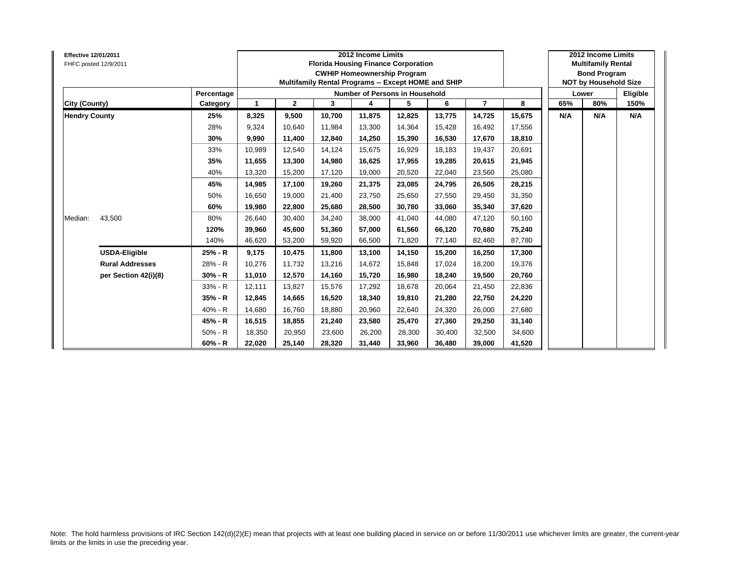**Effective 12/01/2011**
FHFC posted 12/9/2011

| | | | 2012 Income Limits Florida Housing Finance Corporation CWHIP Homeownership Program Multifamily Rental Programs -- Except HOME and SHIP | | | | | | | | 2012 Income Limits Multifamily Rental Bond Program NOT by Household Size | | |
|---|---|---|---|---|---|---|---|---|---|---|---|---|---|
| | | Percentage | Number of Persons in Household | | | | | | | | Lower | | Eligible |
| City (County) | | Category | 1 | 2 | 3 | 4 | 5 | 6 | 7 | 8 | 65% | 80% | 150% |
| **Hendry County** | | **25%** | **8,325** | **9,500** | **10,700** | **11,875** | **12,825** | **13,775** | **14,725** | **15,675** | **N/A** | **N/A** | **N/A** |
| | | 28% | 9,324 | 10,640 | 11,984 | 13,300 | 14,364 | 15,428 | 16,492 | 17,556 | | | |
| | | **30%** | **9,990** | **11,400** | **12,840** | **14,250** | **15,390** | **16,530** | **17,670** | **18,810** | | | |
| | | 33% | 10,989 | 12,540 | 14,124 | 15,675 | 16,929 | 18,183 | 19,437 | 20,691 | | | |
| | | **35%** | **11,655** | **13,300** | **14,980** | **16,625** | **17,955** | **19,285** | **20,615** | **21,945** | | | |
| | | 40% | 13,320 | 15,200 | 17,120 | 19,000 | 20,520 | 22,040 | 23,560 | 25,080 | | | |
| | | **45%** | **14,985** | **17,100** | **19,260** | **21,375** | **23,085** | **24,795** | **26,505** | **28,215** | | | |
| | | 50% | 16,650 | 19,000 | 21,400 | 23,750 | 25,650 | 27,550 | 29,450 | 31,350 | | | |
| | | **60%** | **19,980** | **22,800** | **25,680** | **28,500** | **30,780** | **33,060** | **35,340** | **37,620** | | | |
| Median: | 43,500 | 80% | 26,640 | 30,400 | 34,240 | 38,000 | 41,040 | 44,080 | 47,120 | 50,160 | | | |
| | | **120%** | **39,960** | **45,600** | **51,360** | **57,000** | **61,560** | **66,120** | **70,680** | **75,240** | | | |
| | | 140% | 46,620 | 53,200 | 59,920 | 66,500 | 71,820 | 77,140 | 82,460 | 87,780 | | | |
| | **USDA-Eligible** | **25% - R** | **9,175** | **10,475** | **11,800** | **13,100** | **14,150** | **15,200** | **16,250** | **17,300** | | | |
| | **Rural Addresses** | 28% - R | 10,276 | 11,732 | 13,216 | 14,672 | 15,848 | 17,024 | 18,200 | 19,376 | | | |
| | **per Section 42(i)(8)** | **30% - R** | **11,010** | **12,570** | **14,160** | **15,720** | **16,980** | **18,240** | **19,500** | **20,760** | | | |
| | | 33% - R | 12,111 | 13,827 | 15,576 | 17,292 | 18,678 | 20,064 | 21,450 | 22,836 | | | |
| | | **35% - R** | **12,845** | **14,665** | **16,520** | **18,340** | **19,810** | **21,280** | **22,750** | **24,220** | | | |
| | | 40% - R | 14,680 | 16,760 | 18,880 | 20,960 | 22,640 | 24,320 | 26,000 | 27,680 | | | |
| | | **45% - R** | **16,515** | **18,855** | **21,240** | **23,580** | **25,470** | **27,360** | **29,250** | **31,140** | | | |
| | | 50% - R | 18,350 | 20,950 | 23,600 | 26,200 | 28,300 | 30,400 | 32,500 | 34,600 | | | |
| | | **60% - R** | **22,020** | **25,140** | **28,320** | **31,440** | **33,960** | **36,480** | **39,000** | **41,520** | | | |

Note: The hold harmless provisions of IRC Section 142(d)(2)(E) mean that projects with at least one building placed in service on or before 11/30/2011 use whichever limits are greater, the current-year limits or the limits in use the preceding year.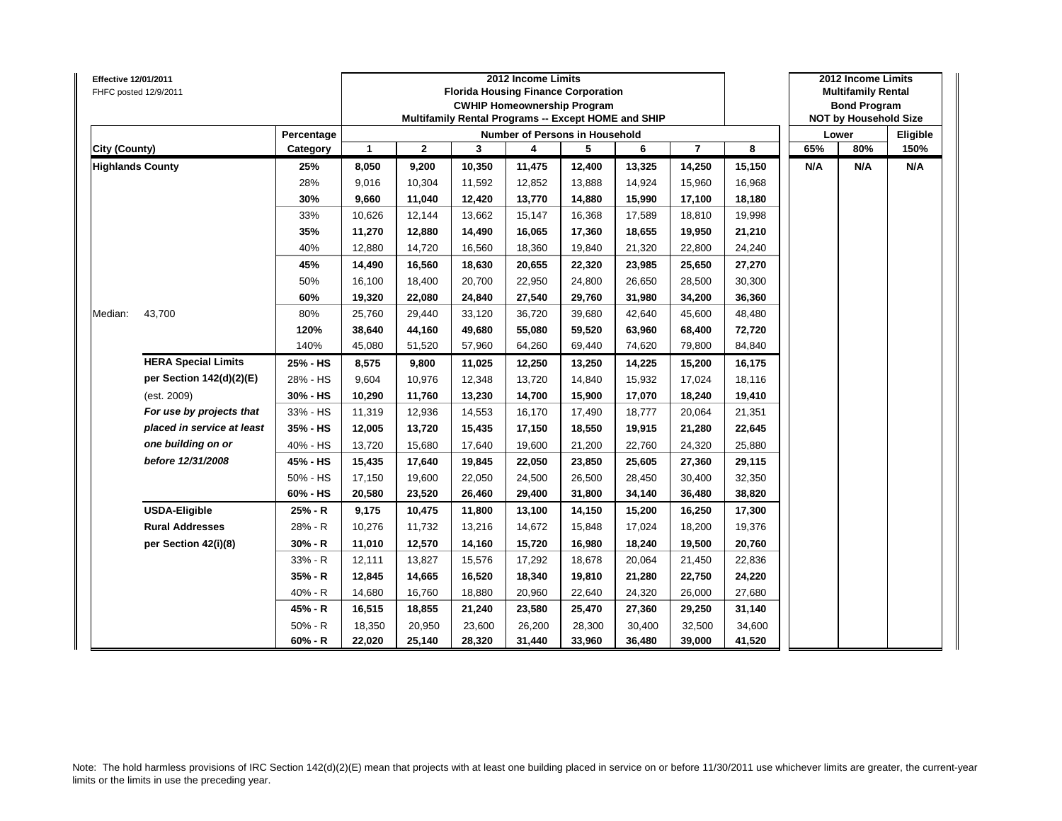**Effective 12/01/2011**
FHFC posted 12/9/2011

| | | 2012 Income Limits<br>Florida Housing Finance Corporation<br>CWHIP Homeownership Program<br>Multifamily Rental Programs -- Except HOME and SHIP | | | | | | | | 2012 Income Limits<br>Multifamily Rental<br>Bond Program<br>NOT by Household Size | | |
|---|---|---|---|---|---|---|---|---|---|---|---|---|
| | Percentage | Number of Persons in Household | | | | | | | | Lower | | Eligible |
| City (County) | Category | 1 | 2 | 3 | 4 | 5 | 6 | 7 | 8 | 65% | 80% | 150% |
| **Highlands County** | **25%** | **8,050** | **9,200** | **10,350** | **11,475** | **12,400** | **13,325** | **14,250** | **15,150** | **N/A** | **N/A** | **N/A** |
| | 28% | 9,016 | 10,304 | 11,592 | 12,852 | 13,888 | 14,924 | 15,960 | 16,968 | | | |
| | **30%** | **9,660** | **11,040** | **12,420** | **13,770** | **14,880** | **15,990** | **17,100** | **18,180** | | | |
| | 33% | 10,626 | 12,144 | 13,662 | 15,147 | 16,368 | 17,589 | 18,810 | 19,998 | | | |
| | **35%** | **11,270** | **12,880** | **14,490** | **16,065** | **17,360** | **18,655** | **19,950** | **21,210** | | | |
| | 40% | 12,880 | 14,720 | 16,560 | 18,360 | 19,840 | 21,320 | 22,800 | 24,240 | | | |
| | **45%** | **14,490** | **16,560** | **18,630** | **20,655** | **22,320** | **23,985** | **25,650** | **27,270** | | | |
| | 50% | 16,100 | 18,400 | 20,700 | 22,950 | 24,800 | 26,650 | 28,500 | 30,300 | | | |
| | **60%** | **19,320** | **22,080** | **24,840** | **27,540** | **29,760** | **31,980** | **34,200** | **36,360** | | | |
| Median: 43,700 | 80% | 25,760 | 29,440 | 33,120 | 36,720 | 39,680 | 42,640 | 45,600 | 48,480 | | | |
| | **120%** | **38,640** | **44,160** | **49,680** | **55,080** | **59,520** | **63,960** | **68,400** | **72,720** | | | |
| | 140% | 45,080 | 51,520 | 57,960 | 64,260 | 69,440 | 74,620 | 79,800 | 84,840 | | | |
| **HERA Special Limits** | **25% - HS** | **8,575** | **9,800** | **11,025** | **12,250** | **13,250** | **14,225** | **15,200** | **16,175** | | | |
| **per Section 142(d)(2)(E)** | 28% - HS | 9,604 | 10,976 | 12,348 | 13,720 | 14,840 | 15,932 | 17,024 | 18,116 | | | |
| (est. 2009) | **30% - HS** | **10,290** | **11,760** | **13,230** | **14,700** | **15,900** | **17,070** | **18,240** | **19,410** | | | |
| ***For use by projects that*** | 33% - HS | 11,319 | 12,936 | 14,553 | 16,170 | 17,490 | 18,777 | 20,064 | 21,351 | | | |
| ***placed in service at least*** | **35% - HS** | **12,005** | **13,720** | **15,435** | **17,150** | **18,550** | **19,915** | **21,280** | **22,645** | | | |
| ***one building on or*** | 40% - HS | 13,720 | 15,680 | 17,640 | 19,600 | 21,200 | 22,760 | 24,320 | 25,880 | | | |
| ***before 12/31/2008*** | **45% - HS** | **15,435** | **17,640** | **19,845** | **22,050** | **23,850** | **25,605** | **27,360** | **29,115** | | | |
| | 50% - HS | 17,150 | 19,600 | 22,050 | 24,500 | 26,500 | 28,450 | 30,400 | 32,350 | | | |
| | **60% - HS** | **20,580** | **23,520** | **26,460** | **29,400** | **31,800** | **34,140** | **36,480** | **38,820** | | | |
| **USDA-Eligible** | **25% - R** | **9,175** | **10,475** | **11,800** | **13,100** | **14,150** | **15,200** | **16,250** | **17,300** | | | |
| **Rural Addresses** | 28% - R | 10,276 | 11,732 | 13,216 | 14,672 | 15,848 | 17,024 | 18,200 | 19,376 | | | |
| **per Section 42(i)(8)** | **30% - R** | **11,010** | **12,570** | **14,160** | **15,720** | **16,980** | **18,240** | **19,500** | **20,760** | | | |
| | 33% - R | 12,111 | 13,827 | 15,576 | 17,292 | 18,678 | 20,064 | 21,450 | 22,836 | | | |
| | **35% - R** | **12,845** | **14,665** | **16,520** | **18,340** | **19,810** | **21,280** | **22,750** | **24,220** | | | |
| | 40% - R | 14,680 | 16,760 | 18,880 | 20,960 | 22,640 | 24,320 | 26,000 | 27,680 | | | |
| | **45% - R** | **16,515** | **18,855** | **21,240** | **23,580** | **25,470** | **27,360** | **29,250** | **31,140** | | | |
| | 50% - R | 18,350 | 20,950 | 23,600 | 26,200 | 28,300 | 30,400 | 32,500 | 34,600 | | | |
| | **60% - R** | **22,020** | **25,140** | **28,320** | **31,440** | **33,960** | **36,480** | **39,000** | **41,520** | | | |

Note: The hold harmless provisions of IRC Section 142(d)(2)(E) mean that projects with at least one building placed in service on or before 11/30/2011 use whichever limits are greater, the current-year limits or the limits in use the preceding year.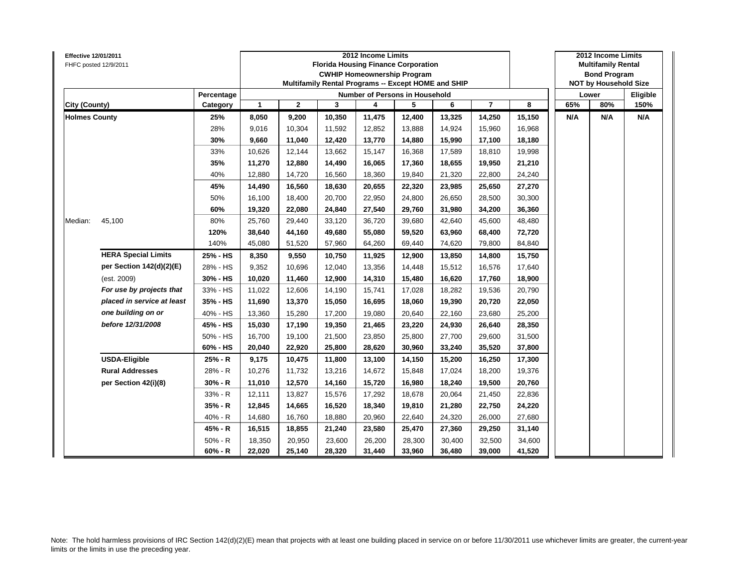**Effective 12/01/2011**
FHFC posted 12/9/2011

| City (County) | | Percentage Category | 2012 Income Limits<br>Florida Housing Finance Corporation<br>CWHIP Homeownership Program<br>Multifamily Rental Programs -- Except HOME and SHIP<br>Number of Persons in Household<br>1 | 2 | 3 | 4 | 5 | 6 | 7 | 8 | 2012 Income Limits<br>Multifamily Rental<br>Bond Program<br>NOT by Household Size<br>Lower<br>65% | 80% | Eligible<br>150% |
|---|---|---|---|---|---|---|---|---|---|---|---|---|---|
| **Holmes County** | | **25%** | **8,050** | **9,200** | **10,350** | **11,475** | **12,400** | **13,325** | **14,250** | **15,150** | **N/A** | **N/A** | **N/A** |
| | | 28% | 9,016 | 10,304 | 11,592 | 12,852 | 13,888 | 14,924 | 15,960 | 16,968 | | | |
| | | **30%** | **9,660** | **11,040** | **12,420** | **13,770** | **14,880** | **15,990** | **17,100** | **18,180** | | | |
| | | 33% | 10,626 | 12,144 | 13,662 | 15,147 | 16,368 | 17,589 | 18,810 | 19,998 | | | |
| | | **35%** | **11,270** | **12,880** | **14,490** | **16,065** | **17,360** | **18,655** | **19,950** | **21,210** | | | |
| | | 40% | 12,880 | 14,720 | 16,560 | 18,360 | 19,840 | 21,320 | 22,800 | 24,240 | | | |
| | | **45%** | **14,490** | **16,560** | **18,630** | **20,655** | **22,320** | **23,985** | **25,650** | **27,270** | | | |
| | | 50% | 16,100 | 18,400 | 20,700 | 22,950 | 24,800 | 26,650 | 28,500 | 30,300 | | | |
| | | **60%** | **19,320** | **22,080** | **24,840** | **27,540** | **29,760** | **31,980** | **34,200** | **36,360** | | | |
| Median: | 45,100 | 80% | 25,760 | 29,440 | 33,120 | 36,720 | 39,680 | 42,640 | 45,600 | 48,480 | | | |
| | | **120%** | **38,640** | **44,160** | **49,680** | **55,080** | **59,520** | **63,960** | **68,400** | **72,720** | | | |
| | | 140% | 45,080 | 51,520 | 57,960 | 64,260 | 69,440 | 74,620 | 79,800 | 84,840 | | | |
| | **HERA Special Limits** | **25% - HS** | **8,350** | **9,550** | **10,750** | **11,925** | **12,900** | **13,850** | **14,800** | **15,750** | | | |
| | **per Section 142(d)(2)(E)** | 28% - HS | 9,352 | 10,696 | 12,040 | 13,356 | 14,448 | 15,512 | 16,576 | 17,640 | | | |
| | (est. 2009) | **30% - HS** | **10,020** | **11,460** | **12,900** | **14,310** | **15,480** | **16,620** | **17,760** | **18,900** | | | |
| | ***For use by projects that*** | 33% - HS | 11,022 | 12,606 | 14,190 | 15,741 | 17,028 | 18,282 | 19,536 | 20,790 | | | |
| | ***placed in service at least*** | **35% - HS** | **11,690** | **13,370** | **15,050** | **16,695** | **18,060** | **19,390** | **20,720** | **22,050** | | | |
| | ***one building on or*** | 40% - HS | 13,360 | 15,280 | 17,200 | 19,080 | 20,640 | 22,160 | 23,680 | 25,200 | | | |
| | ***before 12/31/2008*** | **45% - HS** | **15,030** | **17,190** | **19,350** | **21,465** | **23,220** | **24,930** | **26,640** | **28,350** | | | |
| | | 50% - HS | 16,700 | 19,100 | 21,500 | 23,850 | 25,800 | 27,700 | 29,600 | 31,500 | | | |
| | | **60% - HS** | **20,040** | **22,920** | **25,800** | **28,620** | **30,960** | **33,240** | **35,520** | **37,800** | | | |
| | **USDA-Eligible** | **25% - R** | **9,175** | **10,475** | **11,800** | **13,100** | **14,150** | **15,200** | **16,250** | **17,300** | | | |
| | **Rural Addresses** | 28% - R | 10,276 | 11,732 | 13,216 | 14,672 | 15,848 | 17,024 | 18,200 | 19,376 | | | |
| | **per Section 42(i)(8)** | **30% - R** | **11,010** | **12,570** | **14,160** | **15,720** | **16,980** | **18,240** | **19,500** | **20,760** | | | |
| | | 33% - R | 12,111 | 13,827 | 15,576 | 17,292 | 18,678 | 20,064 | 21,450 | 22,836 | | | |
| | | **35% - R** | **12,845** | **14,665** | **16,520** | **18,340** | **19,810** | **21,280** | **22,750** | **24,220** | | | |
| | | 40% - R | 14,680 | 16,760 | 18,880 | 20,960 | 22,640 | 24,320 | 26,000 | 27,680 | | | |
| | | **45% - R** | **16,515** | **18,855** | **21,240** | **23,580** | **25,470** | **27,360** | **29,250** | **31,140** | | | |
| | | 50% - R | 18,350 | 20,950 | 23,600 | 26,200 | 28,300 | 30,400 | 32,500 | 34,600 | | | |
| | | **60% - R** | **22,020** | **25,140** | **28,320** | **31,440** | **33,960** | **36,480** | **39,000** | **41,520** | | | |

Note: The hold harmless provisions of IRC Section 142(d)(2)(E) mean that projects with at least one building placed in service on or before 11/30/2011 use whichever limits are greater, the current-year limits or the limits in use the preceding year.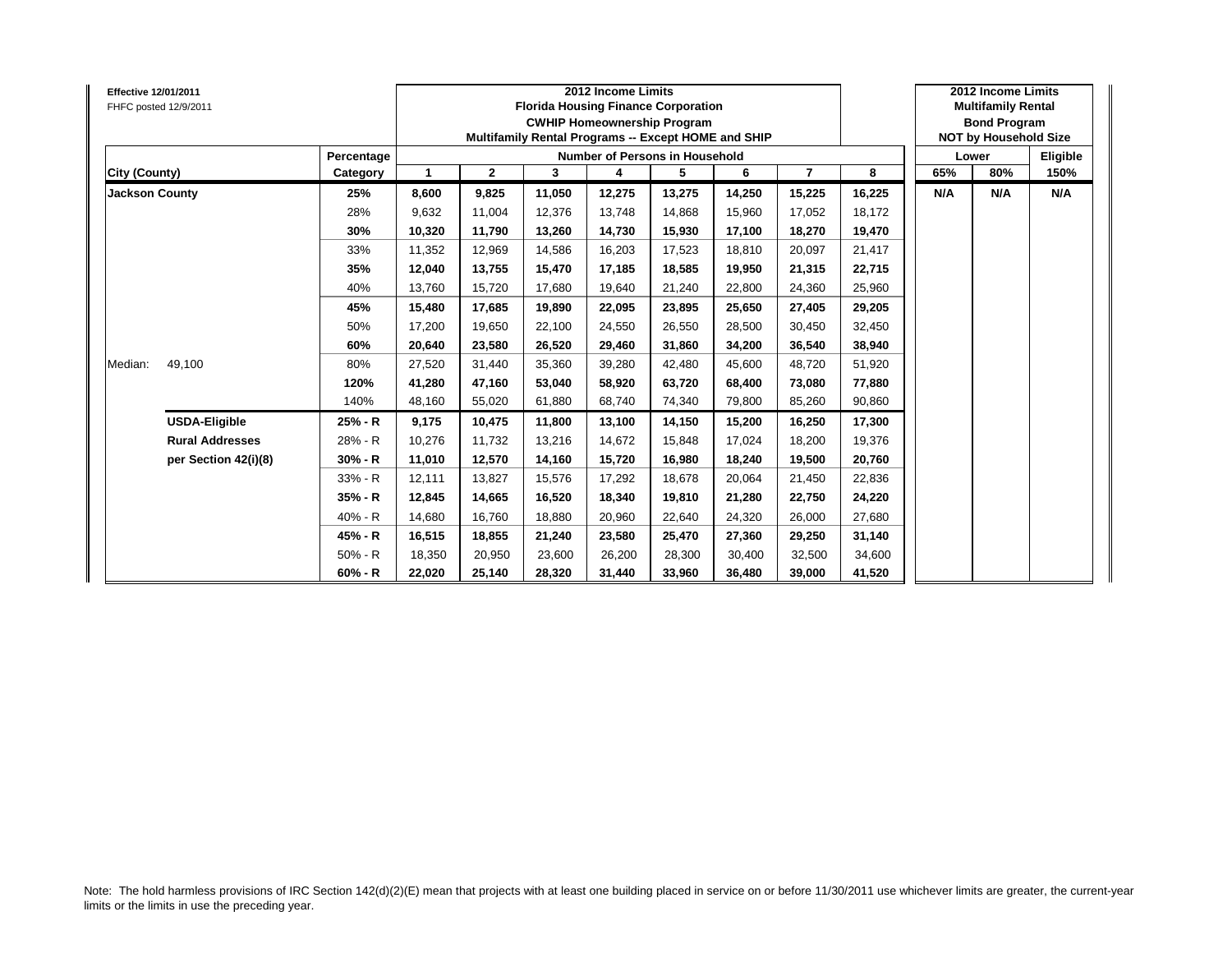**Effective 12/01/2011**
FHFC posted 12/9/2011

| City (County) | | Percentage Category | 2012 Income Limits Florida Housing Finance Corporation CWHIP Homeownership Program Multifamily Rental Programs -- Except HOME and SHIP — Number of Persons in Household: 1 | 2 | 3 | 4 | 5 | 6 | 7 | 8 | 2012 Income Limits Multifamily Rental Bond Program NOT by Household Size — Lower 65% | Lower 80% | Eligible 150% |
|---|---|---|---|---|---|---|---|---|---|---|---|---|---|
| **Jackson County** | | **25%** | **8,600** | **9,825** | **11,050** | **12,275** | **13,275** | **14,250** | **15,225** | **16,225** | **N/A** | **N/A** | **N/A** |
| | | 28% | 9,632 | 11,004 | 12,376 | 13,748 | 14,868 | 15,960 | 17,052 | 18,172 | | | |
| | | **30%** | **10,320** | **11,790** | **13,260** | **14,730** | **15,930** | **17,100** | **18,270** | **19,470** | | | |
| | | 33% | 11,352 | 12,969 | 14,586 | 16,203 | 17,523 | 18,810 | 20,097 | 21,417 | | | |
| | | **35%** | **12,040** | **13,755** | **15,470** | **17,185** | **18,585** | **19,950** | **21,315** | **22,715** | | | |
| | | 40% | 13,760 | 15,720 | 17,680 | 19,640 | 21,240 | 22,800 | 24,360 | 25,960 | | | |
| | | **45%** | **15,480** | **17,685** | **19,890** | **22,095** | **23,895** | **25,650** | **27,405** | **29,205** | | | |
| | | 50% | 17,200 | 19,650 | 22,100 | 24,550 | 26,550 | 28,500 | 30,450 | 32,450 | | | |
| | | **60%** | **20,640** | **23,580** | **26,520** | **29,460** | **31,860** | **34,200** | **36,540** | **38,940** | | | |
| Median: | 49,100 | 80% | 27,520 | 31,440 | 35,360 | 39,280 | 42,480 | 45,600 | 48,720 | 51,920 | | | |
| | | **120%** | **41,280** | **47,160** | **53,040** | **58,920** | **63,720** | **68,400** | **73,080** | **77,880** | | | |
| | | 140% | 48,160 | 55,020 | 61,880 | 68,740 | 74,340 | 79,800 | 85,260 | 90,860 | | | |
| | **USDA-Eligible** | **25% - R** | **9,175** | **10,475** | **11,800** | **13,100** | **14,150** | **15,200** | **16,250** | **17,300** | | | |
| | **Rural Addresses** | 28% - R | 10,276 | 11,732 | 13,216 | 14,672 | 15,848 | 17,024 | 18,200 | 19,376 | | | |
| | **per Section 42(i)(8)** | **30% - R** | **11,010** | **12,570** | **14,160** | **15,720** | **16,980** | **18,240** | **19,500** | **20,760** | | | |
| | | 33% - R | 12,111 | 13,827 | 15,576 | 17,292 | 18,678 | 20,064 | 21,450 | 22,836 | | | |
| | | **35% - R** | **12,845** | **14,665** | **16,520** | **18,340** | **19,810** | **21,280** | **22,750** | **24,220** | | | |
| | | 40% - R | 14,680 | 16,760 | 18,880 | 20,960 | 22,640 | 24,320 | 26,000 | 27,680 | | | |
| | | **45% - R** | **16,515** | **18,855** | **21,240** | **23,580** | **25,470** | **27,360** | **29,250** | **31,140** | | | |
| | | 50% - R | 18,350 | 20,950 | 23,600 | 26,200 | 28,300 | 30,400 | 32,500 | 34,600 | | | |
| | | **60% - R** | **22,020** | **25,140** | **28,320** | **31,440** | **33,960** | **36,480** | **39,000** | **41,520** | | | |

Note: The hold harmless provisions of IRC Section 142(d)(2)(E) mean that projects with at least one building placed in service on or before 11/30/2011 use whichever limits are greater, the current-year limits or the limits in use the preceding year.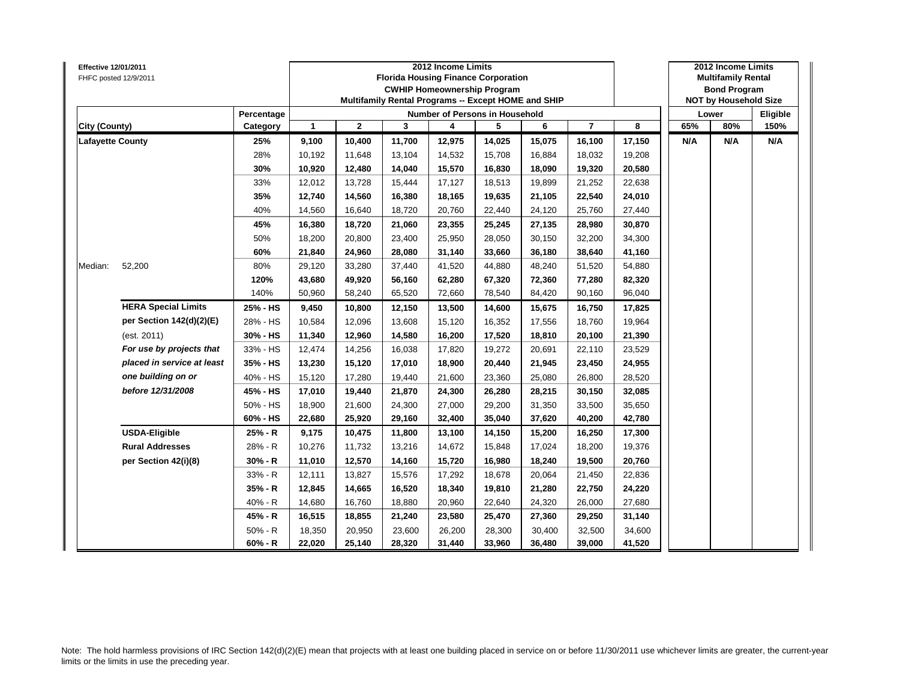**Effective 12/01/2011**
FHFC posted 12/9/2011

| City (County) | | Percentage Category | 1 | 2 | 3 | 4 | 5 | 6 | 7 | 8 | Lower 65% | Lower 80% | Eligible 150% |
|---|---|---|---|---|---|---|---|---|---|---|---|---|---|
| | | | **2012 Income Limits Florida Housing Finance Corporation CWHIP Homeownership Program Multifamily Rental Programs -- Except HOME and SHIP** | | | | | | | | **2012 Income Limits Multifamily Rental Bond Program NOT by Household Size** | | |
| | | | **Number of Persons in Household** | | | | | | | | | | |
| **Lafayette County** | | **25%** | **9,100** | **10,400** | **11,700** | **12,975** | **14,025** | **15,075** | **16,100** | **17,150** | **N/A** | **N/A** | **N/A** |
| | | 28% | 10,192 | 11,648 | 13,104 | 14,532 | 15,708 | 16,884 | 18,032 | 19,208 | | | |
| | | **30%** | **10,920** | **12,480** | **14,040** | **15,570** | **16,830** | **18,090** | **19,320** | **20,580** | | | |
| | | 33% | 12,012 | 13,728 | 15,444 | 17,127 | 18,513 | 19,899 | 21,252 | 22,638 | | | |
| | | **35%** | **12,740** | **14,560** | **16,380** | **18,165** | **19,635** | **21,105** | **22,540** | **24,010** | | | |
| | | 40% | 14,560 | 16,640 | 18,720 | 20,760 | 22,440 | 24,120 | 25,760 | 27,440 | | | |
| | | **45%** | **16,380** | **18,720** | **21,060** | **23,355** | **25,245** | **27,135** | **28,980** | **30,870** | | | |
| | | 50% | 18,200 | 20,800 | 23,400 | 25,950 | 28,050 | 30,150 | 32,200 | 34,300 | | | |
| | | **60%** | **21,840** | **24,960** | **28,080** | **31,140** | **33,660** | **36,180** | **38,640** | **41,160** | | | |
| Median: | 52,200 | 80% | 29,120 | 33,280 | 37,440 | 41,520 | 44,880 | 48,240 | 51,520 | 54,880 | | | |
| | | **120%** | **43,680** | **49,920** | **56,160** | **62,280** | **67,320** | **72,360** | **77,280** | **82,320** | | | |
| | | 140% | 50,960 | 58,240 | 65,520 | 72,660 | 78,540 | 84,420 | 90,160 | 96,040 | | | |
| | **HERA Special Limits** | **25% - HS** | **9,450** | **10,800** | **12,150** | **13,500** | **14,600** | **15,675** | **16,750** | **17,825** | | | |
| | **per Section 142(d)(2)(E)** | 28% - HS | 10,584 | 12,096 | 13,608 | 15,120 | 16,352 | 17,556 | 18,760 | 19,964 | | | |
| | (est. 2011) | **30% - HS** | **11,340** | **12,960** | **14,580** | **16,200** | **17,520** | **18,810** | **20,100** | **21,390** | | | |
| | ***For use by projects that*** | 33% - HS | 12,474 | 14,256 | 16,038 | 17,820 | 19,272 | 20,691 | 22,110 | 23,529 | | | |
| | ***placed in service at least*** | **35% - HS** | **13,230** | **15,120** | **17,010** | **18,900** | **20,440** | **21,945** | **23,450** | **24,955** | | | |
| | ***one building on or*** | 40% - HS | 15,120 | 17,280 | 19,440 | 21,600 | 23,360 | 25,080 | 26,800 | 28,520 | | | |
| | ***before 12/31/2008*** | **45% - HS** | **17,010** | **19,440** | **21,870** | **24,300** | **26,280** | **28,215** | **30,150** | **32,085** | | | |
| | | 50% - HS | 18,900 | 21,600 | 24,300 | 27,000 | 29,200 | 31,350 | 33,500 | 35,650 | | | |
| | | **60% - HS** | **22,680** | **25,920** | **29,160** | **32,400** | **35,040** | **37,620** | **40,200** | **42,780** | | | |
| | **USDA-Eligible** | **25% - R** | **9,175** | **10,475** | **11,800** | **13,100** | **14,150** | **15,200** | **16,250** | **17,300** | | | |
| | **Rural Addresses** | 28% - R | 10,276 | 11,732 | 13,216 | 14,672 | 15,848 | 17,024 | 18,200 | 19,376 | | | |
| | **per Section 42(i)(8)** | **30% - R** | **11,010** | **12,570** | **14,160** | **15,720** | **16,980** | **18,240** | **19,500** | **20,760** | | | |
| | | 33% - R | 12,111 | 13,827 | 15,576 | 17,292 | 18,678 | 20,064 | 21,450 | 22,836 | | | |
| | | **35% - R** | **12,845** | **14,665** | **16,520** | **18,340** | **19,810** | **21,280** | **22,750** | **24,220** | | | |
| | | 40% - R | 14,680 | 16,760 | 18,880 | 20,960 | 22,640 | 24,320 | 26,000 | 27,680 | | | |
| | | **45% - R** | **16,515** | **18,855** | **21,240** | **23,580** | **25,470** | **27,360** | **29,250** | **31,140** | | | |
| | | 50% - R | 18,350 | 20,950 | 23,600 | 26,200 | 28,300 | 30,400 | 32,500 | 34,600 | | | |
| | | **60% - R** | **22,020** | **25,140** | **28,320** | **31,440** | **33,960** | **36,480** | **39,000** | **41,520** | | | |

Note: The hold harmless provisions of IRC Section 142(d)(2)(E) mean that projects with at least one building placed in service on or before 11/30/2011 use whichever limits are greater, the current-year limits or the limits in use the preceding year.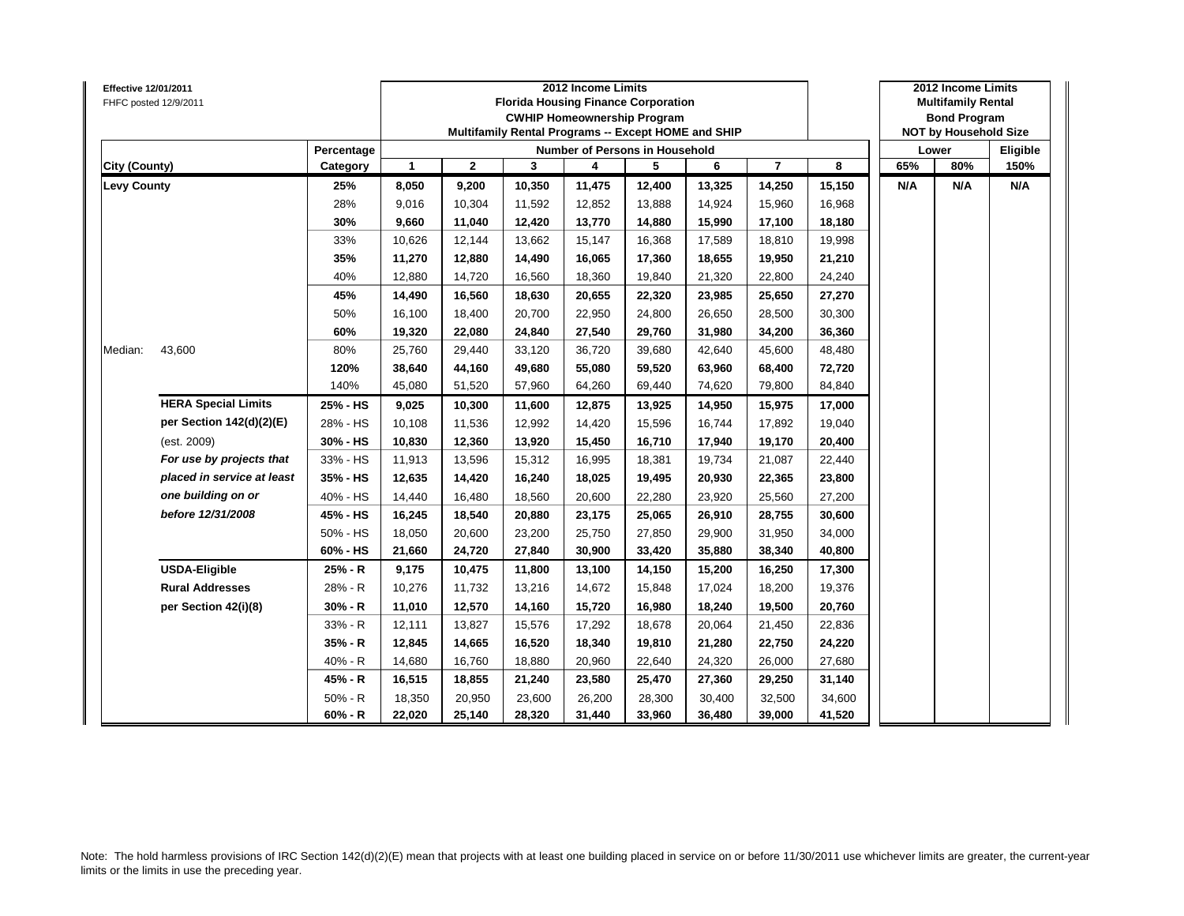**Effective 12/01/2011**
FHFC posted 12/9/2011

| City (County) | | Percentage Category | 2012 Income Limits<br>Florida Housing Finance Corporation<br>CWHIP Homeownership Program<br>Multifamily Rental Programs -- Except HOME and SHIP<br>Number of Persons in Household: 1 | 2 | 3 | 4 | 5 | 6 | 7 | 8 | 2012 Income Limits<br>Multifamily Rental<br>Bond Program<br>NOT by Household Size<br>Lower: 65% | 80% | Eligible 150% |
|---|---|---|---|---|---|---|---|---|---|---|---|---|---|
| **Levy County** | | **25%** | **8,050** | **9,200** | **10,350** | **11,475** | **12,400** | **13,325** | **14,250** | **15,150** | **N/A** | **N/A** | **N/A** |
| | | 28% | 9,016 | 10,304 | 11,592 | 12,852 | 13,888 | 14,924 | 15,960 | 16,968 | | | |
| | | **30%** | **9,660** | **11,040** | **12,420** | **13,770** | **14,880** | **15,990** | **17,100** | **18,180** | | | |
| | | 33% | 10,626 | 12,144 | 13,662 | 15,147 | 16,368 | 17,589 | 18,810 | 19,998 | | | |
| | | **35%** | **11,270** | **12,880** | **14,490** | **16,065** | **17,360** | **18,655** | **19,950** | **21,210** | | | |
| | | 40% | 12,880 | 14,720 | 16,560 | 18,360 | 19,840 | 21,320 | 22,800 | 24,240 | | | |
| | | **45%** | **14,490** | **16,560** | **18,630** | **20,655** | **22,320** | **23,985** | **25,650** | **27,270** | | | |
| | | 50% | 16,100 | 18,400 | 20,700 | 22,950 | 24,800 | 26,650 | 28,500 | 30,300 | | | |
| | | **60%** | **19,320** | **22,080** | **24,840** | **27,540** | **29,760** | **31,980** | **34,200** | **36,360** | | | |
| Median: | 43,600 | 80% | 25,760 | 29,440 | 33,120 | 36,720 | 39,680 | 42,640 | 45,600 | 48,480 | | | |
| | | **120%** | **38,640** | **44,160** | **49,680** | **55,080** | **59,520** | **63,960** | **68,400** | **72,720** | | | |
| | | 140% | 45,080 | 51,520 | 57,960 | 64,260 | 69,440 | 74,620 | 79,800 | 84,840 | | | |
| | **HERA Special Limits** | **25% - HS** | **9,025** | **10,300** | **11,600** | **12,875** | **13,925** | **14,950** | **15,975** | **17,000** | | | |
| | **per Section 142(d)(2)(E)** | 28% - HS | 10,108 | 11,536 | 12,992 | 14,420 | 15,596 | 16,744 | 17,892 | 19,040 | | | |
| | (est. 2009) | **30% - HS** | **10,830** | **12,360** | **13,920** | **15,450** | **16,710** | **17,940** | **19,170** | **20,400** | | | |
| | ***For use by projects that*** | 33% - HS | 11,913 | 13,596 | 15,312 | 16,995 | 18,381 | 19,734 | 21,087 | 22,440 | | | |
| | ***placed in service at least*** | **35% - HS** | **12,635** | **14,420** | **16,240** | **18,025** | **19,495** | **20,930** | **22,365** | **23,800** | | | |
| | ***one building on or*** | 40% - HS | 14,440 | 16,480 | 18,560 | 20,600 | 22,280 | 23,920 | 25,560 | 27,200 | | | |
| | ***before 12/31/2008*** | **45% - HS** | **16,245** | **18,540** | **20,880** | **23,175** | **25,065** | **26,910** | **28,755** | **30,600** | | | |
| | | 50% - HS | 18,050 | 20,600 | 23,200 | 25,750 | 27,850 | 29,900 | 31,950 | 34,000 | | | |
| | | **60% - HS** | **21,660** | **24,720** | **27,840** | **30,900** | **33,420** | **35,880** | **38,340** | **40,800** | | | |
| | **USDA-Eligible** | **25% - R** | **9,175** | **10,475** | **11,800** | **13,100** | **14,150** | **15,200** | **16,250** | **17,300** | | | |
| | **Rural Addresses** | 28% - R | 10,276 | 11,732 | 13,216 | 14,672 | 15,848 | 17,024 | 18,200 | 19,376 | | | |
| | **per Section 42(i)(8)** | **30% - R** | **11,010** | **12,570** | **14,160** | **15,720** | **16,980** | **18,240** | **19,500** | **20,760** | | | |
| | | 33% - R | 12,111 | 13,827 | 15,576 | 17,292 | 18,678 | 20,064 | 21,450 | 22,836 | | | |
| | | **35% - R** | **12,845** | **14,665** | **16,520** | **18,340** | **19,810** | **21,280** | **22,750** | **24,220** | | | |
| | | 40% - R | 14,680 | 16,760 | 18,880 | 20,960 | 22,640 | 24,320 | 26,000 | 27,680 | | | |
| | | **45% - R** | **16,515** | **18,855** | **21,240** | **23,580** | **25,470** | **27,360** | **29,250** | **31,140** | | | |
| | | 50% - R | 18,350 | 20,950 | 23,600 | 26,200 | 28,300 | 30,400 | 32,500 | 34,600 | | | |
| | | **60% - R** | **22,020** | **25,140** | **28,320** | **31,440** | **33,960** | **36,480** | **39,000** | **41,520** | | | |

Note: The hold harmless provisions of IRC Section 142(d)(2)(E) mean that projects with at least one building placed in service on or before 11/30/2011 use whichever limits are greater, the current-year limits or the limits in use the preceding year.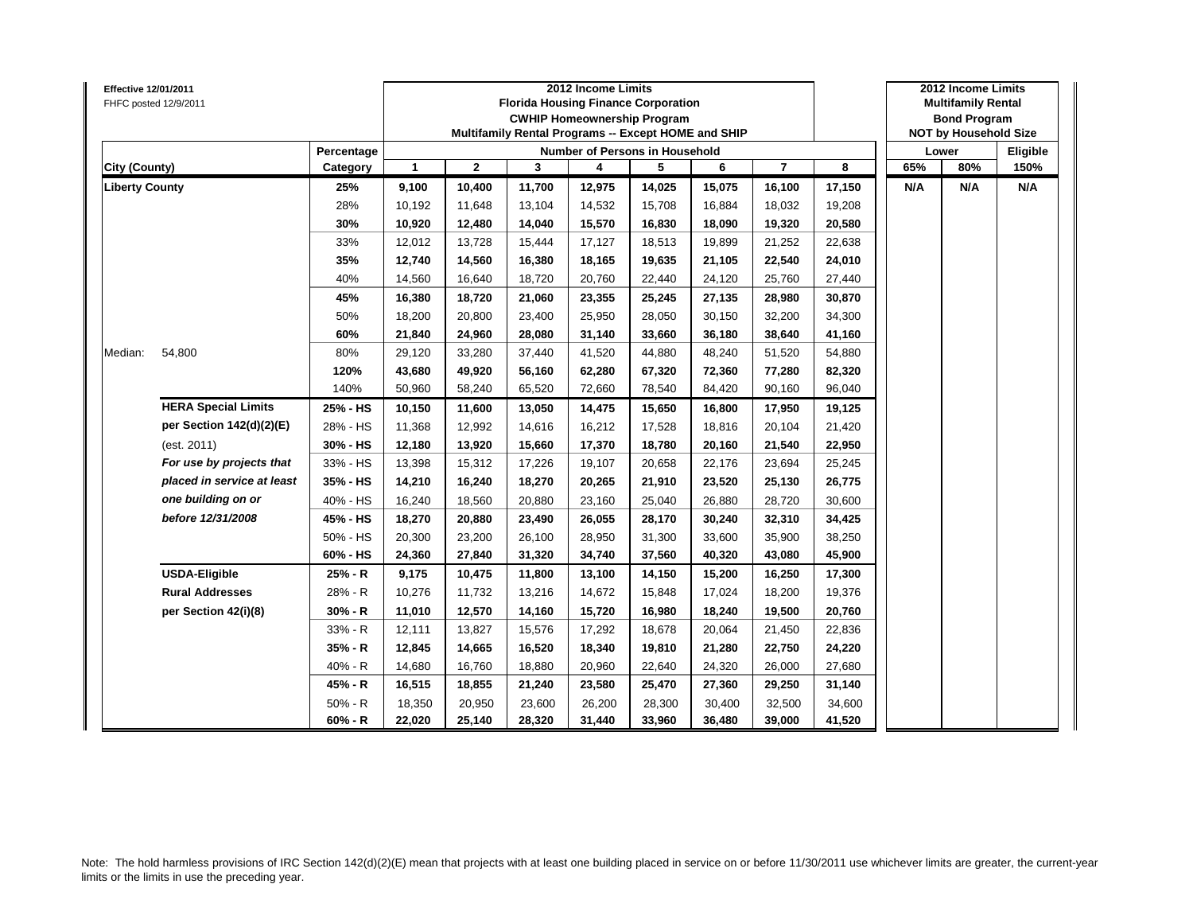Effective 12/01/2011
FHFC posted 12/9/2011

| | | | 2012 Income Limits<br>Florida Housing Finance Corporation<br>CWHIP Homeownership Program<br>Multifamily Rental Programs -- Except HOME and SHIP | | | | | | | | 2012 Income Limits<br>Multifamily Rental<br>Bond Program<br>NOT by Household Size | | |
|---|---|---|---|---|---|---|---|---|---|---|---|---|---|
| | | Percentage | Number of Persons in Household | | | | | | | | Lower | | Eligible |
| City (County) | | Category | 1 | 2 | 3 | 4 | 5 | 6 | 7 | 8 | 65% | 80% | 150% |
| **Liberty County** | | **25%** | **9,100** | **10,400** | **11,700** | **12,975** | **14,025** | **15,075** | **16,100** | **17,150** | **N/A** | **N/A** | **N/A** |
| | | 28% | 10,192 | 11,648 | 13,104 | 14,532 | 15,708 | 16,884 | 18,032 | 19,208 | | | |
| | | **30%** | **10,920** | **12,480** | **14,040** | **15,570** | **16,830** | **18,090** | **19,320** | **20,580** | | | |
| | | 33% | 12,012 | 13,728 | 15,444 | 17,127 | 18,513 | 19,899 | 21,252 | 22,638 | | | |
| | | **35%** | **12,740** | **14,560** | **16,380** | **18,165** | **19,635** | **21,105** | **22,540** | **24,010** | | | |
| | | 40% | 14,560 | 16,640 | 18,720 | 20,760 | 22,440 | 24,120 | 25,760 | 27,440 | | | |
| | | **45%** | **16,380** | **18,720** | **21,060** | **23,355** | **25,245** | **27,135** | **28,980** | **30,870** | | | |
| | | 50% | 18,200 | 20,800 | 23,400 | 25,950 | 28,050 | 30,150 | 32,200 | 34,300 | | | |
| | | **60%** | **21,840** | **24,960** | **28,080** | **31,140** | **33,660** | **36,180** | **38,640** | **41,160** | | | |
| Median: | 54,800 | 80% | 29,120 | 33,280 | 37,440 | 41,520 | 44,880 | 48,240 | 51,520 | 54,880 | | | |
| | | **120%** | **43,680** | **49,920** | **56,160** | **62,280** | **67,320** | **72,360** | **77,280** | **82,320** | | | |
| | | 140% | 50,960 | 58,240 | 65,520 | 72,660 | 78,540 | 84,420 | 90,160 | 96,040 | | | |
| | **HERA Special Limits** | **25% - HS** | **10,150** | **11,600** | **13,050** | **14,475** | **15,650** | **16,800** | **17,950** | **19,125** | | | |
| | **per Section 142(d)(2)(E)** | 28% - HS | 11,368 | 12,992 | 14,616 | 16,212 | 17,528 | 18,816 | 20,104 | 21,420 | | | |
| | (est. 2011) | **30% - HS** | **12,180** | **13,920** | **15,660** | **17,370** | **18,780** | **20,160** | **21,540** | **22,950** | | | |
| | *For use by projects that* | 33% - HS | 13,398 | 15,312 | 17,226 | 19,107 | 20,658 | 22,176 | 23,694 | 25,245 | | | |
| | *placed in service at least* | **35% - HS** | **14,210** | **16,240** | **18,270** | **20,265** | **21,910** | **23,520** | **25,130** | **26,775** | | | |
| | *one building on or* | 40% - HS | 16,240 | 18,560 | 20,880 | 23,160 | 25,040 | 26,880 | 28,720 | 30,600 | | | |
| | *before 12/31/2008* | **45% - HS** | **18,270** | **20,880** | **23,490** | **26,055** | **28,170** | **30,240** | **32,310** | **34,425** | | | |
| | | 50% - HS | 20,300 | 23,200 | 26,100 | 28,950 | 31,300 | 33,600 | 35,900 | 38,250 | | | |
| | | **60% - HS** | **24,360** | **27,840** | **31,320** | **34,740** | **37,560** | **40,320** | **43,080** | **45,900** | | | |
| | **USDA-Eligible** | **25% - R** | **9,175** | **10,475** | **11,800** | **13,100** | **14,150** | **15,200** | **16,250** | **17,300** | | | |
| | **Rural Addresses** | 28% - R | 10,276 | 11,732 | 13,216 | 14,672 | 15,848 | 17,024 | 18,200 | 19,376 | | | |
| | **per Section 42(i)(8)** | **30% - R** | **11,010** | **12,570** | **14,160** | **15,720** | **16,980** | **18,240** | **19,500** | **20,760** | | | |
| | | 33% - R | 12,111 | 13,827 | 15,576 | 17,292 | 18,678 | 20,064 | 21,450 | 22,836 | | | |
| | | **35% - R** | **12,845** | **14,665** | **16,520** | **18,340** | **19,810** | **21,280** | **22,750** | **24,220** | | | |
| | | 40% - R | 14,680 | 16,760 | 18,880 | 20,960 | 22,640 | 24,320 | 26,000 | 27,680 | | | |
| | | **45% - R** | **16,515** | **18,855** | **21,240** | **23,580** | **25,470** | **27,360** | **29,250** | **31,140** | | | |
| | | 50% - R | 18,350 | 20,950 | 23,600 | 26,200 | 28,300 | 30,400 | 32,500 | 34,600 | | | |
| | | **60% - R** | **22,020** | **25,140** | **28,320** | **31,440** | **33,960** | **36,480** | **39,000** | **41,520** | | | |

Note: The hold harmless provisions of IRC Section 142(d)(2)(E) mean that projects with at least one building placed in service on or before 11/30/2011 use whichever limits are greater, the current-year limits or the limits in use the preceding year.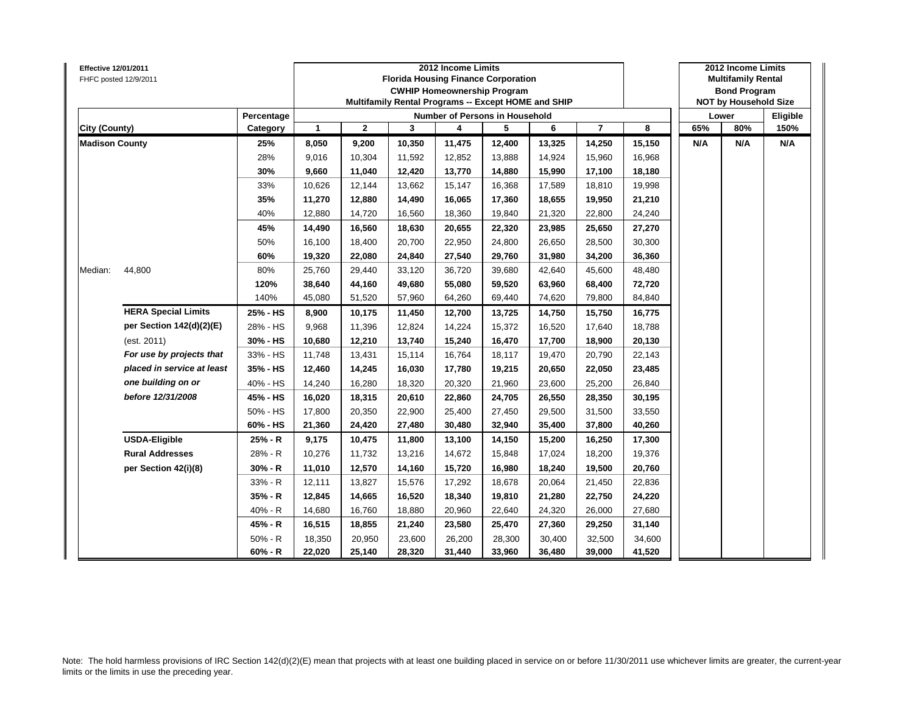**Effective 12/01/2011**
FHFC posted 12/9/2011

**2012 Income Limits**
**Florida Housing Finance Corporation**
**CWHIP Homeownership Program**
**Multifamily Rental Programs -- Except HOME and SHIP**

**2012 Income Limits**
**Multifamily Rental**
**Bond Program**
**NOT by Household Size**

| City (County) | | Percentage Category | 1 | 2 | 3 | 4 | 5 | 6 | 7 | 8 | Lower 65% | Lower 80% | Eligible 150% |
|---|---|---|---|---|---|---|---|---|---|---|---|---|---|
| **Madison County** | | **25%** | **8,050** | **9,200** | **10,350** | **11,475** | **12,400** | **13,325** | **14,250** | **15,150** | **N/A** | **N/A** | **N/A** |
| | | 28% | 9,016 | 10,304 | 11,592 | 12,852 | 13,888 | 14,924 | 15,960 | 16,968 | | | |
| | | **30%** | **9,660** | **11,040** | **12,420** | **13,770** | **14,880** | **15,990** | **17,100** | **18,180** | | | |
| | | 33% | 10,626 | 12,144 | 13,662 | 15,147 | 16,368 | 17,589 | 18,810 | 19,998 | | | |
| | | **35%** | **11,270** | **12,880** | **14,490** | **16,065** | **17,360** | **18,655** | **19,950** | **21,210** | | | |
| | | 40% | 12,880 | 14,720 | 16,560 | 18,360 | 19,840 | 21,320 | 22,800 | 24,240 | | | |
| | | **45%** | **14,490** | **16,560** | **18,630** | **20,655** | **22,320** | **23,985** | **25,650** | **27,270** | | | |
| | | 50% | 16,100 | 18,400 | 20,700 | 22,950 | 24,800 | 26,650 | 28,500 | 30,300 | | | |
| | | **60%** | **19,320** | **22,080** | **24,840** | **27,540** | **29,760** | **31,980** | **34,200** | **36,360** | | | |
| Median: | 44,800 | 80% | 25,760 | 29,440 | 33,120 | 36,720 | 39,680 | 42,640 | 45,600 | 48,480 | | | |
| | | **120%** | **38,640** | **44,160** | **49,680** | **55,080** | **59,520** | **63,960** | **68,400** | **72,720** | | | |
| | | 140% | 45,080 | 51,520 | 57,960 | 64,260 | 69,440 | 74,620 | 79,800 | 84,840 | | | |
| | **HERA Special Limits** | **25% - HS** | **8,900** | **10,175** | **11,450** | **12,700** | **13,725** | **14,750** | **15,750** | **16,775** | | | |
| | **per Section 142(d)(2)(E)** | 28% - HS | 9,968 | 11,396 | 12,824 | 14,224 | 15,372 | 16,520 | 17,640 | 18,788 | | | |
| | (est. 2011) | **30% - HS** | **10,680** | **12,210** | **13,740** | **15,240** | **16,470** | **17,700** | **18,900** | **20,130** | | | |
| | ***For use by projects that*** | 33% - HS | 11,748 | 13,431 | 15,114 | 16,764 | 18,117 | 19,470 | 20,790 | 22,143 | | | |
| | ***placed in service at least*** | **35% - HS** | **12,460** | **14,245** | **16,030** | **17,780** | **19,215** | **20,650** | **22,050** | **23,485** | | | |
| | ***one building on or*** | 40% - HS | 14,240 | 16,280 | 18,320 | 20,320 | 21,960 | 23,600 | 25,200 | 26,840 | | | |
| | ***before 12/31/2008*** | **45% - HS** | **16,020** | **18,315** | **20,610** | **22,860** | **24,705** | **26,550** | **28,350** | **30,195** | | | |
| | | 50% - HS | 17,800 | 20,350 | 22,900 | 25,400 | 27,450 | 29,500 | 31,500 | 33,550 | | | |
| | | **60% - HS** | **21,360** | **24,420** | **27,480** | **30,480** | **32,940** | **35,400** | **37,800** | **40,260** | | | |
| | **USDA-Eligible** | **25% - R** | **9,175** | **10,475** | **11,800** | **13,100** | **14,150** | **15,200** | **16,250** | **17,300** | | | |
| | **Rural Addresses** | 28% - R | 10,276 | 11,732 | 13,216 | 14,672 | 15,848 | 17,024 | 18,200 | 19,376 | | | |
| | **per Section 42(i)(8)** | **30% - R** | **11,010** | **12,570** | **14,160** | **15,720** | **16,980** | **18,240** | **19,500** | **20,760** | | | |
| | | 33% - R | 12,111 | 13,827 | 15,576 | 17,292 | 18,678 | 20,064 | 21,450 | 22,836 | | | |
| | | **35% - R** | **12,845** | **14,665** | **16,520** | **18,340** | **19,810** | **21,280** | **22,750** | **24,220** | | | |
| | | 40% - R | 14,680 | 16,760 | 18,880 | 20,960 | 22,640 | 24,320 | 26,000 | 27,680 | | | |
| | | **45% - R** | **16,515** | **18,855** | **21,240** | **23,580** | **25,470** | **27,360** | **29,250** | **31,140** | | | |
| | | 50% - R | 18,350 | 20,950 | 23,600 | 26,200 | 28,300 | 30,400 | 32,500 | 34,600 | | | |
| | | **60% - R** | **22,020** | **25,140** | **28,320** | **31,440** | **33,960** | **36,480** | **39,000** | **41,520** | | | |

Note: The hold harmless provisions of IRC Section 142(d)(2)(E) mean that projects with at least one building placed in service on or before 11/30/2011 use whichever limits are greater, the current-year limits or the limits in use the preceding year.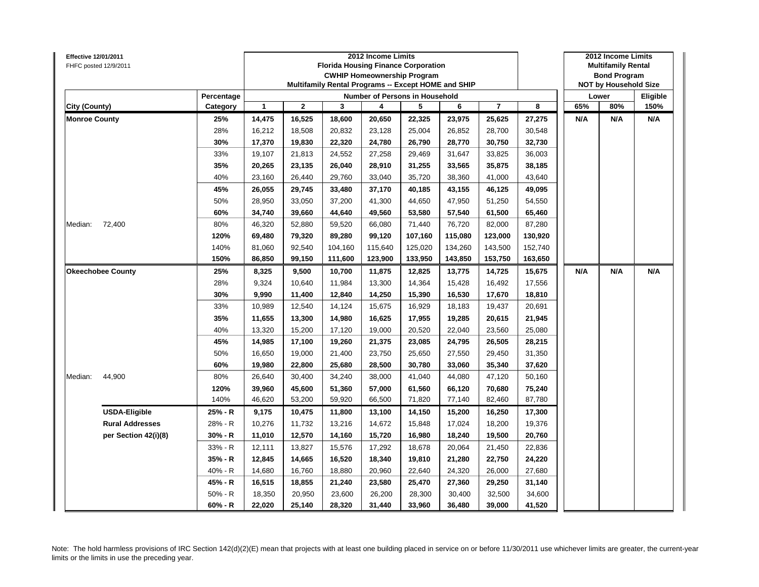**Effective 12/01/2011**
FHFC posted 12/9/2011

| City (County) | Percentage Category | 2012 Income Limits Florida Housing Finance Corporation CWHIP Homeownership Program Multifamily Rental Programs -- Except HOME and SHIP — Number of Persons in Household: 1 | 2 | 3 | 4 | 5 | 6 | 7 | 8 | 2012 Income Limits Multifamily Rental Bond Program NOT by Household Size — Lower 65% | Lower 80% | Eligible 150% |
|---|---|---|---|---|---|---|---|---|---|---|---|---|
| **Monroe County** | **25%** | **14,475** | **16,525** | **18,600** | **20,650** | **22,325** | **23,975** | **25,625** | **27,275** | **N/A** | **N/A** | **N/A** |
| | 28% | 16,212 | 18,508 | 20,832 | 23,128 | 25,004 | 26,852 | 28,700 | 30,548 | | | |
| | **30%** | **17,370** | **19,830** | **22,320** | **24,780** | **26,790** | **28,770** | **30,750** | **32,730** | | | |
| | 33% | 19,107 | 21,813 | 24,552 | 27,258 | 29,469 | 31,647 | 33,825 | 36,003 | | | |
| | **35%** | **20,265** | **23,135** | **26,040** | **28,910** | **31,255** | **33,565** | **35,875** | **38,185** | | | |
| | 40% | 23,160 | 26,440 | 29,760 | 33,040 | 35,720 | 38,360 | 41,000 | 43,640 | | | |
| | **45%** | **26,055** | **29,745** | **33,480** | **37,170** | **40,185** | **43,155** | **46,125** | **49,095** | | | |
| | 50% | 28,950 | 33,050 | 37,200 | 41,300 | 44,650 | 47,950 | 51,250 | 54,550 | | | |
| | **60%** | **34,740** | **39,660** | **44,640** | **49,560** | **53,580** | **57,540** | **61,500** | **65,460** | | | |
| Median: 72,400 | 80% | 46,320 | 52,880 | 59,520 | 66,080 | 71,440 | 76,720 | 82,000 | 87,280 | | | |
| | **120%** | **69,480** | **79,320** | **89,280** | **99,120** | **107,160** | **115,080** | **123,000** | **130,920** | | | |
| | 140% | 81,060 | 92,540 | 104,160 | 115,640 | 125,020 | 134,260 | 143,500 | 152,740 | | | |
| | **150%** | **86,850** | **99,150** | **111,600** | **123,900** | **133,950** | **143,850** | **153,750** | **163,650** | | | |
| **Okeechobee County** | **25%** | **8,325** | **9,500** | **10,700** | **11,875** | **12,825** | **13,775** | **14,725** | **15,675** | **N/A** | **N/A** | **N/A** |
| | 28% | 9,324 | 10,640 | 11,984 | 13,300 | 14,364 | 15,428 | 16,492 | 17,556 | | | |
| | **30%** | **9,990** | **11,400** | **12,840** | **14,250** | **15,390** | **16,530** | **17,670** | **18,810** | | | |
| | 33% | 10,989 | 12,540 | 14,124 | 15,675 | 16,929 | 18,183 | 19,437 | 20,691 | | | |
| | **35%** | **11,655** | **13,300** | **14,980** | **16,625** | **17,955** | **19,285** | **20,615** | **21,945** | | | |
| | 40% | 13,320 | 15,200 | 17,120 | 19,000 | 20,520 | 22,040 | 23,560 | 25,080 | | | |
| | **45%** | **14,985** | **17,100** | **19,260** | **21,375** | **23,085** | **24,795** | **26,505** | **28,215** | | | |
| | 50% | 16,650 | 19,000 | 21,400 | 23,750 | 25,650 | 27,550 | 29,450 | 31,350 | | | |
| | **60%** | **19,980** | **22,800** | **25,680** | **28,500** | **30,780** | **33,060** | **35,340** | **37,620** | | | |
| Median: 44,900 | 80% | 26,640 | 30,400 | 34,240 | 38,000 | 41,040 | 44,080 | 47,120 | 50,160 | | | |
| | **120%** | **39,960** | **45,600** | **51,360** | **57,000** | **61,560** | **66,120** | **70,680** | **75,240** | | | |
| | 140% | 46,620 | 53,200 | 59,920 | 66,500 | 71,820 | 77,140 | 82,460 | 87,780 | | | |
| **USDA-Eligible** | **25% - R** | **9,175** | **10,475** | **11,800** | **13,100** | **14,150** | **15,200** | **16,250** | **17,300** | | | |
| **Rural Addresses** | 28% - R | 10,276 | 11,732 | 13,216 | 14,672 | 15,848 | 17,024 | 18,200 | 19,376 | | | |
| **per Section 42(i)(8)** | **30% - R** | **11,010** | **12,570** | **14,160** | **15,720** | **16,980** | **18,240** | **19,500** | **20,760** | | | |
| | 33% - R | 12,111 | 13,827 | 15,576 | 17,292 | 18,678 | 20,064 | 21,450 | 22,836 | | | |
| | **35% - R** | **12,845** | **14,665** | **16,520** | **18,340** | **19,810** | **21,280** | **22,750** | **24,220** | | | |
| | 40% - R | 14,680 | 16,760 | 18,880 | 20,960 | 22,640 | 24,320 | 26,000 | 27,680 | | | |
| | **45% - R** | **16,515** | **18,855** | **21,240** | **23,580** | **25,470** | **27,360** | **29,250** | **31,140** | | | |
| | 50% - R | 18,350 | 20,950 | 23,600 | 26,200 | 28,300 | 30,400 | 32,500 | 34,600 | | | |
| | **60% - R** | **22,020** | **25,140** | **28,320** | **31,440** | **33,960** | **36,480** | **39,000** | **41,520** | | | |

Note: The hold harmless provisions of IRC Section 142(d)(2)(E) mean that projects with at least one building placed in service on or before 11/30/2011 use whichever limits are greater, the current-year limits or the limits in use the preceding year.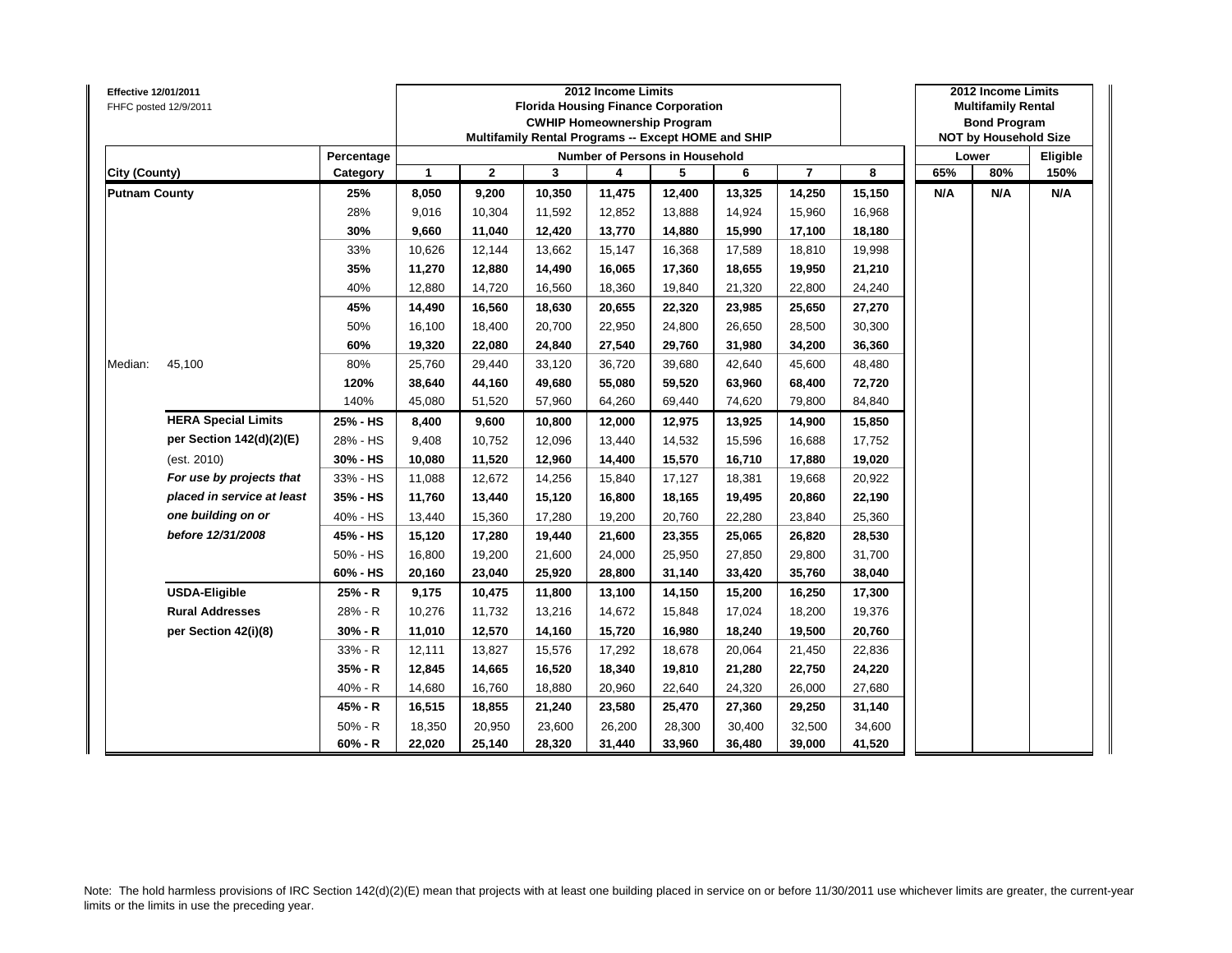**Effective 12/01/2011**
FHFC posted 12/9/2011

| City (County) | | Percentage Category | 2012 Income Limits Florida Housing Finance Corporation CWHIP Homeownership Program Multifamily Rental Programs -- Except HOME and SHIP — Number of Persons in Household: 1 | 2 | 3 | 4 | 5 | 6 | 7 | 8 | 2012 Income Limits Multifamily Rental Bond Program NOT by Household Size — Lower: 65% | 80% | Eligible 150% |
|---|---|---|---|---|---|---|---|---|---|---|---|---|---|
| **Putnam County** | | **25%** | **8,050** | **9,200** | **10,350** | **11,475** | **12,400** | **13,325** | **14,250** | **15,150** | **N/A** | **N/A** | **N/A** |
| | | 28% | 9,016 | 10,304 | 11,592 | 12,852 | 13,888 | 14,924 | 15,960 | 16,968 | | | |
| | | **30%** | **9,660** | **11,040** | **12,420** | **13,770** | **14,880** | **15,990** | **17,100** | **18,180** | | | |
| | | 33% | 10,626 | 12,144 | 13,662 | 15,147 | 16,368 | 17,589 | 18,810 | 19,998 | | | |
| | | **35%** | **11,270** | **12,880** | **14,490** | **16,065** | **17,360** | **18,655** | **19,950** | **21,210** | | | |
| | | 40% | 12,880 | 14,720 | 16,560 | 18,360 | 19,840 | 21,320 | 22,800 | 24,240 | | | |
| | | **45%** | **14,490** | **16,560** | **18,630** | **20,655** | **22,320** | **23,985** | **25,650** | **27,270** | | | |
| | | 50% | 16,100 | 18,400 | 20,700 | 22,950 | 24,800 | 26,650 | 28,500 | 30,300 | | | |
| | | **60%** | **19,320** | **22,080** | **24,840** | **27,540** | **29,760** | **31,980** | **34,200** | **36,360** | | | |
| Median: | 45,100 | 80% | 25,760 | 29,440 | 33,120 | 36,720 | 39,680 | 42,640 | 45,600 | 48,480 | | | |
| | | **120%** | **38,640** | **44,160** | **49,680** | **55,080** | **59,520** | **63,960** | **68,400** | **72,720** | | | |
| | | 140% | 45,080 | 51,520 | 57,960 | 64,260 | 69,440 | 74,620 | 79,800 | 84,840 | | | |
| | **HERA Special Limits** | **25% - HS** | **8,400** | **9,600** | **10,800** | **12,000** | **12,975** | **13,925** | **14,900** | **15,850** | | | |
| | **per Section 142(d)(2)(E)** | 28% - HS | 9,408 | 10,752 | 12,096 | 13,440 | 14,532 | 15,596 | 16,688 | 17,752 | | | |
| | (est. 2010) | **30% - HS** | **10,080** | **11,520** | **12,960** | **14,400** | **15,570** | **16,710** | **17,880** | **19,020** | | | |
| | ***For use by projects that*** | 33% - HS | 11,088 | 12,672 | 14,256 | 15,840 | 17,127 | 18,381 | 19,668 | 20,922 | | | |
| | ***placed in service at least*** | **35% - HS** | **11,760** | **13,440** | **15,120** | **16,800** | **18,165** | **19,495** | **20,860** | **22,190** | | | |
| | ***one building on or*** | 40% - HS | 13,440 | 15,360 | 17,280 | 19,200 | 20,760 | 22,280 | 23,840 | 25,360 | | | |
| | ***before 12/31/2008*** | **45% - HS** | **15,120** | **17,280** | **19,440** | **21,600** | **23,355** | **25,065** | **26,820** | **28,530** | | | |
| | | 50% - HS | 16,800 | 19,200 | 21,600 | 24,000 | 25,950 | 27,850 | 29,800 | 31,700 | | | |
| | | **60% - HS** | **20,160** | **23,040** | **25,920** | **28,800** | **31,140** | **33,420** | **35,760** | **38,040** | | | |
| | **USDA-Eligible** | **25% - R** | **9,175** | **10,475** | **11,800** | **13,100** | **14,150** | **15,200** | **16,250** | **17,300** | | | |
| | **Rural Addresses** | 28% - R | 10,276 | 11,732 | 13,216 | 14,672 | 15,848 | 17,024 | 18,200 | 19,376 | | | |
| | **per Section 42(i)(8)** | **30% - R** | **11,010** | **12,570** | **14,160** | **15,720** | **16,980** | **18,240** | **19,500** | **20,760** | | | |
| | | 33% - R | 12,111 | 13,827 | 15,576 | 17,292 | 18,678 | 20,064 | 21,450 | 22,836 | | | |
| | | **35% - R** | **12,845** | **14,665** | **16,520** | **18,340** | **19,810** | **21,280** | **22,750** | **24,220** | | | |
| | | 40% - R | 14,680 | 16,760 | 18,880 | 20,960 | 22,640 | 24,320 | 26,000 | 27,680 | | | |
| | | **45% - R** | **16,515** | **18,855** | **21,240** | **23,580** | **25,470** | **27,360** | **29,250** | **31,140** | | | |
| | | 50% - R | 18,350 | 20,950 | 23,600 | 26,200 | 28,300 | 30,400 | 32,500 | 34,600 | | | |
| | | **60% - R** | **22,020** | **25,140** | **28,320** | **31,440** | **33,960** | **36,480** | **39,000** | **41,520** | | | |

Note: The hold harmless provisions of IRC Section 142(d)(2)(E) mean that projects with at least one building placed in service on or before 11/30/2011 use whichever limits are greater, the current-year limits or the limits in use the preceding year.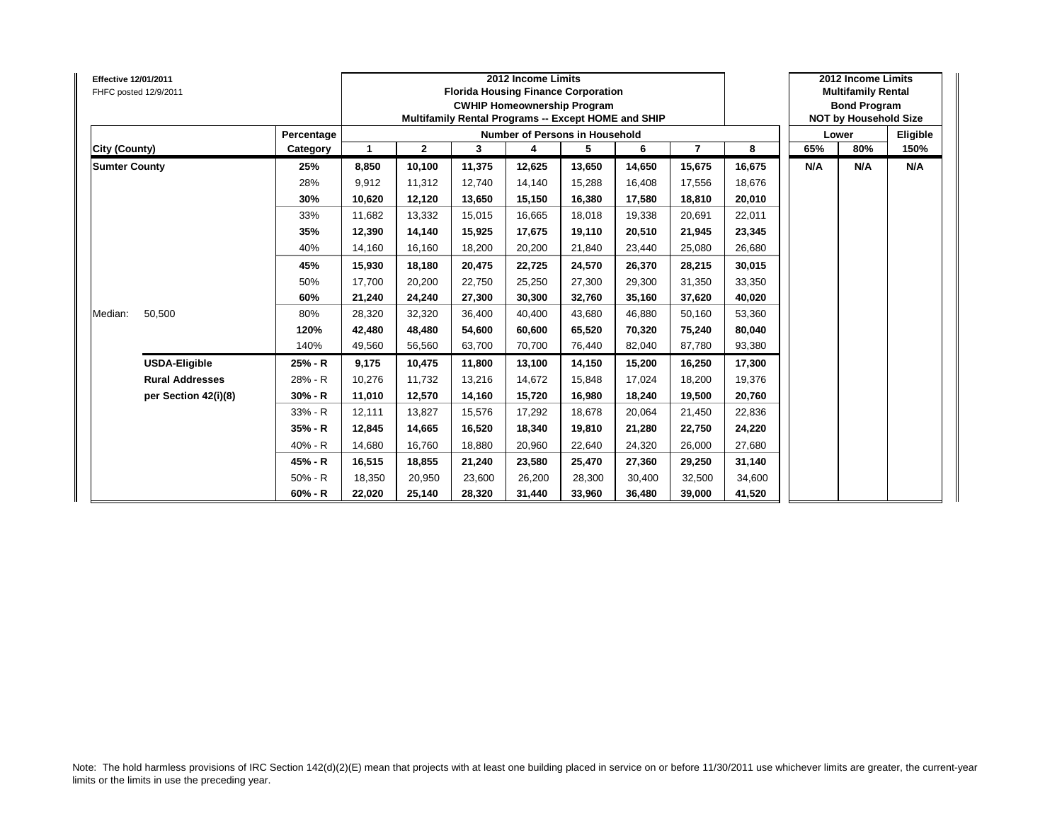**Effective 12/01/2011**
FHFC posted 12/9/2011

| | | | 2012 Income Limits Florida Housing Finance Corporation CWHIP Homeownership Program Multifamily Rental Programs -- Except HOME and SHIP | | | | | | | 2012 Income Limits Multifamily Rental Bond Program NOT by Household Size | | |
|---|---|---|---|---|---|---|---|---|---|---|---|---|
| | Percentage | Number of Persons in Household | | | | | | | | Lower | | Eligible |
| City (County) | Category | 1 | 2 | 3 | 4 | 5 | 6 | 7 | 8 | 65% | 80% | 150% |
| **Sumter County** | **25%** | **8,850** | **10,100** | **11,375** | **12,625** | **13,650** | **14,650** | **15,675** | **16,675** | **N/A** | **N/A** | **N/A** |
| | 28% | 9,912 | 11,312 | 12,740 | 14,140 | 15,288 | 16,408 | 17,556 | 18,676 | | | |
| | **30%** | **10,620** | **12,120** | **13,650** | **15,150** | **16,380** | **17,580** | **18,810** | **20,010** | | | |
| | 33% | 11,682 | 13,332 | 15,015 | 16,665 | 18,018 | 19,338 | 20,691 | 22,011 | | | |
| | **35%** | **12,390** | **14,140** | **15,925** | **17,675** | **19,110** | **20,510** | **21,945** | **23,345** | | | |
| | 40% | 14,160 | 16,160 | 18,200 | 20,200 | 21,840 | 23,440 | 25,080 | 26,680 | | | |
| | **45%** | **15,930** | **18,180** | **20,475** | **22,725** | **24,570** | **26,370** | **28,215** | **30,015** | | | |
| | 50% | 17,700 | 20,200 | 22,750 | 25,250 | 27,300 | 29,300 | 31,350 | 33,350 | | | |
| | **60%** | **21,240** | **24,240** | **27,300** | **30,300** | **32,760** | **35,160** | **37,620** | **40,020** | | | |
| Median: 50,500 | 80% | 28,320 | 32,320 | 36,400 | 40,400 | 43,680 | 46,880 | 50,160 | 53,360 | | | |
| | **120%** | **42,480** | **48,480** | **54,600** | **60,600** | **65,520** | **70,320** | **75,240** | **80,040** | | | |
| | 140% | 49,560 | 56,560 | 63,700 | 70,700 | 76,440 | 82,040 | 87,780 | 93,380 | | | |
| **USDA-Eligible** | **25% - R** | **9,175** | **10,475** | **11,800** | **13,100** | **14,150** | **15,200** | **16,250** | **17,300** | | | |
| **Rural Addresses** | 28% - R | 10,276 | 11,732 | 13,216 | 14,672 | 15,848 | 17,024 | 18,200 | 19,376 | | | |
| **per Section 42(i)(8)** | **30% - R** | **11,010** | **12,570** | **14,160** | **15,720** | **16,980** | **18,240** | **19,500** | **20,760** | | | |
| | 33% - R | 12,111 | 13,827 | 15,576 | 17,292 | 18,678 | 20,064 | 21,450 | 22,836 | | | |
| | **35% - R** | **12,845** | **14,665** | **16,520** | **18,340** | **19,810** | **21,280** | **22,750** | **24,220** | | | |
| | 40% - R | 14,680 | 16,760 | 18,880 | 20,960 | 22,640 | 24,320 | 26,000 | 27,680 | | | |
| | **45% - R** | **16,515** | **18,855** | **21,240** | **23,580** | **25,470** | **27,360** | **29,250** | **31,140** | | | |
| | 50% - R | 18,350 | 20,950 | 23,600 | 26,200 | 28,300 | 30,400 | 32,500 | 34,600 | | | |
| | **60% - R** | **22,020** | **25,140** | **28,320** | **31,440** | **33,960** | **36,480** | **39,000** | **41,520** | | | |

Note: The hold harmless provisions of IRC Section 142(d)(2)(E) mean that projects with at least one building placed in service on or before 11/30/2011 use whichever limits are greater, the current-year limits or the limits in use the preceding year.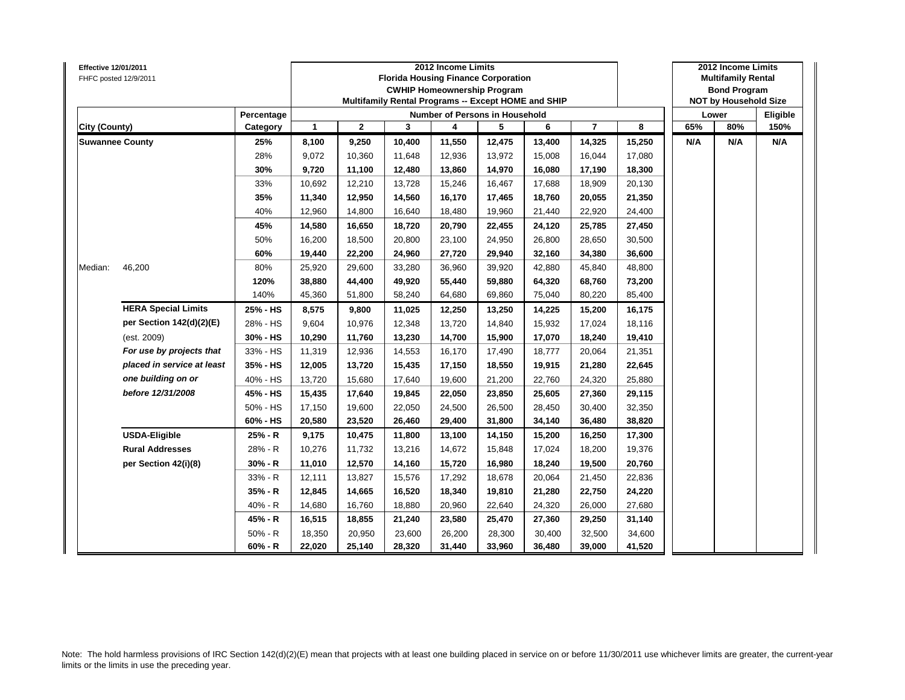**Effective 12/01/2011**
FHFC posted 12/9/2011

| | | | 2012 Income Limits Florida Housing Finance Corporation CWHIP Homeownership Program Multifamily Rental Programs -- Except HOME and SHIP | | | | | | | | 2012 Income Limits Multifamily Rental Bond Program NOT by Household Size | | |
|---|---|---|---|---|---|---|---|---|---|---|---|---|---|
| | | Percentage | Number of Persons in Household | | | | | | | | Lower | | Eligible |
| **City (County)** | | **Category** | **1** | **2** | **3** | **4** | **5** | **6** | **7** | **8** | **65%** | **80%** | **150%** |
| **Suwannee County** | | **25%** | **8,100** | **9,250** | **10,400** | **11,550** | **12,475** | **13,400** | **14,325** | **15,250** | **N/A** | **N/A** | **N/A** |
| | | 28% | 9,072 | 10,360 | 11,648 | 12,936 | 13,972 | 15,008 | 16,044 | 17,080 | | | |
| | | **30%** | **9,720** | **11,100** | **12,480** | **13,860** | **14,970** | **16,080** | **17,190** | **18,300** | | | |
| | | 33% | 10,692 | 12,210 | 13,728 | 15,246 | 16,467 | 17,688 | 18,909 | 20,130 | | | |
| | | **35%** | **11,340** | **12,950** | **14,560** | **16,170** | **17,465** | **18,760** | **20,055** | **21,350** | | | |
| | | 40% | 12,960 | 14,800 | 16,640 | 18,480 | 19,960 | 21,440 | 22,920 | 24,400 | | | |
| | | **45%** | **14,580** | **16,650** | **18,720** | **20,790** | **22,455** | **24,120** | **25,785** | **27,450** | | | |
| | | 50% | 16,200 | 18,500 | 20,800 | 23,100 | 24,950 | 26,800 | 28,650 | 30,500 | | | |
| | | **60%** | **19,440** | **22,200** | **24,960** | **27,720** | **29,940** | **32,160** | **34,380** | **36,600** | | | |
| Median: | 46,200 | 80% | 25,920 | 29,600 | 33,280 | 36,960 | 39,920 | 42,880 | 45,840 | 48,800 | | | |
| | | **120%** | **38,880** | **44,400** | **49,920** | **55,440** | **59,880** | **64,320** | **68,760** | **73,200** | | | |
| | | 140% | 45,360 | 51,800 | 58,240 | 64,680 | 69,860 | 75,040 | 80,220 | 85,400 | | | |
| | **HERA Special Limits** | **25% - HS** | **8,575** | **9,800** | **11,025** | **12,250** | **13,250** | **14,225** | **15,200** | **16,175** | | | |
| | **per Section 142(d)(2)(E)** | 28% - HS | 9,604 | 10,976 | 12,348 | 13,720 | 14,840 | 15,932 | 17,024 | 18,116 | | | |
| | (est. 2009) | **30% - HS** | **10,290** | **11,760** | **13,230** | **14,700** | **15,900** | **17,070** | **18,240** | **19,410** | | | |
| | ***For use by projects that*** | 33% - HS | 11,319 | 12,936 | 14,553 | 16,170 | 17,490 | 18,777 | 20,064 | 21,351 | | | |
| | ***placed in service at least*** | **35% - HS** | **12,005** | **13,720** | **15,435** | **17,150** | **18,550** | **19,915** | **21,280** | **22,645** | | | |
| | ***one building on or*** | 40% - HS | 13,720 | 15,680 | 17,640 | 19,600 | 21,200 | 22,760 | 24,320 | 25,880 | | | |
| | ***before 12/31/2008*** | **45% - HS** | **15,435** | **17,640** | **19,845** | **22,050** | **23,850** | **25,605** | **27,360** | **29,115** | | | |
| | | 50% - HS | 17,150 | 19,600 | 22,050 | 24,500 | 26,500 | 28,450 | 30,400 | 32,350 | | | |
| | | **60% - HS** | **20,580** | **23,520** | **26,460** | **29,400** | **31,800** | **34,140** | **36,480** | **38,820** | | | |
| | **USDA-Eligible** | **25% - R** | **9,175** | **10,475** | **11,800** | **13,100** | **14,150** | **15,200** | **16,250** | **17,300** | | | |
| | **Rural Addresses** | 28% - R | 10,276 | 11,732 | 13,216 | 14,672 | 15,848 | 17,024 | 18,200 | 19,376 | | | |
| | **per Section 42(i)(8)** | **30% - R** | **11,010** | **12,570** | **14,160** | **15,720** | **16,980** | **18,240** | **19,500** | **20,760** | | | |
| | | 33% - R | 12,111 | 13,827 | 15,576 | 17,292 | 18,678 | 20,064 | 21,450 | 22,836 | | | |
| | | **35% - R** | **12,845** | **14,665** | **16,520** | **18,340** | **19,810** | **21,280** | **22,750** | **24,220** | | | |
| | | 40% - R | 14,680 | 16,760 | 18,880 | 20,960 | 22,640 | 24,320 | 26,000 | 27,680 | | | |
| | | **45% - R** | **16,515** | **18,855** | **21,240** | **23,580** | **25,470** | **27,360** | **29,250** | **31,140** | | | |
| | | 50% - R | 18,350 | 20,950 | 23,600 | 26,200 | 28,300 | 30,400 | 32,500 | 34,600 | | | |
| | | **60% - R** | **22,020** | **25,140** | **28,320** | **31,440** | **33,960** | **36,480** | **39,000** | **41,520** | | | |

Note: The hold harmless provisions of IRC Section 142(d)(2)(E) mean that projects with at least one building placed in service on or before 11/30/2011 use whichever limits are greater, the current-year limits or the limits in use the preceding year.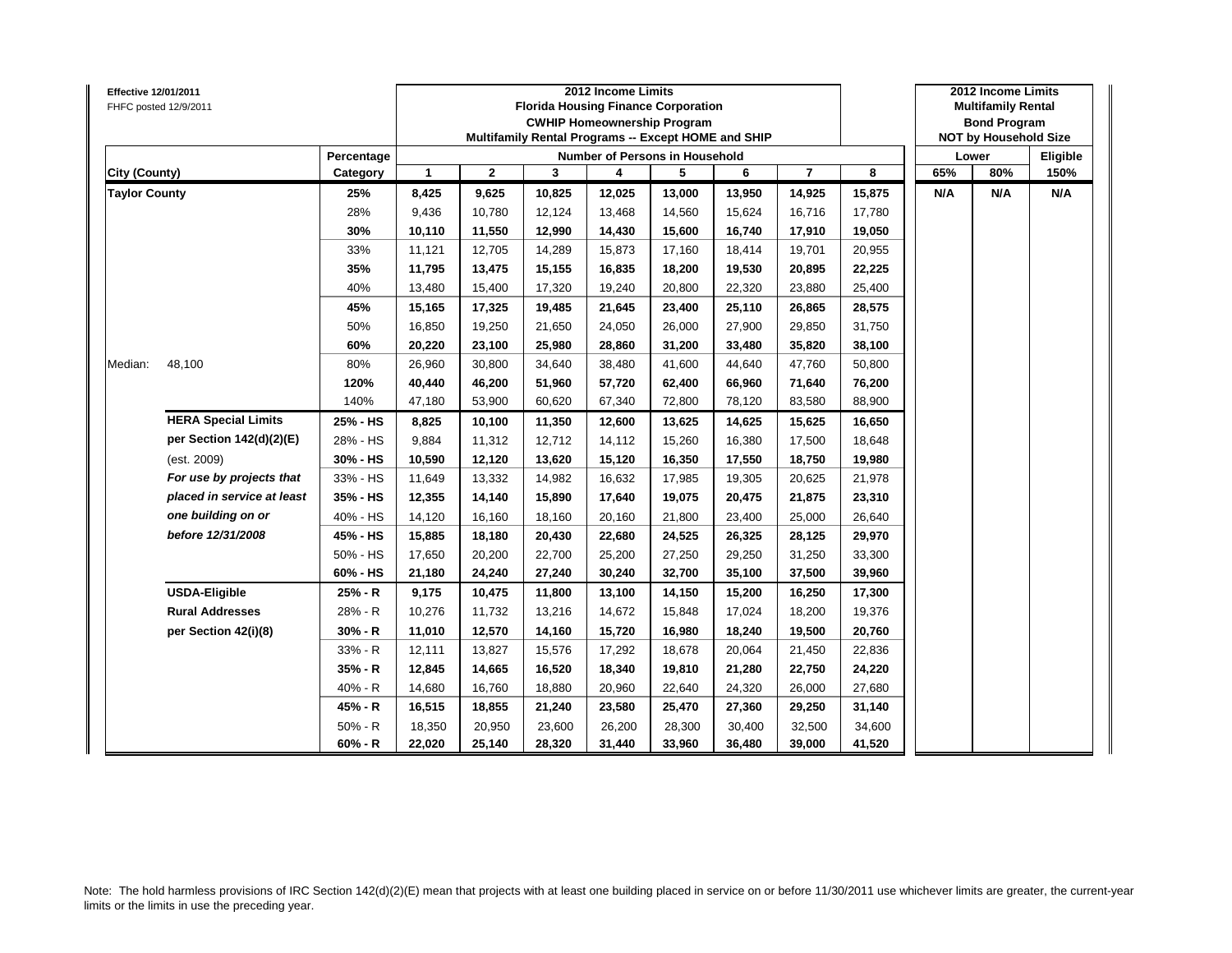**Effective 12/01/2011**
FHFC posted 12/9/2011

| City (County) | | Percentage Category | 2012 Income Limits Florida Housing Finance Corporation CWHIP Homeownership Program Multifamily Rental Programs -- Except HOME and SHIP Number of Persons in Household 1 | 2 | 3 | 4 | 5 | 6 | 7 | 8 | 2012 Income Limits Multifamily Rental Bond Program NOT by Household Size Lower 65% | 80% | Eligible 150% |
|---|---|---|---|---|---|---|---|---|---|---|---|---|---|
| **Taylor County** | | **25%** | **8,425** | **9,625** | **10,825** | **12,025** | **13,000** | **13,950** | **14,925** | **15,875** | **N/A** | **N/A** | **N/A** |
| | | 28% | 9,436 | 10,780 | 12,124 | 13,468 | 14,560 | 15,624 | 16,716 | 17,780 | | | |
| | | **30%** | **10,110** | **11,550** | **12,990** | **14,430** | **15,600** | **16,740** | **17,910** | **19,050** | | | |
| | | 33% | 11,121 | 12,705 | 14,289 | 15,873 | 17,160 | 18,414 | 19,701 | 20,955 | | | |
| | | **35%** | **11,795** | **13,475** | **15,155** | **16,835** | **18,200** | **19,530** | **20,895** | **22,225** | | | |
| | | 40% | 13,480 | 15,400 | 17,320 | 19,240 | 20,800 | 22,320 | 23,880 | 25,400 | | | |
| | | **45%** | **15,165** | **17,325** | **19,485** | **21,645** | **23,400** | **25,110** | **26,865** | **28,575** | | | |
| | | 50% | 16,850 | 19,250 | 21,650 | 24,050 | 26,000 | 27,900 | 29,850 | 31,750 | | | |
| | | **60%** | **20,220** | **23,100** | **25,980** | **28,860** | **31,200** | **33,480** | **35,820** | **38,100** | | | |
| Median: | 48,100 | 80% | 26,960 | 30,800 | 34,640 | 38,480 | 41,600 | 44,640 | 47,760 | 50,800 | | | |
| | | **120%** | **40,440** | **46,200** | **51,960** | **57,720** | **62,400** | **66,960** | **71,640** | **76,200** | | | |
| | | 140% | 47,180 | 53,900 | 60,620 | 67,340 | 72,800 | 78,120 | 83,580 | 88,900 | | | |
| | **HERA Special Limits** | **25% - HS** | **8,825** | **10,100** | **11,350** | **12,600** | **13,625** | **14,625** | **15,625** | **16,650** | | | |
| | **per Section 142(d)(2)(E)** | 28% - HS | 9,884 | 11,312 | 12,712 | 14,112 | 15,260 | 16,380 | 17,500 | 18,648 | | | |
| | (est. 2009) | **30% - HS** | **10,590** | **12,120** | **13,620** | **15,120** | **16,350** | **17,550** | **18,750** | **19,980** | | | |
| | ***For use by projects that*** | 33% - HS | 11,649 | 13,332 | 14,982 | 16,632 | 17,985 | 19,305 | 20,625 | 21,978 | | | |
| | ***placed in service at least*** | **35% - HS** | **12,355** | **14,140** | **15,890** | **17,640** | **19,075** | **20,475** | **21,875** | **23,310** | | | |
| | ***one building on or*** | 40% - HS | 14,120 | 16,160 | 18,160 | 20,160 | 21,800 | 23,400 | 25,000 | 26,640 | | | |
| | ***before 12/31/2008*** | **45% - HS** | **15,885** | **18,180** | **20,430** | **22,680** | **24,525** | **26,325** | **28,125** | **29,970** | | | |
| | | 50% - HS | 17,650 | 20,200 | 22,700 | 25,200 | 27,250 | 29,250 | 31,250 | 33,300 | | | |
| | | **60% - HS** | **21,180** | **24,240** | **27,240** | **30,240** | **32,700** | **35,100** | **37,500** | **39,960** | | | |
| | **USDA-Eligible** | **25% - R** | **9,175** | **10,475** | **11,800** | **13,100** | **14,150** | **15,200** | **16,250** | **17,300** | | | |
| | **Rural Addresses** | 28% - R | 10,276 | 11,732 | 13,216 | 14,672 | 15,848 | 17,024 | 18,200 | 19,376 | | | |
| | **per Section 42(i)(8)** | **30% - R** | **11,010** | **12,570** | **14,160** | **15,720** | **16,980** | **18,240** | **19,500** | **20,760** | | | |
| | | 33% - R | 12,111 | 13,827 | 15,576 | 17,292 | 18,678 | 20,064 | 21,450 | 22,836 | | | |
| | | **35% - R** | **12,845** | **14,665** | **16,520** | **18,340** | **19,810** | **21,280** | **22,750** | **24,220** | | | |
| | | 40% - R | 14,680 | 16,760 | 18,880 | 20,960 | 22,640 | 24,320 | 26,000 | 27,680 | | | |
| | | **45% - R** | **16,515** | **18,855** | **21,240** | **23,580** | **25,470** | **27,360** | **29,250** | **31,140** | | | |
| | | 50% - R | 18,350 | 20,950 | 23,600 | 26,200 | 28,300 | 30,400 | 32,500 | 34,600 | | | |
| | | **60% - R** | **22,020** | **25,140** | **28,320** | **31,440** | **33,960** | **36,480** | **39,000** | **41,520** | | | |

Note: The hold harmless provisions of IRC Section 142(d)(2)(E) mean that projects with at least one building placed in service on or before 11/30/2011 use whichever limits are greater, the current-year limits or the limits in use the preceding year.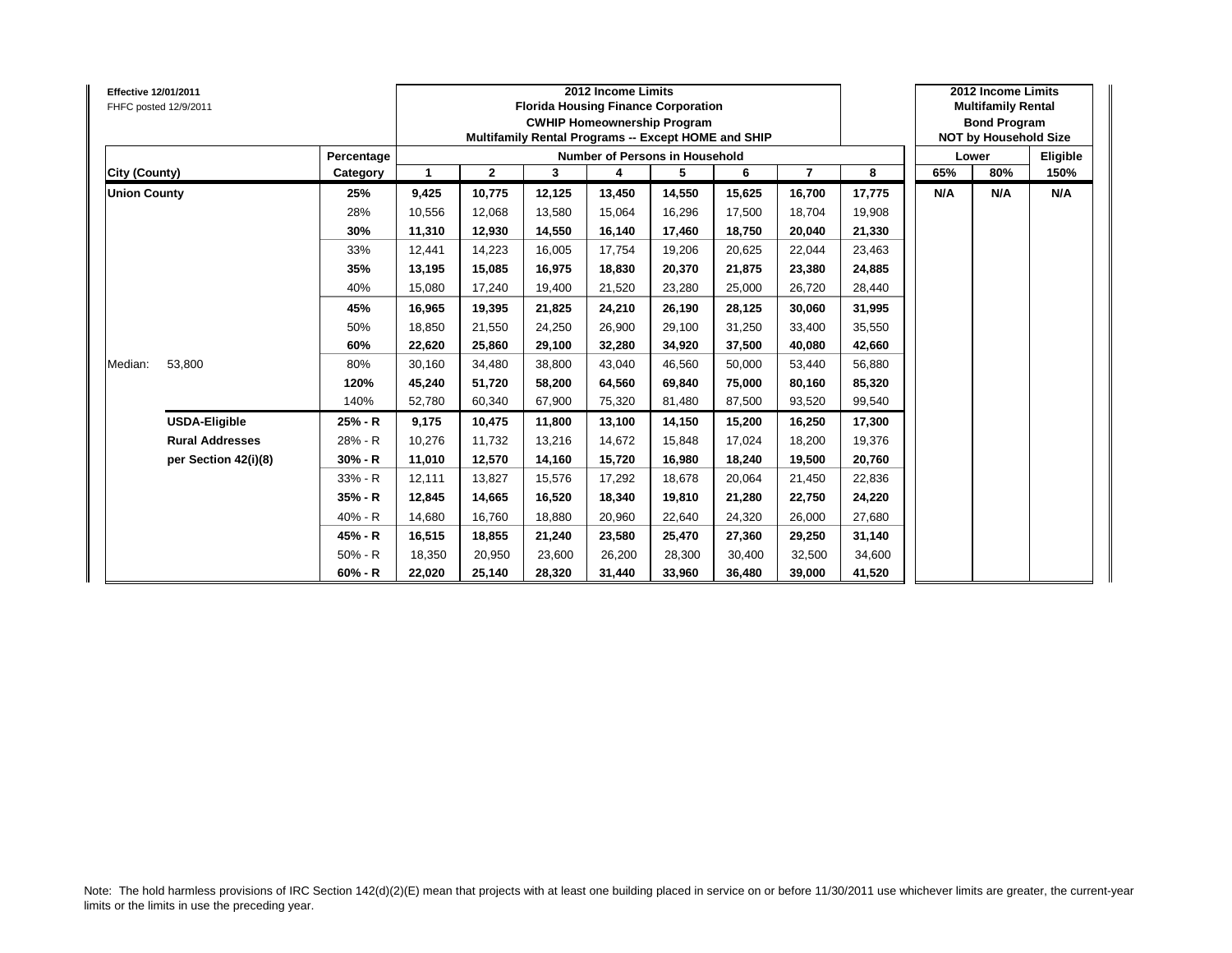**Effective 12/01/2011**
FHFC posted 12/9/2011

| City (County) | | Percentage Category | 2012 Income Limits Florida Housing Finance Corporation CWHIP Homeownership Program Multifamily Rental Programs -- Except HOME and SHIP — Number of Persons in Household: 1 | 2 | 3 | 4 | 5 | 6 | 7 | 8 | 2012 Income Limits Multifamily Rental Bond Program NOT by Household Size — Lower 65% | Lower 80% | Eligible 150% |
|---|---|---|---|---|---|---|---|---|---|---|---|---|---|
| **Union County** | | **25%** | **9,425** | **10,775** | **12,125** | **13,450** | **14,550** | **15,625** | **16,700** | **17,775** | **N/A** | **N/A** | **N/A** |
| | | 28% | 10,556 | 12,068 | 13,580 | 15,064 | 16,296 | 17,500 | 18,704 | 19,908 | | | |
| | | **30%** | **11,310** | **12,930** | **14,550** | **16,140** | **17,460** | **18,750** | **20,040** | **21,330** | | | |
| | | 33% | 12,441 | 14,223 | 16,005 | 17,754 | 19,206 | 20,625 | 22,044 | 23,463 | | | |
| | | **35%** | **13,195** | **15,085** | **16,975** | **18,830** | **20,370** | **21,875** | **23,380** | **24,885** | | | |
| | | 40% | 15,080 | 17,240 | 19,400 | 21,520 | 23,280 | 25,000 | 26,720 | 28,440 | | | |
| | | **45%** | **16,965** | **19,395** | **21,825** | **24,210** | **26,190** | **28,125** | **30,060** | **31,995** | | | |
| | | 50% | 18,850 | 21,550 | 24,250 | 26,900 | 29,100 | 31,250 | 33,400 | 35,550 | | | |
| | | **60%** | **22,620** | **25,860** | **29,100** | **32,280** | **34,920** | **37,500** | **40,080** | **42,660** | | | |
| Median: | 53,800 | 80% | 30,160 | 34,480 | 38,800 | 43,040 | 46,560 | 50,000 | 53,440 | 56,880 | | | |
| | | **120%** | **45,240** | **51,720** | **58,200** | **64,560** | **69,840** | **75,000** | **80,160** | **85,320** | | | |
| | | 140% | 52,780 | 60,340 | 67,900 | 75,320 | 81,480 | 87,500 | 93,520 | 99,540 | | | |
| | **USDA-Eligible** | **25% - R** | **9,175** | **10,475** | **11,800** | **13,100** | **14,150** | **15,200** | **16,250** | **17,300** | | | |
| | **Rural Addresses** | 28% - R | 10,276 | 11,732 | 13,216 | 14,672 | 15,848 | 17,024 | 18,200 | 19,376 | | | |
| | **per Section 42(i)(8)** | **30% - R** | **11,010** | **12,570** | **14,160** | **15,720** | **16,980** | **18,240** | **19,500** | **20,760** | | | |
| | | 33% - R | 12,111 | 13,827 | 15,576 | 17,292 | 18,678 | 20,064 | 21,450 | 22,836 | | | |
| | | **35% - R** | **12,845** | **14,665** | **16,520** | **18,340** | **19,810** | **21,280** | **22,750** | **24,220** | | | |
| | | 40% - R | 14,680 | 16,760 | 18,880 | 20,960 | 22,640 | 24,320 | 26,000 | 27,680 | | | |
| | | **45% - R** | **16,515** | **18,855** | **21,240** | **23,580** | **25,470** | **27,360** | **29,250** | **31,140** | | | |
| | | 50% - R | 18,350 | 20,950 | 23,600 | 26,200 | 28,300 | 30,400 | 32,500 | 34,600 | | | |
| | | **60% - R** | **22,020** | **25,140** | **28,320** | **31,440** | **33,960** | **36,480** | **39,000** | **41,520** | | | |

Note: The hold harmless provisions of IRC Section 142(d)(2)(E) mean that projects with at least one building placed in service on or before 11/30/2011 use whichever limits are greater, the current-year limits or the limits in use the preceding year.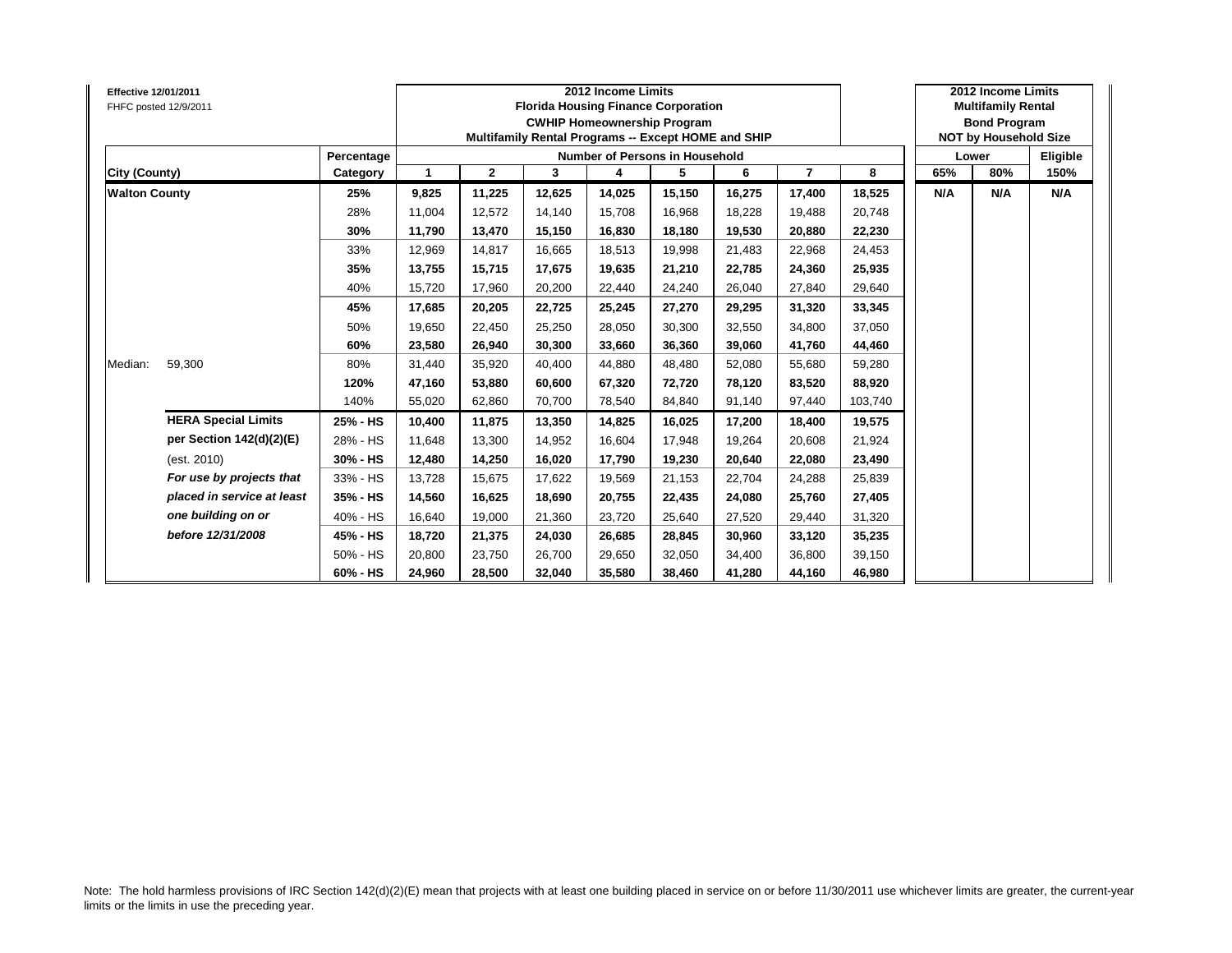**Effective 12/01/2011**
FHFC posted 12/9/2011

| City (County) | | Percentage Category | 2012 Income Limits Florida Housing Finance Corporation CWHIP Homeownership Program Multifamily Rental Programs -- Except HOME and SHIP — Number of Persons in Household: 1 | 2 | 3 | 4 | 5 | 6 | 7 | 8 | 2012 Income Limits Multifamily Rental Bond Program NOT by Household Size — Lower: 65% | Lower: 80% | Eligible: 150% |
|---|---|---|---|---|---|---|---|---|---|---|---|---|---|
| **Walton County** | | **25%** | **9,825** | **11,225** | **12,625** | **14,025** | **15,150** | **16,275** | **17,400** | **18,525** | **N/A** | **N/A** | **N/A** |
| | | 28% | 11,004 | 12,572 | 14,140 | 15,708 | 16,968 | 18,228 | 19,488 | 20,748 | | | |
| | | **30%** | **11,790** | **13,470** | **15,150** | **16,830** | **18,180** | **19,530** | **20,880** | **22,230** | | | |
| | | 33% | 12,969 | 14,817 | 16,665 | 18,513 | 19,998 | 21,483 | 22,968 | 24,453 | | | |
| | | **35%** | **13,755** | **15,715** | **17,675** | **19,635** | **21,210** | **22,785** | **24,360** | **25,935** | | | |
| | | 40% | 15,720 | 17,960 | 20,200 | 22,440 | 24,240 | 26,040 | 27,840 | 29,640 | | | |
| | | **45%** | **17,685** | **20,205** | **22,725** | **25,245** | **27,270** | **29,295** | **31,320** | **33,345** | | | |
| | | 50% | 19,650 | 22,450 | 25,250 | 28,050 | 30,300 | 32,550 | 34,800 | 37,050 | | | |
| | | **60%** | **23,580** | **26,940** | **30,300** | **33,660** | **36,360** | **39,060** | **41,760** | **44,460** | | | |
| Median: | 59,300 | 80% | 31,440 | 35,920 | 40,400 | 44,880 | 48,480 | 52,080 | 55,680 | 59,280 | | | |
| | | **120%** | **47,160** | **53,880** | **60,600** | **67,320** | **72,720** | **78,120** | **83,520** | **88,920** | | | |
| | | 140% | 55,020 | 62,860 | 70,700 | 78,540 | 84,840 | 91,140 | 97,440 | 103,740 | | | |
| | **HERA Special Limits** | **25% - HS** | **10,400** | **11,875** | **13,350** | **14,825** | **16,025** | **17,200** | **18,400** | **19,575** | | | |
| | **per Section 142(d)(2)(E)** | 28% - HS | 11,648 | 13,300 | 14,952 | 16,604 | 17,948 | 19,264 | 20,608 | 21,924 | | | |
| | (est. 2010) | **30% - HS** | **12,480** | **14,250** | **16,020** | **17,790** | **19,230** | **20,640** | **22,080** | **23,490** | | | |
| | ***For use by projects that*** | 33% - HS | 13,728 | 15,675 | 17,622 | 19,569 | 21,153 | 22,704 | 24,288 | 25,839 | | | |
| | ***placed in service at least*** | **35% - HS** | **14,560** | **16,625** | **18,690** | **20,755** | **22,435** | **24,080** | **25,760** | **27,405** | | | |
| | ***one building on or*** | 40% - HS | 16,640 | 19,000 | 21,360 | 23,720 | 25,640 | 27,520 | 29,440 | 31,320 | | | |
| | ***before 12/31/2008*** | **45% - HS** | **18,720** | **21,375** | **24,030** | **26,685** | **28,845** | **30,960** | **33,120** | **35,235** | | | |
| | | 50% - HS | 20,800 | 23,750 | 26,700 | 29,650 | 32,050 | 34,400 | 36,800 | 39,150 | | | |
| | | **60% - HS** | **24,960** | **28,500** | **32,040** | **35,580** | **38,460** | **41,280** | **44,160** | **46,980** | | | |

Note: The hold harmless provisions of IRC Section 142(d)(2)(E) mean that projects with at least one building placed in service on or before 11/30/2011 use whichever limits are greater, the current-year limits or the limits in use the preceding year.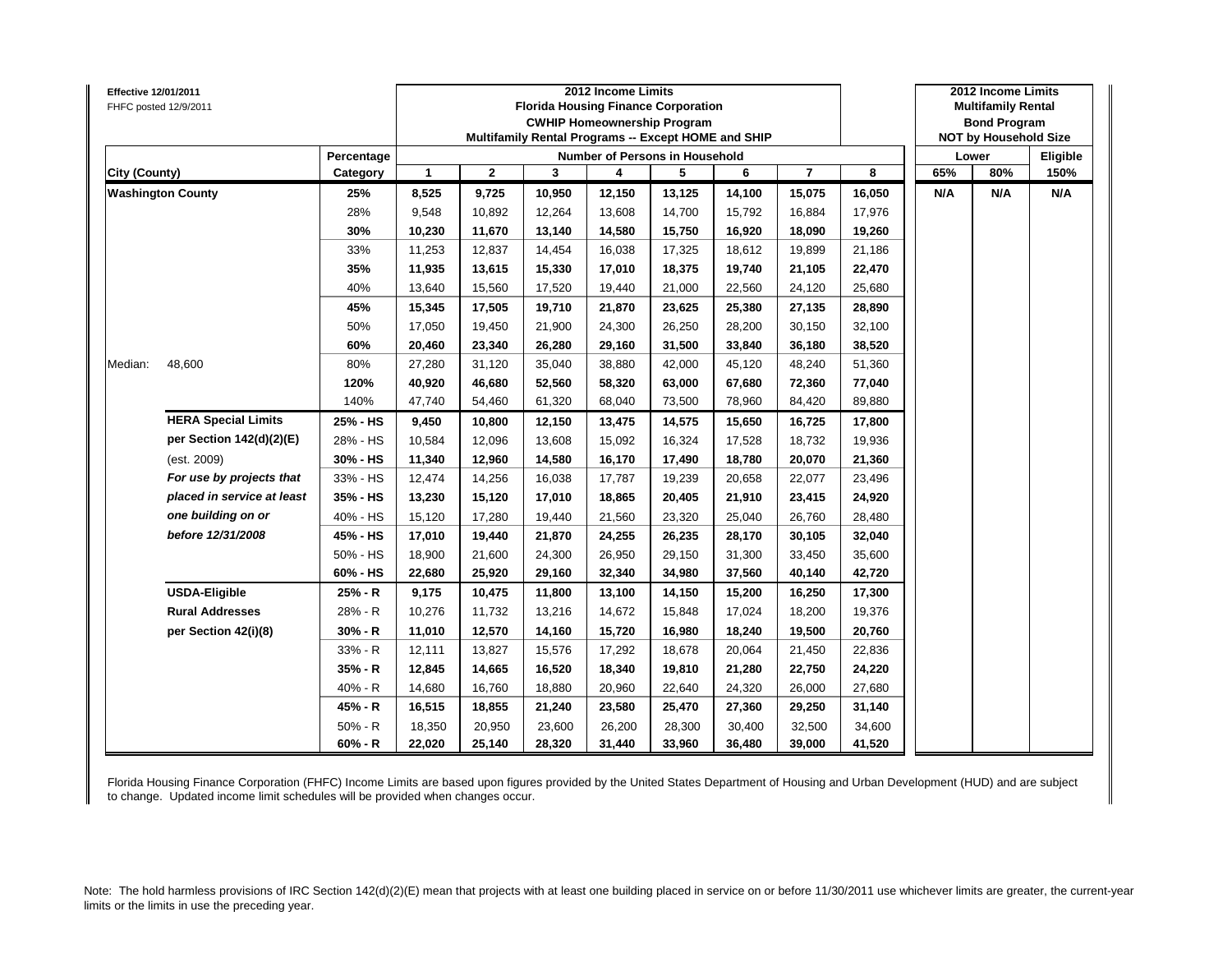**Effective 12/01/2011**
FHFC posted 12/9/2011

| | | | 2012 Income Limits<br>Florida Housing Finance Corporation<br>CWHIP Homeownership Program<br>Multifamily Rental Programs -- Except HOME and SHIP | | | | | | | | 2012 Income Limits<br>Multifamily Rental<br>Bond Program<br>NOT by Household Size | | |
|---|---|---|---|---|---|---|---|---|---|---|---|---|---|
| | | Percentage | Number of Persons in Household | | | | | | | | Lower | | Eligible |
| City (County) | | Category | 1 | 2 | 3 | 4 | 5 | 6 | 7 | 8 | 65% | 80% | 150% |
| **Washington County** | | **25%** | **8,525** | **9,725** | **10,950** | **12,150** | **13,125** | **14,100** | **15,075** | **16,050** | **N/A** | **N/A** | **N/A** |
| | | 28% | 9,548 | 10,892 | 12,264 | 13,608 | 14,700 | 15,792 | 16,884 | 17,976 | | | |
| | | **30%** | **10,230** | **11,670** | **13,140** | **14,580** | **15,750** | **16,920** | **18,090** | **19,260** | | | |
| | | 33% | 11,253 | 12,837 | 14,454 | 16,038 | 17,325 | 18,612 | 19,899 | 21,186 | | | |
| | | **35%** | **11,935** | **13,615** | **15,330** | **17,010** | **18,375** | **19,740** | **21,105** | **22,470** | | | |
| | | 40% | 13,640 | 15,560 | 17,520 | 19,440 | 21,000 | 22,560 | 24,120 | 25,680 | | | |
| | | **45%** | **15,345** | **17,505** | **19,710** | **21,870** | **23,625** | **25,380** | **27,135** | **28,890** | | | |
| | | 50% | 17,050 | 19,450 | 21,900 | 24,300 | 26,250 | 28,200 | 30,150 | 32,100 | | | |
| | | **60%** | **20,460** | **23,340** | **26,280** | **29,160** | **31,500** | **33,840** | **36,180** | **38,520** | | | |
| Median: | 48,600 | 80% | 27,280 | 31,120 | 35,040 | 38,880 | 42,000 | 45,120 | 48,240 | 51,360 | | | |
| | | **120%** | **40,920** | **46,680** | **52,560** | **58,320** | **63,000** | **67,680** | **72,360** | **77,040** | | | |
| | | 140% | 47,740 | 54,460 | 61,320 | 68,040 | 73,500 | 78,960 | 84,420 | 89,880 | | | |
| | **HERA Special Limits** | **25% - HS** | **9,450** | **10,800** | **12,150** | **13,475** | **14,575** | **15,650** | **16,725** | **17,800** | | | |
| | **per Section 142(d)(2)(E)** | 28% - HS | 10,584 | 12,096 | 13,608 | 15,092 | 16,324 | 17,528 | 18,732 | 19,936 | | | |
| | (est. 2009) | **30% - HS** | **11,340** | **12,960** | **14,580** | **16,170** | **17,490** | **18,780** | **20,070** | **21,360** | | | |
| | ***For use by projects that*** | 33% - HS | 12,474 | 14,256 | 16,038 | 17,787 | 19,239 | 20,658 | 22,077 | 23,496 | | | |
| | ***placed in service at least*** | **35% - HS** | **13,230** | **15,120** | **17,010** | **18,865** | **20,405** | **21,910** | **23,415** | **24,920** | | | |
| | ***one building on or*** | 40% - HS | 15,120 | 17,280 | 19,440 | 21,560 | 23,320 | 25,040 | 26,760 | 28,480 | | | |
| | ***before 12/31/2008*** | **45% - HS** | **17,010** | **19,440** | **21,870** | **24,255** | **26,235** | **28,170** | **30,105** | **32,040** | | | |
| | | 50% - HS | 18,900 | 21,600 | 24,300 | 26,950 | 29,150 | 31,300 | 33,450 | 35,600 | | | |
| | | **60% - HS** | **22,680** | **25,920** | **29,160** | **32,340** | **34,980** | **37,560** | **40,140** | **42,720** | | | |
| | **USDA-Eligible** | **25% - R** | **9,175** | **10,475** | **11,800** | **13,100** | **14,150** | **15,200** | **16,250** | **17,300** | | | |
| | **Rural Addresses** | 28% - R | 10,276 | 11,732 | 13,216 | 14,672 | 15,848 | 17,024 | 18,200 | 19,376 | | | |
| | **per Section 42(i)(8)** | **30% - R** | **11,010** | **12,570** | **14,160** | **15,720** | **16,980** | **18,240** | **19,500** | **20,760** | | | |
| | | 33% - R | 12,111 | 13,827 | 15,576 | 17,292 | 18,678 | 20,064 | 21,450 | 22,836 | | | |
| | | **35% - R** | **12,845** | **14,665** | **16,520** | **18,340** | **19,810** | **21,280** | **22,750** | **24,220** | | | |
| | | 40% - R | 14,680 | 16,760 | 18,880 | 20,960 | 22,640 | 24,320 | 26,000 | 27,680 | | | |
| | | **45% - R** | **16,515** | **18,855** | **21,240** | **23,580** | **25,470** | **27,360** | **29,250** | **31,140** | | | |
| | | 50% - R | 18,350 | 20,950 | 23,600 | 26,200 | 28,300 | 30,400 | 32,500 | 34,600 | | | |
| | | **60% - R** | **22,020** | **25,140** | **28,320** | **31,440** | **33,960** | **36,480** | **39,000** | **41,520** | | | |

Florida Housing Finance Corporation (FHFC) Income Limits are based upon figures provided by the United States Department of Housing and Urban Development (HUD) and are subject to change. Updated income limit schedules will be provided when changes occur.

Note: The hold harmless provisions of IRC Section 142(d)(2)(E) mean that projects with at least one building placed in service on or before 11/30/2011 use whichever limits are greater, the current-year limits or the limits in use the preceding year.